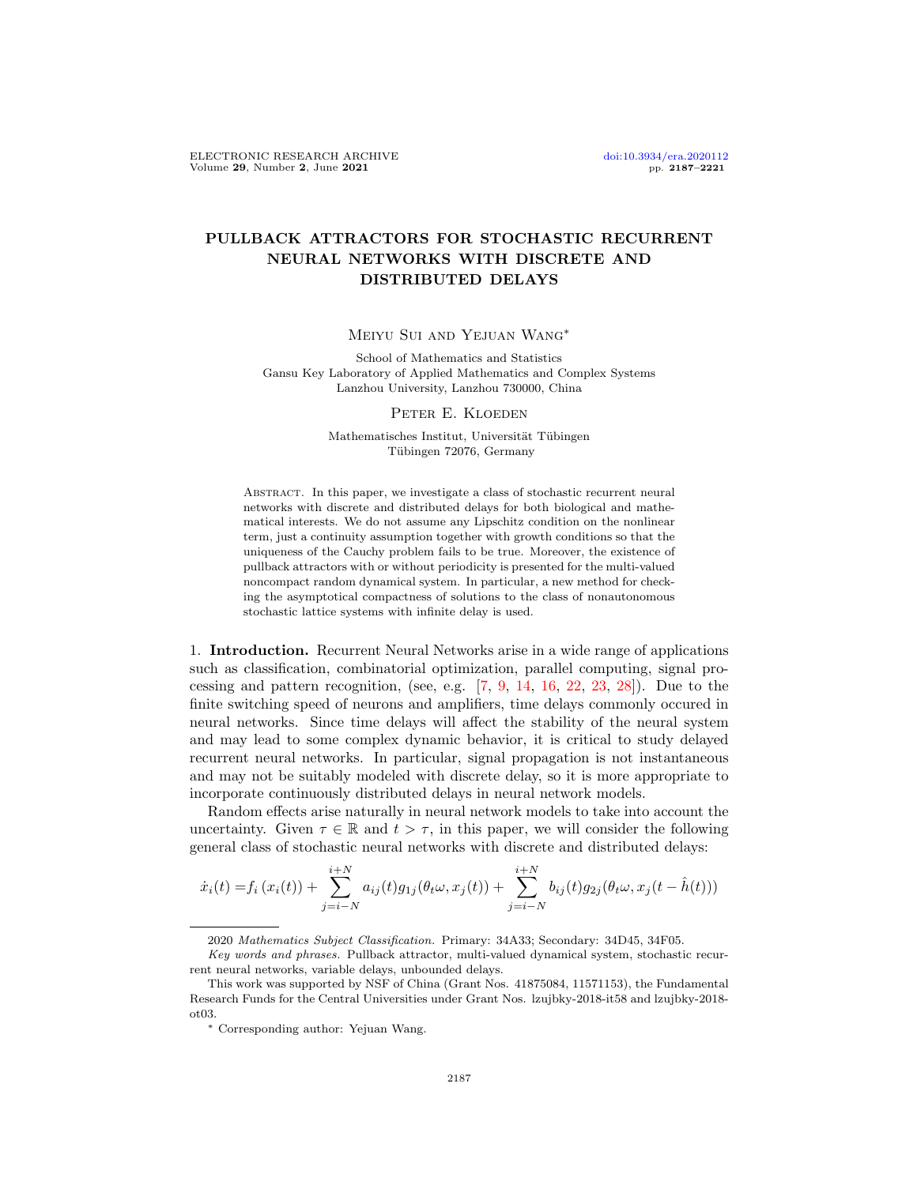# PULLBACK ATTRACTORS FOR STOCHASTIC RECURRENT NEURAL NETWORKS WITH DISCRETE AND DISTRIBUTED DELAYS

Meiyu Sui and Yejuan Wang*

School of Mathematics and Statistics
Gansu Key Laboratory of Applied Mathematics and Complex Systems
Lanzhou University, Lanzhou 730000, China

Peter E. Kloeden

Mathematisches Institut, Universität Tübingen
Tübingen 72076, Germany

Abstract. In this paper, we investigate a class of stochastic recurrent neural networks with discrete and distributed delays for both biological and mathematical interests. We do not assume any Lipschitz condition on the nonlinear term, just a continuity assumption together with growth conditions so that the uniqueness of the Cauchy problem fails to be true. Moreover, the existence of pullback attractors with or without periodicity is presented for the multi-valued noncompact random dynamical system. In particular, a new method for checking the asymptotical compactness of solutions to the class of nonautonomous stochastic lattice systems with infinite delay is used.

1. **Introduction.** Recurrent Neural Networks arise in a wide range of applications such as classification, combinatorial optimization, parallel computing, signal processing and pattern recognition, (see, e.g. [7, 9, 14, 16, 22, 23, 28]). Due to the finite switching speed of neurons and amplifiers, time delays commonly occured in neural networks. Since time delays will affect the stability of the neural system and may lead to some complex dynamic behavior, it is critical to study delayed recurrent neural networks. In particular, signal propagation is not instantaneous and may not be suitably modeled with discrete delay, so it is more appropriate to incorporate continuously distributed delays in neural network models.

Random effects arise naturally in neural network models to take into account the uncertainty. Given $\tau \in \mathbb{R}$ and $t > \tau$, in this paper, we will consider the following general class of stochastic neural networks with discrete and distributed delays:

$$\dot{x}_i(t) = f_i\left(x_i(t)\right) + \sum_{j=i-N}^{i+N} a_{ij}(t) g_{1j}(\theta_t\omega, x_j(t)) + \sum_{j=i-N}^{i+N} b_{ij}(t) g_{2j}(\theta_t\omega, x_j(t-\hat{h}(t)))$$

---

2020 *Mathematics Subject Classification.* Primary: 34A33; Secondary: 34D45, 34F05.

*Key words and phrases.* Pullback attractor, multi-valued dynamical system, stochastic recurrent neural networks, variable delays, unbounded delays.

This work was supported by NSF of China (Grant Nos. 41875084, 11571153), the Fundamental Research Funds for the Central Universities under Grant Nos. lzujbky-2018-it58 and lzujbky-2018-ot03.

* Corresponding author: Yejuan Wang.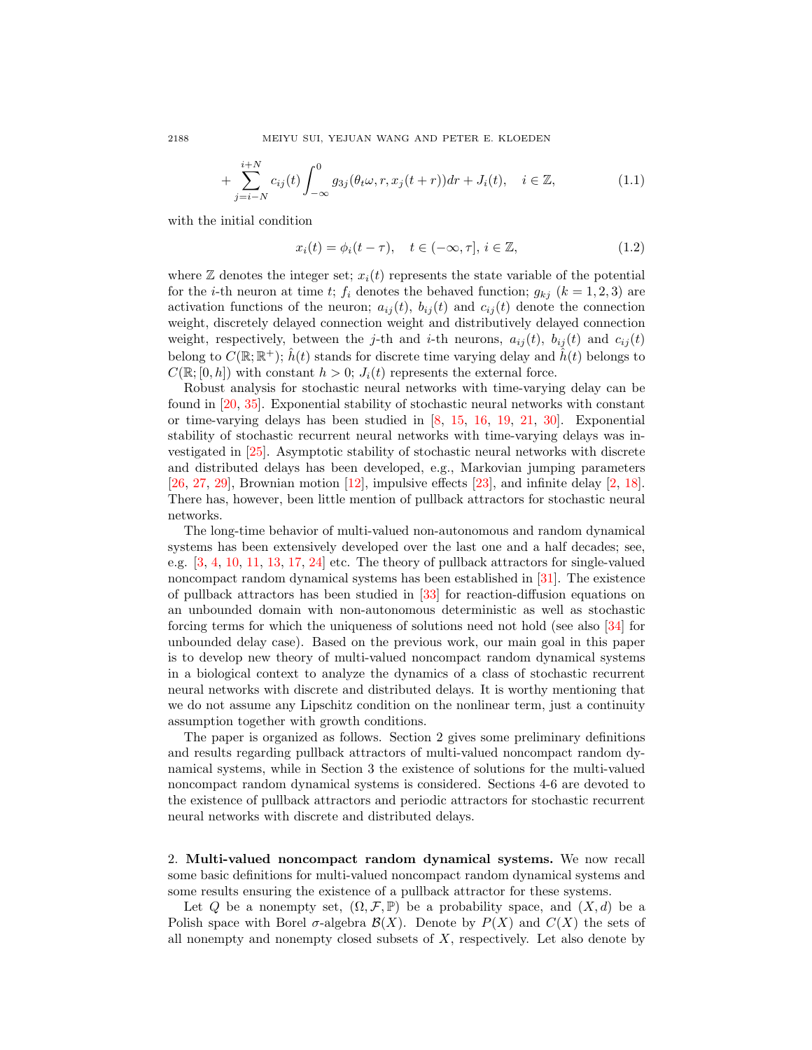$$+\sum_{j=i-N}^{i+N} c_{ij}(t)\int_{-\infty}^{0} g_{3j}(\theta_t\omega, r, x_j(t+r))dr + J_i(t), \quad i \in \mathbb{Z}, \tag{1.1}$$

with the initial condition

$$x_i(t) = \phi_i(t-\tau), \quad t \in (-\infty, \tau],\ i \in \mathbb{Z}, \tag{1.2}$$

where $\mathbb{Z}$ denotes the integer set; $x_i(t)$ represents the state variable of the potential for the $i$-th neuron at time $t$; $f_i$ denotes the behaved function; $g_{kj}$ $(k = 1, 2, 3)$ are activation functions of the neuron; $a_{ij}(t)$, $b_{ij}(t)$ and $c_{ij}(t)$ denote the connection weight, discretely delayed connection weight and distributively delayed connection weight, respectively, between the $j$-th and $i$-th neurons, $a_{ij}(t)$, $b_{ij}(t)$ and $c_{ij}(t)$ belong to $C(\mathbb{R}; \mathbb{R}^+)$; $\hat{h}(t)$ stands for discrete time varying delay and $\hat{h}(t)$ belongs to $C(\mathbb{R}; [0, h])$ with constant $h > 0$; $J_i(t)$ represents the external force.

Robust analysis for stochastic neural networks with time-varying delay can be found in [20, 35]. Exponential stability of stochastic neural networks with constant or time-varying delays has been studied in [8, 15, 16, 19, 21, 30]. Exponential stability of stochastic recurrent neural networks with time-varying delays was investigated in [25]. Asymptotic stability of stochastic neural networks with discrete and distributed delays has been developed, e.g., Markovian jumping parameters [26, 27, 29], Brownian motion [12], impulsive effects [23], and infinite delay [2, 18]. There has, however, been little mention of pullback attractors for stochastic neural networks.

The long-time behavior of multi-valued non-autonomous and random dynamical systems has been extensively developed over the last one and a half decades; see, e.g. [3, 4, 10, 11, 13, 17, 24] etc. The theory of pullback attractors for single-valued noncompact random dynamical systems has been established in [31]. The existence of pullback attractors has been studied in [33] for reaction-diffusion equations on an unbounded domain with non-autonomous deterministic as well as stochastic forcing terms for which the uniqueness of solutions need not hold (see also [34] for unbounded delay case). Based on the previous work, our main goal in this paper is to develop new theory of multi-valued noncompact random dynamical systems in a biological context to analyze the dynamics of a class of stochastic recurrent neural networks with discrete and distributed delays. It is worthy mentioning that we do not assume any Lipschitz condition on the nonlinear term, just a continuity assumption together with growth conditions.

The paper is organized as follows. Section 2 gives some preliminary definitions and results regarding pullback attractors of multi-valued noncompact random dynamical systems, while in Section 3 the existence of solutions for the multi-valued noncompact random dynamical systems is considered. Sections 4-6 are devoted to the existence of pullback attractors and periodic attractors for stochastic recurrent neural networks with discrete and distributed delays.

## 2. **Multi-valued noncompact random dynamical systems.**

We now recall some basic definitions for multi-valued noncompact random dynamical systems and some results ensuring the existence of a pullback attractor for these systems.

Let $Q$ be a nonempty set, $(\Omega, \mathcal{F}, \mathbb{P})$ be a probability space, and $(X, d)$ be a Polish space with Borel $\sigma$-algebra $\mathcal{B}(X)$. Denote by $P(X)$ and $C(X)$ the sets of all nonempty and nonempty closed subsets of $X$, respectively. Let also denote by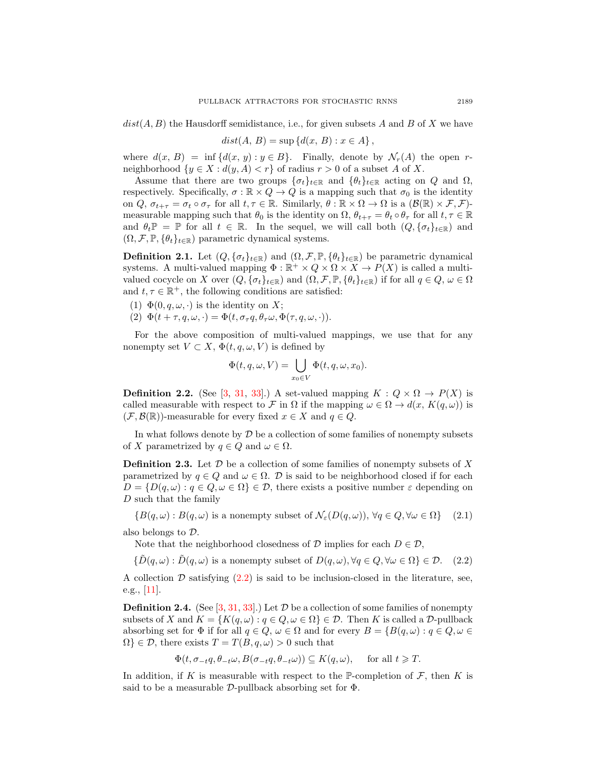$dist(A, B)$ the Hausdorff semidistance, i.e., for given subsets $A$ and $B$ of $X$ we have

$$dist(A,\, B) = \sup\left\{d(x,\, B) : x \in A\right\},$$

where $d(x, B) = \inf\{d(x, y) : y \in B\}$. Finally, denote by $\mathcal{N}_r(A)$ the open $r$-neighborhood $\{y \in X : d(y, A) < r\}$ of radius $r > 0$ of a subset $A$ of $X$.

Assume that there are two groups $\{\sigma_t\}_{t\in\mathbb{R}}$ and $\{\theta_t\}_{t\in\mathbb{R}}$ acting on $Q$ and $\Omega$, respectively. Specifically, $\sigma : \mathbb{R} \times Q \to Q$ is a mapping such that $\sigma_0$ is the identity on $Q$, $\sigma_{t+\tau} = \sigma_t \circ \sigma_\tau$ for all $t, \tau \in \mathbb{R}$. Similarly, $\theta : \mathbb{R} \times \Omega \to \Omega$ is a $(\mathcal{B}(\mathbb{R}) \times \mathcal{F}, \mathcal{F})$-measurable mapping such that $\theta_0$ is the identity on $\Omega$, $\theta_{t+\tau} = \theta_t \circ \theta_\tau$ for all $t, \tau \in \mathbb{R}$ and $\theta_t\mathbb{P} = \mathbb{P}$ for all $t \in \mathbb{R}$. In the sequel, we will call both $(Q, \{\sigma_t\}_{t\in\mathbb{R}})$ and $(\Omega, \mathcal{F}, \mathbb{P}, \{\theta_t\}_{t\in\mathbb{R}})$ parametric dynamical systems.

**Definition 2.1.** Let $(Q, \{\sigma_t\}_{t\in\mathbb{R}})$ and $(\Omega, \mathcal{F}, \mathbb{P}, \{\theta_t\}_{t\in\mathbb{R}})$ be parametric dynamical systems. A multi-valued mapping $\Phi : \mathbb{R}^+ \times Q \times \Omega \times X \to P(X)$ is called a multi-valued cocycle on $X$ over $(Q, \{\sigma_t\}_{t\in\mathbb{R}})$ and $(\Omega, \mathcal{F}, \mathbb{P}, \{\theta_t\}_{t\in\mathbb{R}})$ if for all $q \in Q$, $\omega \in \Omega$ and $t, \tau \in \mathbb{R}^+$, the following conditions are satisfied:

(1) $\Phi(0, q, \omega, \cdot)$ is the identity on $X$;
(2) $\Phi(t + \tau, q, \omega, \cdot) = \Phi(t, \sigma_\tau q, \theta_\tau\omega, \Phi(\tau, q, \omega, \cdot))$.

For the above composition of multi-valued mappings, we use that for any nonempty set $V \subset X$, $\Phi(t, q, \omega, V)$ is defined by

$$\Phi(t, q, \omega, V) = \bigcup_{x_0\in V} \Phi(t, q, \omega, x_0).$$

**Definition 2.2.** (See [3, 31, 33].) A set-valued mapping $K : Q \times \Omega \to P(X)$ is called measurable with respect to $\mathcal{F}$ in $\Omega$ if the mapping $\omega \in \Omega \to d(x, K(q, \omega))$ is $(\mathcal{F}, \mathcal{B}(\mathbb{R}))$-measurable for every fixed $x \in X$ and $q \in Q$.

In what follows denote by $\mathcal{D}$ be a collection of some families of nonempty subsets of $X$ parametrized by $q \in Q$ and $\omega \in \Omega$.

**Definition 2.3.** Let $\mathcal{D}$ be a collection of some families of nonempty subsets of $X$ parametrized by $q \in Q$ and $\omega \in \Omega$. $\mathcal{D}$ is said to be neighborhood closed if for each $D = \{D(q, \omega) : q \in Q, \omega \in \Omega\} \in \mathcal{D}$, there exists a positive number $\varepsilon$ depending on $D$ such that the family

$$\{B(q, \omega) : B(q, \omega) \text{ is a nonempty subset of } \mathcal{N}_\varepsilon(D(q, \omega)),\ \forall q \in Q, \forall \omega \in \Omega\} \tag{2.1}$$

also belongs to $\mathcal{D}$.

Note that the neighborhood closedness of $\mathcal{D}$ implies for each $D \in \mathcal{D}$,

$$\{\tilde{D}(q, \omega) : \tilde{D}(q, \omega) \text{ is a nonempty subset of } D(q, \omega), \forall q \in Q, \forall \omega \in \Omega\} \in \mathcal{D}. \tag{2.2}$$

A collection $\mathcal{D}$ satisfying (2.2) is said to be inclusion-closed in the literature, see, e.g., [11].

**Definition 2.4.** (See [3, 31, 33].) Let $\mathcal{D}$ be a collection of some families of nonempty subsets of $X$ and $K = \{K(q, \omega) : q \in Q, \omega \in \Omega\} \in \mathcal{D}$. Then $K$ is called a $\mathcal{D}$-pullback absorbing set for $\Phi$ if for all $q \in Q$, $\omega \in \Omega$ and for every $B = \{B(q, \omega) : q \in Q, \omega \in \Omega\} \in \mathcal{D}$, there exists $T = T(B, q, \omega) > 0$ such that

$$\Phi(t, \sigma_{-t}q, \theta_{-t}\omega, B(\sigma_{-t}q, \theta_{-t}\omega)) \subseteq K(q, \omega), \quad \text{for all } t \geqslant T.$$

In addition, if $K$ is measurable with respect to the $\mathbb{P}$-completion of $\mathcal{F}$, then $K$ is said to be a measurable $\mathcal{D}$-pullback absorbing set for $\Phi$.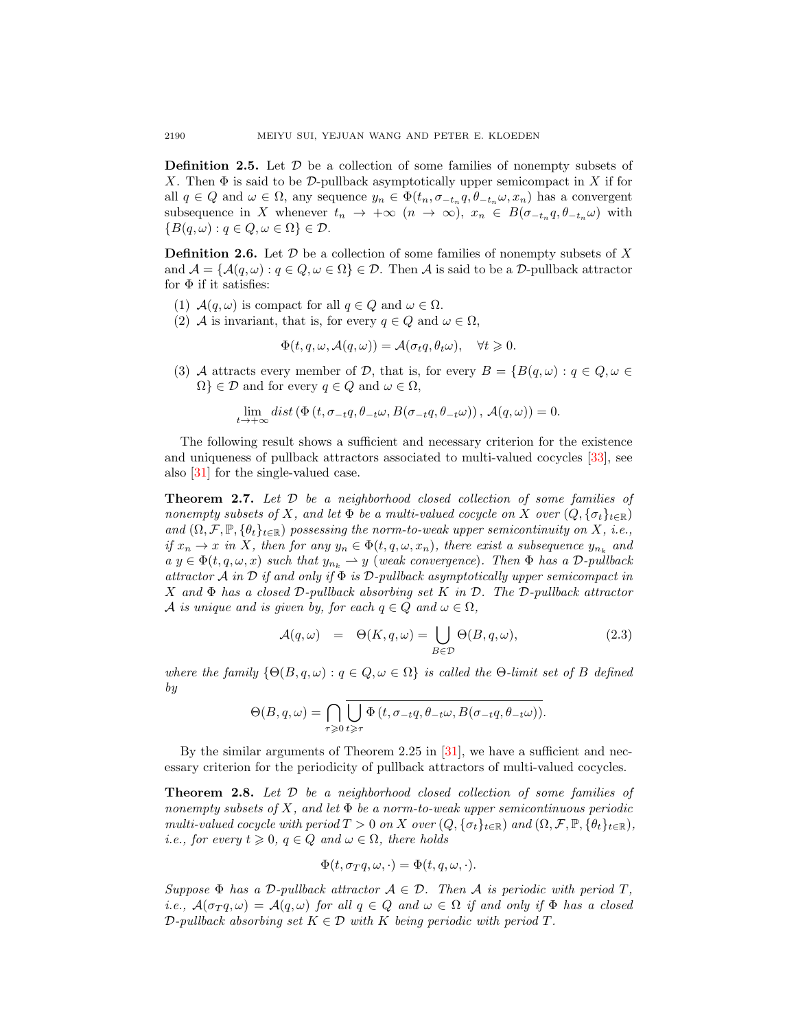**Definition 2.5.** Let $\mathcal{D}$ be a collection of some families of nonempty subsets of $X$. Then $\Phi$ is said to be $\mathcal{D}$-pullback asymptotically upper semicompact in $X$ if for all $q \in Q$ and $\omega \in \Omega$, any sequence $y_n \in \Phi(t_n, \sigma_{-t_n} q, \theta_{-t_n}\omega, x_n)$ has a convergent subsequence in $X$ whenever $t_n \to +\infty$ $(n \to \infty)$, $x_n \in B(\sigma_{-t_n} q, \theta_{-t_n}\omega)$ with $\{B(q,\omega) : q \in Q, \omega \in \Omega\} \in \mathcal{D}$.

**Definition 2.6.** Let $\mathcal{D}$ be a collection of some families of nonempty subsets of $X$ and $\mathcal{A} = \{\mathcal{A}(q,\omega) : q \in Q, \omega \in \Omega\} \in \mathcal{D}$. Then $\mathcal{A}$ is said to be a $\mathcal{D}$-pullback attractor for $\Phi$ if it satisfies:

1. $\mathcal{A}(q,\omega)$ is compact for all $q \in Q$ and $\omega \in \Omega$.
2. $\mathcal{A}$ is invariant, that is, for every $q \in Q$ and $\omega \in \Omega$,
$$\Phi(t, q, \omega, \mathcal{A}(q,\omega)) = \mathcal{A}(\sigma_t q, \theta_t \omega), \quad \forall t \geqslant 0.$$
3. $\mathcal{A}$ attracts every member of $\mathcal{D}$, that is, for every $B = \{B(q,\omega) : q \in Q, \omega \in \Omega\} \in \mathcal{D}$ and for every $q \in Q$ and $\omega \in \Omega$,
$$\lim_{t \to +\infty} dist\left(\Phi\left(t, \sigma_{-t} q, \theta_{-t}\omega, B(\sigma_{-t} q, \theta_{-t}\omega)\right), \mathcal{A}(q,\omega)\right) = 0.$$

The following result shows a sufficient and necessary criterion for the existence and uniqueness of pullback attractors associated to multi-valued cocycles [33], see also [31] for the single-valued case.

**Theorem 2.7.** *Let $\mathcal{D}$ be a neighborhood closed collection of some families of nonempty subsets of $X$, and let $\Phi$ be a multi-valued cocycle on $X$ over $(Q, \{\sigma_t\}_{t\in\mathbb{R}})$ and $(\Omega, \mathcal{F}, \mathbb{P}, \{\theta_t\}_{t\in\mathbb{R}})$ possessing the norm-to-weak upper semicontinuity on $X$, i.e., if $x_n \to x$ in $X$, then for any $y_n \in \Phi(t, q, \omega, x_n)$, there exist a subsequence $y_{n_k}$ and a $y \in \Phi(t, q, \omega, x)$ such that $y_{n_k} \rightharpoonup y$ (weak convergence). Then $\Phi$ has a $\mathcal{D}$-pullback attractor $\mathcal{A}$ in $\mathcal{D}$ if and only if $\Phi$ is $\mathcal{D}$-pullback asymptotically upper semicompact in $X$ and $\Phi$ has a closed $\mathcal{D}$-pullback absorbing set $K$ in $\mathcal{D}$. The $\mathcal{D}$-pullback attractor $\mathcal{A}$ is unique and is given by, for each $q \in Q$ and $\omega \in \Omega$,*
$$\mathcal{A}(q,\omega) \;\;=\;\; \Theta(K, q, \omega) = \bigcup_{B \in \mathcal{D}} \Theta(B, q, \omega), \tag{2.3}$$
*where the family $\{\Theta(B, q, \omega) : q \in Q, \omega \in \Omega\}$ is called the $\Theta$-limit set of $B$ defined by*
$$\Theta(B, q, \omega) = \bigcap_{\tau \geqslant 0} \overline{\bigcup_{t \geqslant \tau} \Phi\left(t, \sigma_{-t} q, \theta_{-t}\omega, B(\sigma_{-t} q, \theta_{-t}\omega)\right)}.$$

By the similar arguments of Theorem 2.25 in [31], we have a sufficient and necessary criterion for the periodicity of pullback attractors of multi-valued cocycles.

**Theorem 2.8.** *Let $\mathcal{D}$ be a neighborhood closed collection of some families of nonempty subsets of $X$, and let $\Phi$ be a norm-to-weak upper semicontinuous periodic multi-valued cocycle with period $T > 0$ on $X$ over $(Q, \{\sigma_t\}_{t\in\mathbb{R}})$ and $(\Omega, \mathcal{F}, \mathbb{P}, \{\theta_t\}_{t\in\mathbb{R}})$, i.e., for every $t \geqslant 0$, $q \in Q$ and $\omega \in \Omega$, there holds*
$$\Phi(t, \sigma_T q, \omega, \cdot) = \Phi(t, q, \omega, \cdot).$$
*Suppose $\Phi$ has a $\mathcal{D}$-pullback attractor $\mathcal{A} \in \mathcal{D}$. Then $\mathcal{A}$ is periodic with period $T$, i.e., $\mathcal{A}(\sigma_T q, \omega) = \mathcal{A}(q,\omega)$ for all $q \in Q$ and $\omega \in \Omega$ if and only if $\Phi$ has a closed $\mathcal{D}$-pullback absorbing set $K \in \mathcal{D}$ with $K$ being periodic with period $T$.*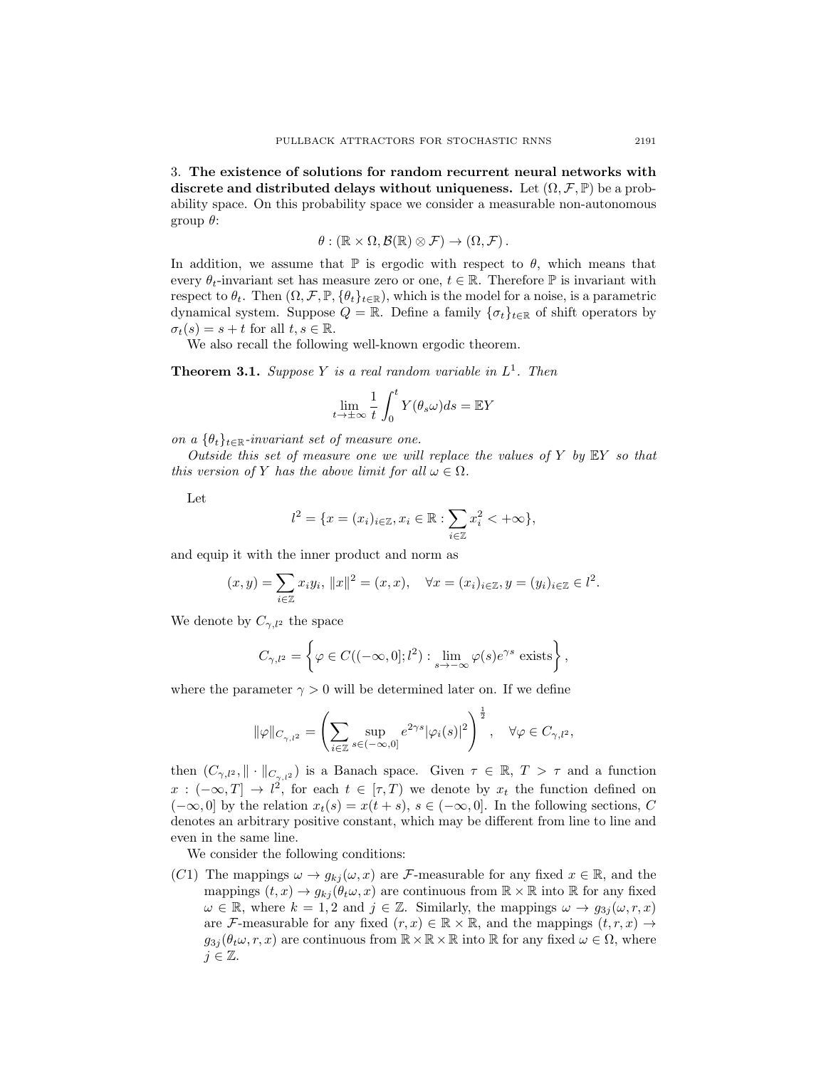## 3. The existence of solutions for random recurrent neural networks with discrete and distributed delays without uniqueness.

Let $(\Omega, \mathcal{F}, \mathbb{P})$ be a probability space. On this probability space we consider a measurable non-autonomous group $\theta$:

$$\theta : (\mathbb{R} \times \Omega, \mathcal{B}(\mathbb{R}) \otimes \mathcal{F}) \to (\Omega, \mathcal{F}).$$

In addition, we assume that $\mathbb{P}$ is ergodic with respect to $\theta$, which means that every $\theta_t$-invariant set has measure zero or one, $t \in \mathbb{R}$. Therefore $\mathbb{P}$ is invariant with respect to $\theta_t$. Then $(\Omega, \mathcal{F}, \mathbb{P}, \{\theta_t\}_{t\in\mathbb{R}})$, which is the model for a noise, is a parametric dynamical system. Suppose $Q = \mathbb{R}$. Define a family $\{\sigma_t\}_{t\in\mathbb{R}}$ of shift operators by $\sigma_t(s) = s + t$ for all $t, s \in \mathbb{R}$.

We also recall the following well-known ergodic theorem.

**Theorem 3.1.** *Suppose $Y$ is a real random variable in $L^1$. Then*

$$\lim_{t\to\pm\infty} \frac{1}{t}\int_0^t Y(\theta_s\omega)ds = \mathbb{E}Y$$

*on a $\{\theta_t\}_{t\in\mathbb{R}}$-invariant set of measure one.*

*Outside this set of measure one we will replace the values of $Y$ by $\mathbb{E}Y$ so that this version of $Y$ has the above limit for all $\omega \in \Omega$.*

Let

$$l^2 = \{x = (x_i)_{i\in\mathbb{Z}}, x_i \in \mathbb{R} : \sum_{i\in\mathbb{Z}} x_i^2 < +\infty\},$$

and equip it with the inner product and norm as

$$(x, y) = \sum_{i\in\mathbb{Z}} x_i y_i,\ \|x\|^2 = (x, x), \quad \forall x = (x_i)_{i\in\mathbb{Z}}, y = (y_i)_{i\in\mathbb{Z}} \in l^2.$$

We denote by $C_{\gamma,l^2}$ the space

$$C_{\gamma,l^2} = \left\{\varphi \in C((-\infty, 0]; l^2) : \lim_{s\to-\infty} \varphi(s)e^{\gamma s} \text{ exists}\right\},$$

where the parameter $\gamma > 0$ will be determined later on. If we define

$$\|\varphi\|_{C_{\gamma,l^2}} = \left(\sum_{i\in\mathbb{Z}} \sup_{s\in(-\infty,0]} e^{2\gamma s}|\varphi_i(s)|^2\right)^{\frac{1}{2}}, \quad \forall \varphi \in C_{\gamma,l^2},$$

then $(C_{\gamma,l^2}, \|\cdot\|_{C_{\gamma,l^2}})$ is a Banach space. Given $\tau \in \mathbb{R}$, $T > \tau$ and a function $x : (-\infty, T] \to l^2$, for each $t \in [\tau, T)$ we denote by $x_t$ the function defined on $(-\infty, 0]$ by the relation $x_t(s) = x(t + s)$, $s \in (-\infty, 0]$. In the following sections, $C$ denotes an arbitrary positive constant, which may be different from line to line and even in the same line.

We consider the following conditions:

$(C1)$ The mappings $\omega \to g_{kj}(\omega, x)$ are $\mathcal{F}$-measurable for any fixed $x \in \mathbb{R}$, and the mappings $(t, x) \to g_{kj}(\theta_t\omega, x)$ are continuous from $\mathbb{R} \times \mathbb{R}$ into $\mathbb{R}$ for any fixed $\omega \in \mathbb{R}$, where $k = 1, 2$ and $j \in \mathbb{Z}$. Similarly, the mappings $\omega \to g_{3j}(\omega, r, x)$ are $\mathcal{F}$-measurable for any fixed $(r, x) \in \mathbb{R} \times \mathbb{R}$, and the mappings $(t, r, x) \to g_{3j}(\theta_t\omega, r, x)$ are continuous from $\mathbb{R} \times \mathbb{R} \times \mathbb{R}$ into $\mathbb{R}$ for any fixed $\omega \in \Omega$, where $j \in \mathbb{Z}$.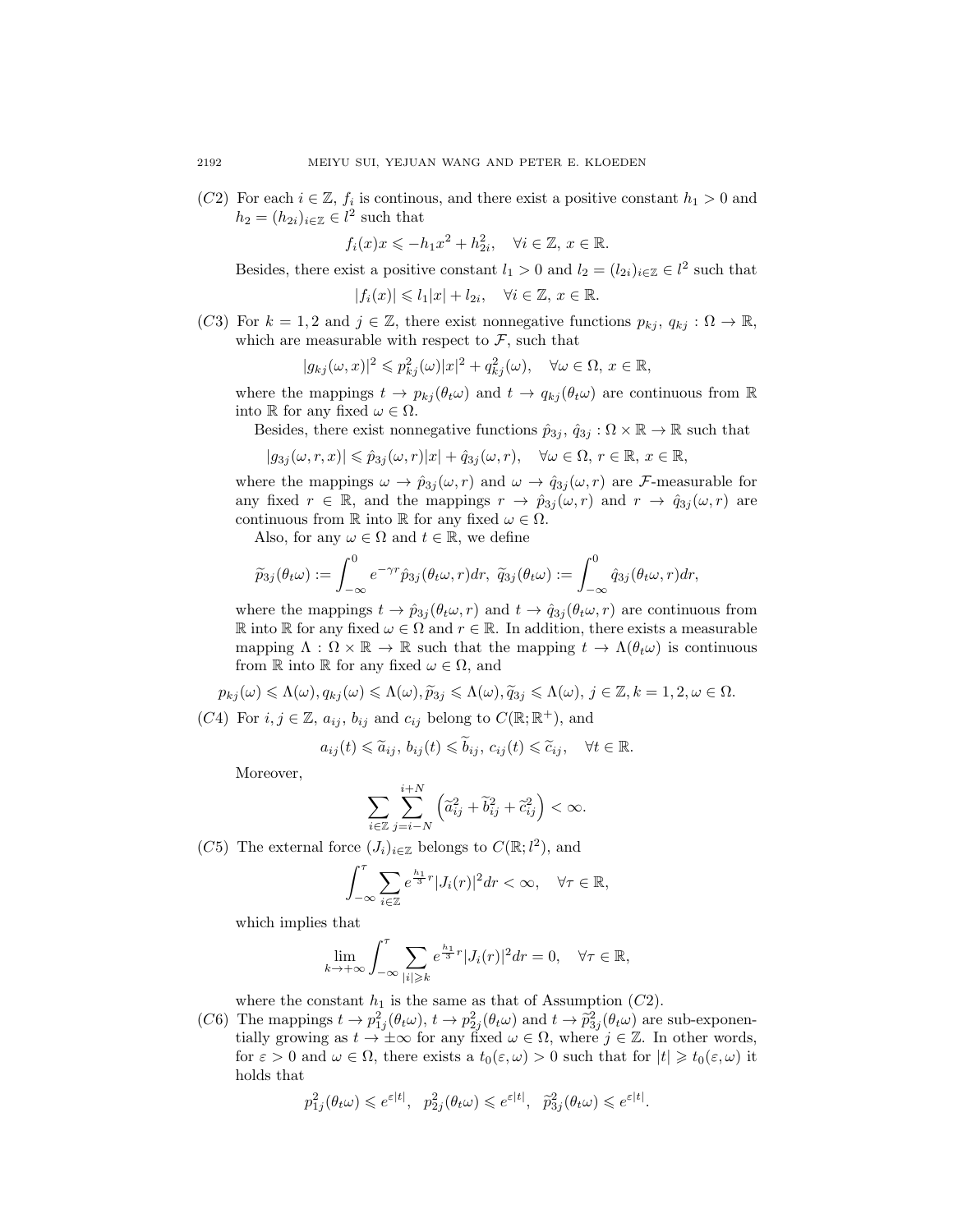(C2) For each $i \in \mathbb{Z}$, $f_i$ is continous, and there exist a positive constant $h_1 > 0$ and $h_2 = (h_{2i})_{i\in\mathbb{Z}} \in l^2$ such that

$$f_i(x)x \leqslant -h_1 x^2 + h_{2i}^2, \quad \forall i \in \mathbb{Z},\ x \in \mathbb{R}.$$

Besides, there exist a positive constant $l_1 > 0$ and $l_2 = (l_{2i})_{i\in\mathbb{Z}} \in l^2$ such that

$$|f_i(x)| \leqslant l_1|x| + l_{2i}, \quad \forall i \in \mathbb{Z},\ x \in \mathbb{R}.$$

(C3) For $k = 1, 2$ and $j \in \mathbb{Z}$, there exist nonnegative functions $p_{kj}$, $q_{kj} : \Omega \to \mathbb{R}$, which are measurable with respect to $\mathcal{F}$, such that

$$|g_{kj}(\omega, x)|^2 \leqslant p_{kj}^2(\omega)|x|^2 + q_{kj}^2(\omega), \quad \forall \omega \in \Omega,\ x \in \mathbb{R},$$

where the mappings $t \to p_{kj}(\theta_t\omega)$ and $t \to q_{kj}(\theta_t\omega)$ are continuous from $\mathbb{R}$ into $\mathbb{R}$ for any fixed $\omega \in \Omega$.

Besides, there exist nonnegative functions $\hat{p}_{3j}$, $\hat{q}_{3j} : \Omega \times \mathbb{R} \to \mathbb{R}$ such that

$$|g_{3j}(\omega, r, x)| \leqslant \hat{p}_{3j}(\omega, r)|x| + \hat{q}_{3j}(\omega, r), \quad \forall \omega \in \Omega,\ r \in \mathbb{R},\ x \in \mathbb{R},$$

where the mappings $\omega \to \hat{p}_{3j}(\omega, r)$ and $\omega \to \hat{q}_{3j}(\omega, r)$ are $\mathcal{F}$-measurable for any fixed $r \in \mathbb{R}$, and the mappings $r \to \hat{p}_{3j}(\omega, r)$ and $r \to \hat{q}_{3j}(\omega, r)$ are continuous from $\mathbb{R}$ into $\mathbb{R}$ for any fixed $\omega \in \Omega$.

Also, for any $\omega \in \Omega$ and $t \in \mathbb{R}$, we define

$$\widetilde{p}_{3j}(\theta_t\omega) := \int_{-\infty}^{0} e^{-\gamma r}\hat{p}_{3j}(\theta_t\omega, r)dr,\ \widetilde{q}_{3j}(\theta_t\omega) := \int_{-\infty}^{0} \hat{q}_{3j}(\theta_t\omega, r)dr,$$

where the mappings $t \to \hat{p}_{3j}(\theta_t\omega, r)$ and $t \to \hat{q}_{3j}(\theta_t\omega, r)$ are continuous from $\mathbb{R}$ into $\mathbb{R}$ for any fixed $\omega \in \Omega$ and $r \in \mathbb{R}$. In addition, there exists a measurable mapping $\Lambda : \Omega \times \mathbb{R} \to \mathbb{R}$ such that the mapping $t \to \Lambda(\theta_t\omega)$ is continuous from $\mathbb{R}$ into $\mathbb{R}$ for any fixed $\omega \in \Omega$, and

$$p_{kj}(\omega) \leqslant \Lambda(\omega), q_{kj}(\omega) \leqslant \Lambda(\omega), \widetilde{p}_{3j} \leqslant \Lambda(\omega), \widetilde{q}_{3j} \leqslant \Lambda(\omega),\ j \in \mathbb{Z}, k = 1, 2, \omega \in \Omega.$$

(C4) For $i, j \in \mathbb{Z}$, $a_{ij}$, $b_{ij}$ and $c_{ij}$ belong to $C(\mathbb{R}; \mathbb{R}^+)$, and

$$a_{ij}(t) \leqslant \widetilde{a}_{ij},\ b_{ij}(t) \leqslant \widetilde{b}_{ij},\ c_{ij}(t) \leqslant \widetilde{c}_{ij}, \quad \forall t \in \mathbb{R}.$$

Moreover,

$$\sum_{i\in\mathbb{Z}} \sum_{j=i-N}^{i+N} \left(\widetilde{a}_{ij}^2 + \widetilde{b}_{ij}^2 + \widetilde{c}_{ij}^2\right) < \infty.$$

(C5) The external force $(J_i)_{i\in\mathbb{Z}}$ belongs to $C(\mathbb{R}; l^2)$, and

$$\int_{-\infty}^{\tau} \sum_{i\in\mathbb{Z}} e^{\frac{h_1}{3}r}|J_i(r)|^2 dr < \infty, \quad \forall \tau \in \mathbb{R},$$

which implies that

$$\lim_{k\to+\infty} \int_{-\infty}^{\tau} \sum_{|i|\geqslant k} e^{\frac{h_1}{3}r}|J_i(r)|^2 dr = 0, \quad \forall \tau \in \mathbb{R},$$

where the constant $h_1$ is the same as that of Assumption (C2).

(C6) The mappings $t \to p_{1j}^2(\theta_t\omega)$, $t \to p_{2j}^2(\theta_t\omega)$ and $t \to \widetilde{p}_{3j}^2(\theta_t\omega)$ are sub-exponentially growing as $t \to \pm\infty$ for any fixed $\omega \in \Omega$, where $j \in \mathbb{Z}$. In other words, for $\varepsilon > 0$ and $\omega \in \Omega$, there exists a $t_0(\varepsilon, \omega) > 0$ such that for $|t| \geqslant t_0(\varepsilon, \omega)$ it holds that

$$p_{1j}^2(\theta_t\omega) \leqslant e^{\varepsilon|t|},\quad p_{2j}^2(\theta_t\omega) \leqslant e^{\varepsilon|t|},\quad \widetilde{p}_{3j}^2(\theta_t\omega) \leqslant e^{\varepsilon|t|}.$$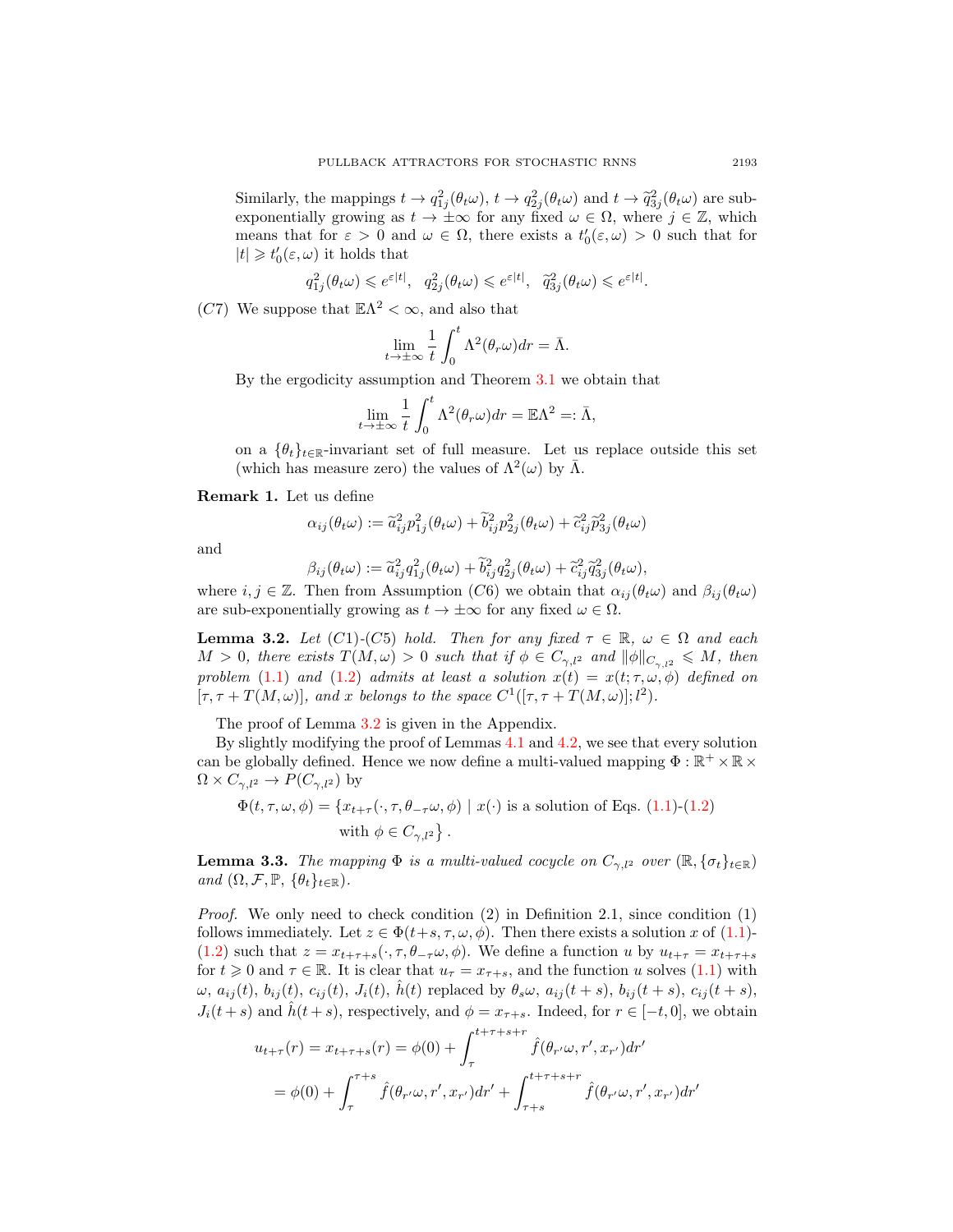Similarly, the mappings $t \to q_{1j}^2(\theta_t\omega)$, $t \to q_{2j}^2(\theta_t\omega)$ and $t \to \widetilde{q}_{3j}^2(\theta_t\omega)$ are sub-exponentially growing as $t \to \pm\infty$ for any fixed $\omega \in \Omega$, where $j \in \mathbb{Z}$, which means that for $\varepsilon > 0$ and $\omega \in \Omega$, there exists a $t_0'(\varepsilon, \omega) > 0$ such that for $|t| \geqslant t_0'(\varepsilon, \omega)$ it holds that

$$q_{1j}^2(\theta_t\omega) \leqslant e^{\varepsilon|t|}, \quad q_{2j}^2(\theta_t\omega) \leqslant e^{\varepsilon|t|}, \quad \widetilde{q}_{3j}^2(\theta_t\omega) \leqslant e^{\varepsilon|t|}.$$

$(C7)$ We suppose that $\mathbb{E}\Lambda^2 < \infty$, and also that

$$\lim_{t\to\pm\infty} \frac{1}{t}\int_0^t \Lambda^2(\theta_r\omega)dr = \bar{\Lambda}.$$

By the ergodicity assumption and Theorem 3.1 we obtain that

$$\lim_{t\to\pm\infty} \frac{1}{t}\int_0^t \Lambda^2(\theta_r\omega)dr = \mathbb{E}\Lambda^2 =: \bar{\Lambda},$$

on a $\{\theta_t\}_{t\in\mathbb{R}}$-invariant set of full measure. Let us replace outside this set (which has measure zero) the values of $\Lambda^2(\omega)$ by $\bar{\Lambda}$.

**Remark 1.** Let us define

$$\alpha_{ij}(\theta_t\omega) := \widetilde{a}_{ij}^2 p_{1j}^2(\theta_t\omega) + \widetilde{b}_{ij}^2 p_{2j}^2(\theta_t\omega) + \widetilde{c}_{ij}^2 \widetilde{p}_{3j}^2(\theta_t\omega)$$

and

$$\beta_{ij}(\theta_t\omega) := \widetilde{a}_{ij}^2 q_{1j}^2(\theta_t\omega) + \widetilde{b}_{ij}^2 q_{2j}^2(\theta_t\omega) + \widetilde{c}_{ij}^2 \widetilde{q}_{3j}^2(\theta_t\omega),$$

where $i, j \in \mathbb{Z}$. Then from Assumption $(C6)$ we obtain that $\alpha_{ij}(\theta_t\omega)$ and $\beta_{ij}(\theta_t\omega)$ are sub-exponentially growing as $t \to \pm\infty$ for any fixed $\omega \in \Omega$.

**Lemma 3.2.** *Let (C1)-(C5) hold. Then for any fixed $\tau \in \mathbb{R}$, $\omega \in \Omega$ and each $M > 0$, there exists $T(M, \omega) > 0$ such that if $\phi \in C_{\gamma,l^2}$ and $\|\phi\|_{C_{\gamma,l^2}} \leqslant M$, then problem (1.1) and (1.2) admits at least a solution $x(t) = x(t; \tau, \omega, \phi)$ defined on $[\tau, \tau + T(M, \omega)]$, and $x$ belongs to the space $C^1([\tau, \tau + T(M, \omega)]; l^2)$.*

The proof of Lemma 3.2 is given in the Appendix.

By slightly modifying the proof of Lemmas 4.1 and 4.2, we see that every solution can be globally defined. Hence we now define a multi-valued mapping $\Phi : \mathbb{R}^+ \times \mathbb{R} \times \Omega \times C_{\gamma,l^2} \to P(C_{\gamma,l^2})$ by

$$\Phi(t, \tau, \omega, \phi) = \{x_{t+\tau}(\cdot, \tau, \theta_{-\tau}\omega, \phi) \mid x(\cdot) \text{ is a solution of Eqs. (1.1)-(1.2) with } \phi \in C_{\gamma,l^2}\}.$$

**Lemma 3.3.** *The mapping $\Phi$ is a multi-valued cocycle on $C_{\gamma,l^2}$ over $(\mathbb{R}, \{\sigma_t\}_{t\in\mathbb{R}})$ and $(\Omega, \mathcal{F}, \mathbb{P}, \{\theta_t\}_{t\in\mathbb{R}})$.*

*Proof.* We only need to check condition (2) in Definition 2.1, since condition (1) follows immediately. Let $z \in \Phi(t+s, \tau, \omega, \phi)$. Then there exists a solution $x$ of (1.1)-(1.2) such that $z = x_{t+\tau+s}(\cdot, \tau, \theta_{-\tau}\omega, \phi)$. We define a function $u$ by $u_{t+\tau} = x_{t+\tau+s}$ for $t \geqslant 0$ and $\tau \in \mathbb{R}$. It is clear that $u_\tau = x_{\tau+s}$, and the function $u$ solves (1.1) with $\omega$, $a_{ij}(t)$, $b_{ij}(t)$, $c_{ij}(t)$, $J_i(t)$, $\hat{h}(t)$ replaced by $\theta_s\omega$, $a_{ij}(t+s)$, $b_{ij}(t+s)$, $c_{ij}(t+s)$, $J_i(t+s)$ and $\hat{h}(t+s)$, respectively, and $\phi = x_{\tau+s}$. Indeed, for $r \in [-t, 0]$, we obtain

$$\begin{aligned}
u_{t+\tau}(r) = x_{t+\tau+s}(r) &= \phi(0) + \int_\tau^{t+\tau+s+r} \hat{f}(\theta_{r'}\omega, r', x_{r'})dr' \\
&= \phi(0) + \int_\tau^{\tau+s} \hat{f}(\theta_{r'}\omega, r', x_{r'})dr' + \int_{\tau+s}^{t+\tau+s+r} \hat{f}(\theta_{r'}\omega, r', x_{r'})dr'
\end{aligned}$$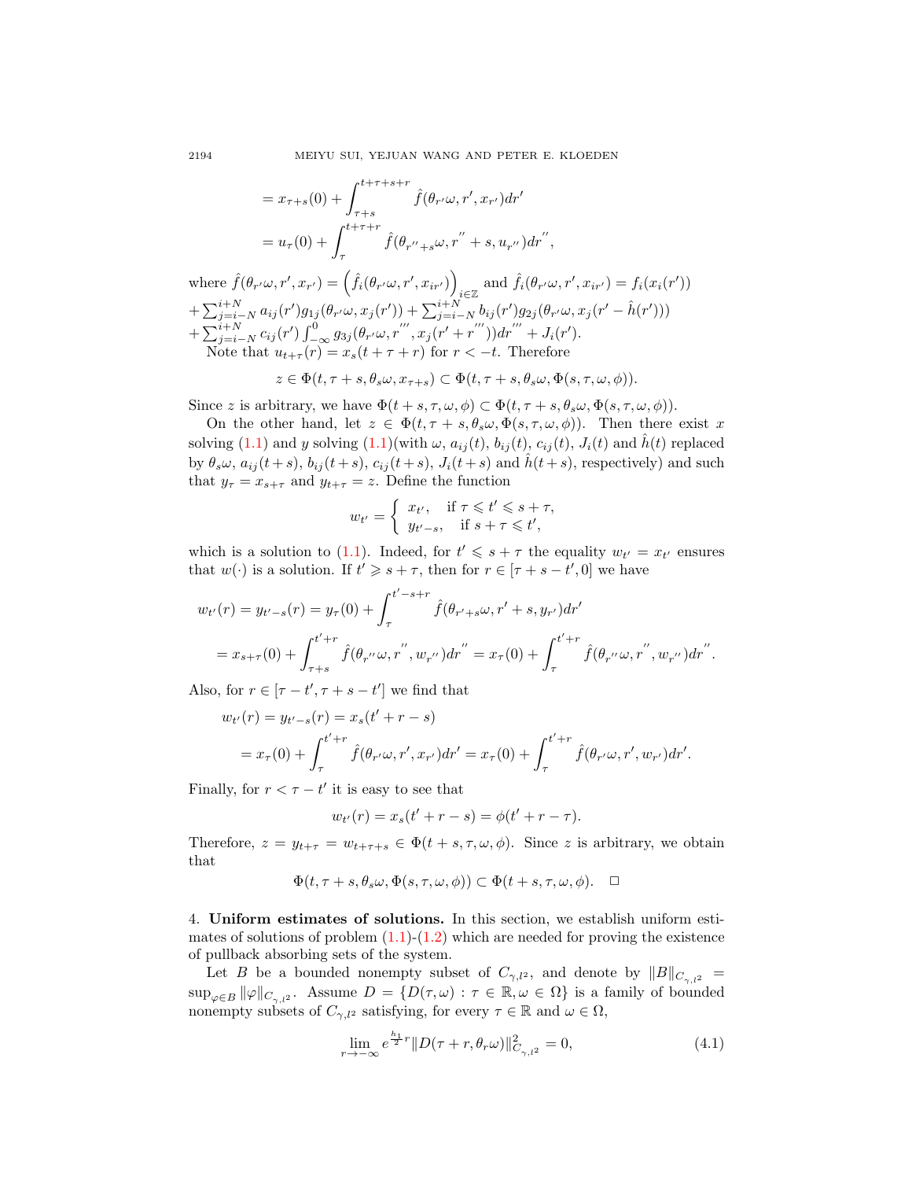$$= x_{\tau+s}(0) + \int_{\tau+s}^{t+\tau+s+r} \hat{f}(\theta_{r'}\omega, r', x_{r'})dr'$$

$$= u_\tau(0) + \int_{\tau}^{t+\tau+r} \hat{f}(\theta_{r''+s}\omega, r'' + s, u_{r''})dr'',$$

where $\hat{f}(\theta_{r'}\omega, r', x_{r'}) = \left(\hat{f}_i(\theta_{r'}\omega, r', x_{ir'})\right)_{i\in\mathbb{Z}}$ and $\hat{f}_i(\theta_{r'}\omega, r', x_{ir'}) = f_i(x_i(r'))$ $+ \sum_{j=i-N}^{i+N} a_{ij}(r')g_{1j}(\theta_{r'}\omega, x_j(r')) + \sum_{j=i-N}^{i+N} b_{ij}(r')g_{2j}(\theta_{r'}\omega, x_j(r' - \hat{h}(r')))$ $+ \sum_{j=i-N}^{i+N} c_{ij}(r') \int_{-\infty}^{0} g_{3j}(\theta_{r'}\omega, r''', x_j(r' + r'''))dr''' + J_i(r')$.

Note that $u_{t+\tau}(r) = x_s(t + \tau + r)$ for $r < -t$. Therefore

$$z \in \Phi(t, \tau + s, \theta_s\omega, x_{\tau+s}) \subset \Phi(t, \tau + s, \theta_s\omega, \Phi(s, \tau, \omega, \phi)).$$

Since $z$ is arbitrary, we have $\Phi(t + s, \tau, \omega, \phi) \subset \Phi(t, \tau + s, \theta_s\omega, \Phi(s, \tau, \omega, \phi))$.

On the other hand, let $z \in \Phi(t, \tau + s, \theta_s\omega, \Phi(s, \tau, \omega, \phi))$. Then there exist $x$ solving (1.1) and $y$ solving (1.1)(with $\omega$, $a_{ij}(t)$, $b_{ij}(t)$, $c_{ij}(t)$, $J_i(t)$ and $\hat{h}(t)$ replaced by $\theta_s\omega$, $a_{ij}(t+s)$, $b_{ij}(t+s)$, $c_{ij}(t+s)$, $J_i(t+s)$ and $\hat{h}(t+s)$, respectively) and such that $y_\tau = x_{s+\tau}$ and $y_{t+\tau} = z$. Define the function

$$w_{t'} = \begin{cases} x_{t'}, & \text{if } \tau \leqslant t' \leqslant s + \tau, \\ y_{t'-s}, & \text{if } s + \tau \leqslant t', \end{cases}$$

which is a solution to (1.1). Indeed, for $t' \leqslant s + \tau$ the equality $w_{t'} = x_{t'}$ ensures that $w(\cdot)$ is a solution. If $t' \geqslant s + \tau$, then for $r \in [\tau + s - t', 0]$ we have

$$w_{t'}(r) = y_{t'-s}(r) = y_\tau(0) + \int_{\tau}^{t'-s+r} \hat{f}(\theta_{r'+s}\omega, r' + s, y_{r'})dr'$$

$$= x_{s+\tau}(0) + \int_{\tau+s}^{t'+r} \hat{f}(\theta_{r''}\omega, r'', w_{r''})dr'' = x_\tau(0) + \int_{\tau}^{t'+r} \hat{f}(\theta_{r''}\omega, r'', w_{r''})dr''.$$

Also, for $r \in [\tau - t', \tau + s - t']$ we find that

$$w_{t'}(r) = y_{t'-s}(r) = x_s(t' + r - s)$$

$$= x_\tau(0) + \int_{\tau}^{t'+r} \hat{f}(\theta_{r'}\omega, r', x_{r'})dr' = x_\tau(0) + \int_{\tau}^{t'+r} \hat{f}(\theta_{r'}\omega, r', w_{r'})dr'.$$

Finally, for $r < \tau - t'$ it is easy to see that

$$w_{t'}(r) = x_s(t' + r - s) = \phi(t' + r - \tau).$$

Therefore, $z = y_{t+\tau} = w_{t+\tau+s} \in \Phi(t + s, \tau, \omega, \phi)$. Since $z$ is arbitrary, we obtain that

$$\Phi(t, \tau + s, \theta_s\omega, \Phi(s, \tau, \omega, \phi)) \subset \Phi(t + s, \tau, \omega, \phi). \quad \square$$

## 4. Uniform estimates of solutions.

In this section, we establish uniform estimates of solutions of problem (1.1)-(1.2) which are needed for proving the existence of pullback absorbing sets of the system.

Let $B$ be a bounded nonempty subset of $C_{\gamma,l^2}$, and denote by $\|B\|_{C_{\gamma,l^2}} = \sup_{\varphi\in B} \|\varphi\|_{C_{\gamma,l^2}}$. Assume $D = \{D(\tau, \omega) : \tau \in \mathbb{R}, \omega \in \Omega\}$ is a family of bounded nonempty subsets of $C_{\gamma,l^2}$ satisfying, for every $\tau \in \mathbb{R}$ and $\omega \in \Omega$,

$$\lim_{r\to-\infty} e^{\frac{h_1}{2}r} \|D(\tau + r, \theta_r\omega)\|^2_{C_{\gamma,l^2}} = 0, \tag{4.1}$$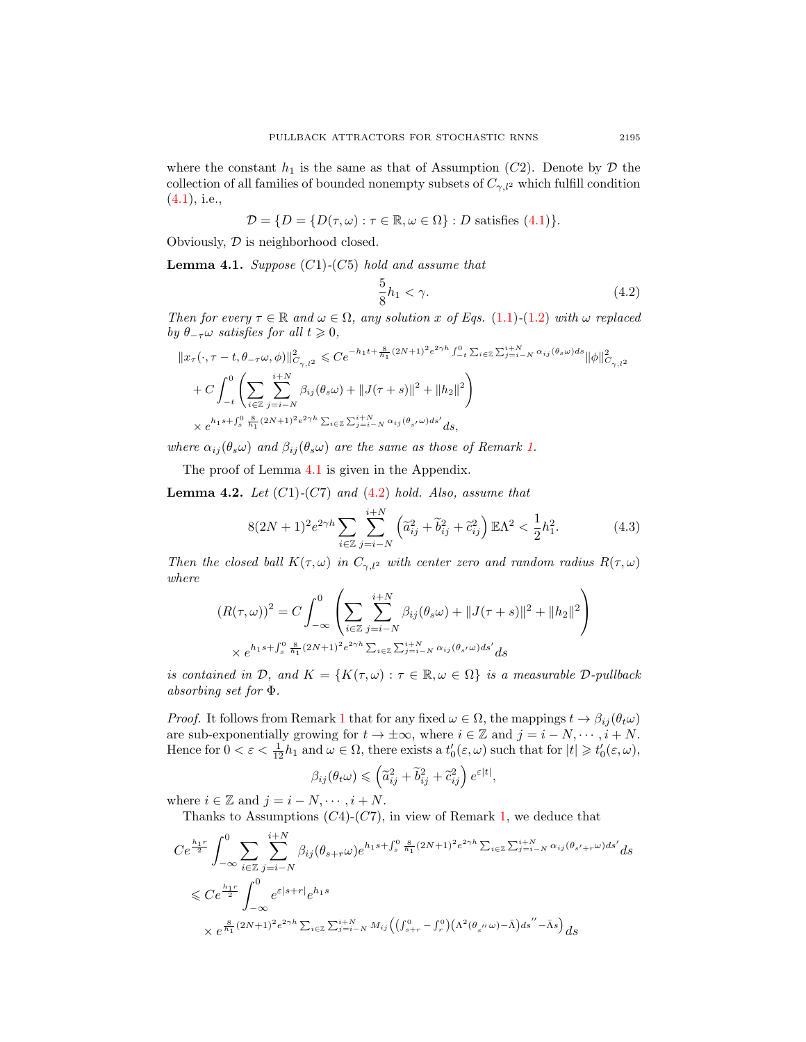where the constant $h_1$ is the same as that of Assumption $(C2)$. Denote by $\mathcal{D}$ the collection of all families of bounded nonempty subsets of $C_{\gamma,l^2}$ which fulfill condition (4.1), i.e.,

$$\mathcal{D} = \{D = \{D(\tau,\omega) : \tau \in \mathbb{R}, \omega \in \Omega\} : D \text{ satisfies (4.1)}\}.$$

Obviously, $\mathcal{D}$ is neighborhood closed.

**Lemma 4.1.** *Suppose* $(C1)$-$(C5)$ *hold and assume that*

$$\frac{5}{8}h_1 < \gamma. \tag{4.2}$$

*Then for every* $\tau \in \mathbb{R}$ *and* $\omega \in \Omega$*, any solution* $x$ *of Eqs.* (1.1)-(1.2) *with* $\omega$ *replaced by* $\theta_{-\tau}\omega$ *satisfies for all* $t \geqslant 0$*,*

$$\begin{aligned}
\|x_\tau(\cdot,\tau-t,\theta_{-\tau}\omega,\phi)\|^2_{C_{\gamma,l^2}} &\leqslant Ce^{-h_1 t+\frac{8}{h_1}(2N+1)^2e^{2\gamma h}\int_{-t}^0\sum_{i\in\mathbb{Z}}\sum_{j=i-N}^{i+N}\alpha_{ij}(\theta_s\omega)ds}\|\phi\|^2_{C_{\gamma,l^2}} \\
&+ C\int_{-t}^0\left(\sum_{i\in\mathbb{Z}}\sum_{j=i-N}^{i+N}\beta_{ij}(\theta_s\omega) + \|J(\tau+s)\|^2 + \|h_2\|^2\right) \\
&\times e^{h_1 s+\int_s^0\frac{8}{h_1}(2N+1)^2e^{2\gamma h}\sum_{i\in\mathbb{Z}}\sum_{j=i-N}^{i+N}\alpha_{ij}(\theta_{s'}\omega)ds'}ds,
\end{aligned}$$

*where* $\alpha_{ij}(\theta_s\omega)$ *and* $\beta_{ij}(\theta_s\omega)$ *are the same as those of Remark 1.*

The proof of Lemma 4.1 is given in the Appendix.

**Lemma 4.2.** *Let* $(C1)$-$(C7)$ *and* (4.2) *hold. Also, assume that*

$$8(2N+1)^2e^{2\gamma h}\sum_{i\in\mathbb{Z}}\sum_{j=i-N}^{i+N}\left(\widetilde{a}_{ij}^2+\widetilde{b}_{ij}^2+\widetilde{c}_{ij}^2\right)\mathbb{E}\Lambda^2 < \frac{1}{2}h_1^2. \tag{4.3}$$

*Then the closed ball* $K(\tau,\omega)$ *in* $C_{\gamma,l^2}$ *with center zero and random radius* $R(\tau,\omega)$ *where*

$$\begin{aligned}
(R(\tau,\omega))^2 &= C\int_{-\infty}^0\left(\sum_{i\in\mathbb{Z}}\sum_{j=i-N}^{i+N}\beta_{ij}(\theta_s\omega) + \|J(\tau+s)\|^2 + \|h_2\|^2\right) \\
&\times e^{h_1 s+\int_s^0\frac{8}{h_1}(2N+1)^2e^{2\gamma h}\sum_{i\in\mathbb{Z}}\sum_{j=i-N}^{i+N}\alpha_{ij}(\theta_{s'}\omega)ds'}ds
\end{aligned}$$

*is contained in* $\mathcal{D}$*, and* $K = \{K(\tau,\omega) : \tau \in \mathbb{R}, \omega \in \Omega\}$ *is a measurable* $\mathcal{D}$*-pullback absorbing set for* $\Phi$*.*

*Proof.* It follows from Remark 1 that for any fixed $\omega \in \Omega$, the mappings $t \to \beta_{ij}(\theta_t\omega)$ are sub-exponentially growing for $t \to \pm\infty$, where $i \in \mathbb{Z}$ and $j = i-N,\cdots,i+N$. Hence for $0 < \varepsilon < \frac{1}{12}h_1$ and $\omega \in \Omega$, there exists a $t_0'(\varepsilon,\omega)$ such that for $|t| \geqslant t_0'(\varepsilon,\omega)$,

$$\beta_{ij}(\theta_t\omega) \leqslant \left(\widetilde{a}_{ij}^2+\widetilde{b}_{ij}^2+\widetilde{c}_{ij}^2\right)e^{\varepsilon|t|},$$

where $i \in \mathbb{Z}$ and $j = i-N,\cdots,i+N$.

Thanks to Assumptions $(C4)$-$(C7)$, in view of Remark 1, we deduce that

$$\begin{aligned}
&Ce^{\frac{h_1 r}{2}}\int_{-\infty}^0\sum_{i\in\mathbb{Z}}\sum_{j=i-N}^{i+N}\beta_{ij}(\theta_{s+r}\omega)e^{h_1 s+\int_s^0\frac{8}{h_1}(2N+1)^2e^{2\gamma h}\sum_{i\in\mathbb{Z}}\sum_{j=i-N}^{i+N}\alpha_{ij}(\theta_{s'+r}\omega)ds'}ds \\
&\leqslant Ce^{\frac{h_1 r}{2}}\int_{-\infty}^0 e^{\varepsilon|s+r|}e^{h_1 s} \\
&\quad\times e^{\frac{8}{h_1}(2N+1)^2e^{2\gamma h}\sum_{i\in\mathbb{Z}}\sum_{j=i-N}^{i+N}M_{ij}\left(\left(\int_{s+r}^0-\int_r^0\right)\left(\Lambda^2(\theta_{s''}\omega)-\bar{\Lambda}\right)ds''-\bar{\Lambda}s\right)}ds
\end{aligned}$$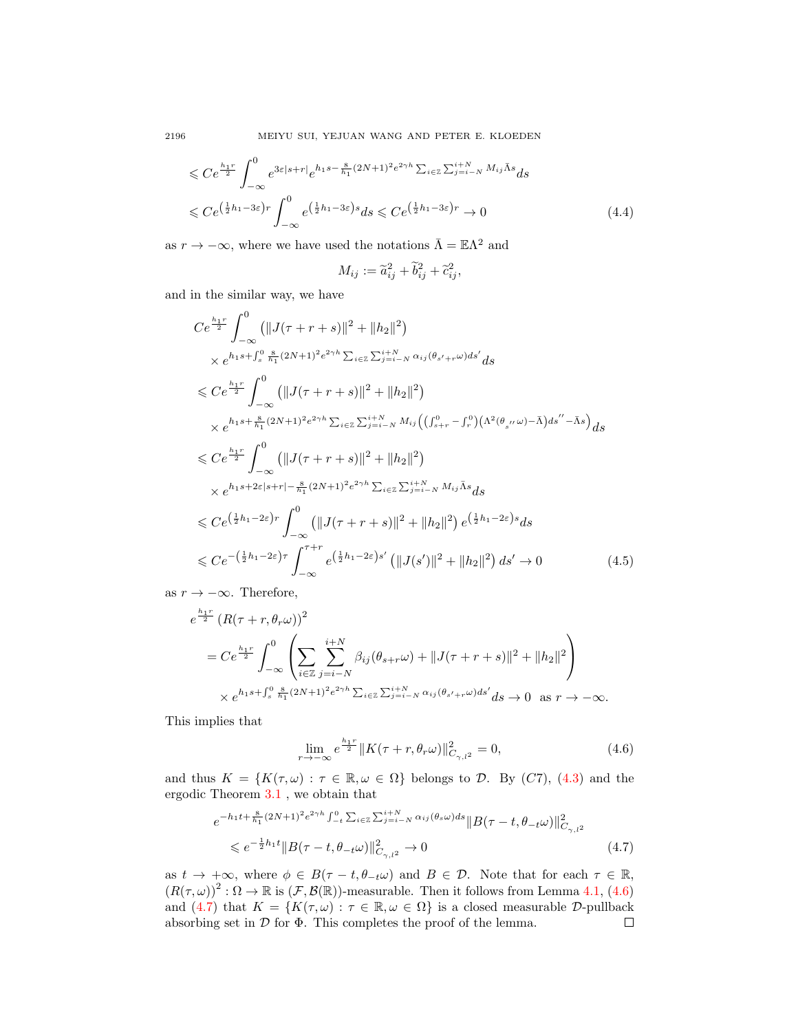$$
\begin{aligned}
&\leqslant Ce^{\frac{h_1 r}{2}} \int_{-\infty}^{0} e^{3\varepsilon|s+r|} e^{h_1 s - \frac{8}{h_1}(2N+1)^2 e^{2\gamma h} \sum_{i\in\mathbb{Z}} \sum_{j=i-N}^{i+N} M_{ij} \bar{\Lambda} s} ds \\
&\leqslant Ce^{\left(\frac{1}{2}h_1 - 3\varepsilon\right)r} \int_{-\infty}^{0} e^{\left(\frac{1}{2}h_1 - 3\varepsilon\right)s} ds \leqslant Ce^{\left(\frac{1}{2}h_1 - 3\varepsilon\right)r} \to 0
\end{aligned}
\tag{4.4}
$$

as $r \to -\infty$, where we have used the notations $\bar{\Lambda} = \mathbb{E}\Lambda^2$ and

$$
M_{ij} := \widetilde{a}_{ij}^2 + \widetilde{b}_{ij}^2 + \widetilde{c}_{ij}^2,
$$

and in the similar way, we have

$$
\begin{aligned}
& Ce^{\frac{h_1 r}{2}} \int_{-\infty}^{0} \left( \|J(\tau + r + s)\|^2 + \|h_2\|^2 \right) \\
& \quad \times e^{h_1 s + \int_s^0 \frac{8}{h_1}(2N+1)^2 e^{2\gamma h} \sum_{i\in\mathbb{Z}} \sum_{j=i-N}^{i+N} \alpha_{ij}(\theta_{s'+r}\omega) ds'} ds \\
& \leqslant Ce^{\frac{h_1 r}{2}} \int_{-\infty}^{0} \left( \|J(\tau + r + s)\|^2 + \|h_2\|^2 \right) \\
& \quad \times e^{h_1 s + \frac{8}{h_1}(2N+1)^2 e^{2\gamma h} \sum_{i\in\mathbb{Z}} \sum_{j=i-N}^{i+N} M_{ij} \left( \left( \int_{s+r}^{0} - \int_{r}^{0} \right) \left( \Lambda^2(\theta_{s''}\omega) - \bar{\Lambda} \right) ds'' - \bar{\Lambda} s \right)} ds \\
& \leqslant Ce^{\frac{h_1 r}{2}} \int_{-\infty}^{0} \left( \|J(\tau + r + s)\|^2 + \|h_2\|^2 \right) \\
& \quad \times e^{h_1 s + 2\varepsilon|s+r| - \frac{8}{h_1}(2N+1)^2 e^{2\gamma h} \sum_{i\in\mathbb{Z}} \sum_{j=i-N}^{i+N} M_{ij} \bar{\Lambda} s} ds \\
& \leqslant Ce^{\left(\frac{1}{2}h_1 - 2\varepsilon\right)r} \int_{-\infty}^{0} \left( \|J(\tau + r + s)\|^2 + \|h_2\|^2 \right) e^{\left(\frac{1}{2}h_1 - 2\varepsilon\right)s} ds \\
& \leqslant Ce^{-\left(\frac{1}{2}h_1 - 2\varepsilon\right)\tau} \int_{-\infty}^{\tau + r} e^{\left(\frac{1}{2}h_1 - 2\varepsilon\right)s'} \left( \|J(s')\|^2 + \|h_2\|^2 \right) ds' \to 0
\end{aligned}
\tag{4.5}
$$

as $r \to -\infty$. Therefore,

$$
\begin{aligned}
& e^{\frac{h_1 r}{2}} \left( R(\tau + r, \theta_r\omega) \right)^2 \\
& \quad = Ce^{\frac{h_1 r}{2}} \int_{-\infty}^{0} \left( \sum_{i\in\mathbb{Z}} \sum_{j=i-N}^{i+N} \beta_{ij}(\theta_{s+r}\omega) + \|J(\tau + r + s)\|^2 + \|h_2\|^2 \right) \\
& \quad \times e^{h_1 s + \int_s^0 \frac{8}{h_1}(2N+1)^2 e^{2\gamma h} \sum_{i\in\mathbb{Z}} \sum_{j=i-N}^{i+N} \alpha_{ij}(\theta_{s'+r}\omega) ds'} ds \to 0 \quad \text{as } r \to -\infty.
\end{aligned}
$$

This implies that

$$
\lim_{r \to -\infty} e^{\frac{h_1 r}{2}} \|K(\tau + r, \theta_r\omega)\|^2_{C_{\gamma, l^2}} = 0,
\tag{4.6}
$$

and thus $K = \{K(\tau, \omega) : \tau \in \mathbb{R}, \omega \in \Omega\}$ belongs to $\mathcal{D}$. By (C7), (4.3) and the ergodic Theorem 3.1 , we obtain that

$$
\begin{aligned}
& e^{-h_1 t + \frac{8}{h_1}(2N+1)^2 e^{2\gamma h} \int_{-t}^{0} \sum_{i\in\mathbb{Z}} \sum_{j=i-N}^{i+N} \alpha_{ij}(\theta_s\omega) ds} \|B(\tau - t, \theta_{-t}\omega)\|^2_{C_{\gamma, l^2}} \\
& \quad \leqslant e^{-\frac{1}{2}h_1 t} \|B(\tau - t, \theta_{-t}\omega)\|^2_{C_{\gamma, l^2}} \to 0
\end{aligned}
\tag{4.7}
$$

as $t \to +\infty$, where $\phi \in B(\tau - t, \theta_{-t}\omega)$ and $B \in \mathcal{D}$. Note that for each $\tau \in \mathbb{R}$, $\left( R(\tau, \omega) \right)^2 : \Omega \to \mathbb{R}$ is $(\mathcal{F}, \mathcal{B}(\mathbb{R}))$-measurable. Then it follows from Lemma 4.1, (4.6) and (4.7) that $K = \{K(\tau, \omega) : \tau \in \mathbb{R}, \omega \in \Omega\}$ is a closed measurable $\mathcal{D}$-pullback absorbing set in $\mathcal{D}$ for $\Phi$. This completes the proof of the lemma. $\square$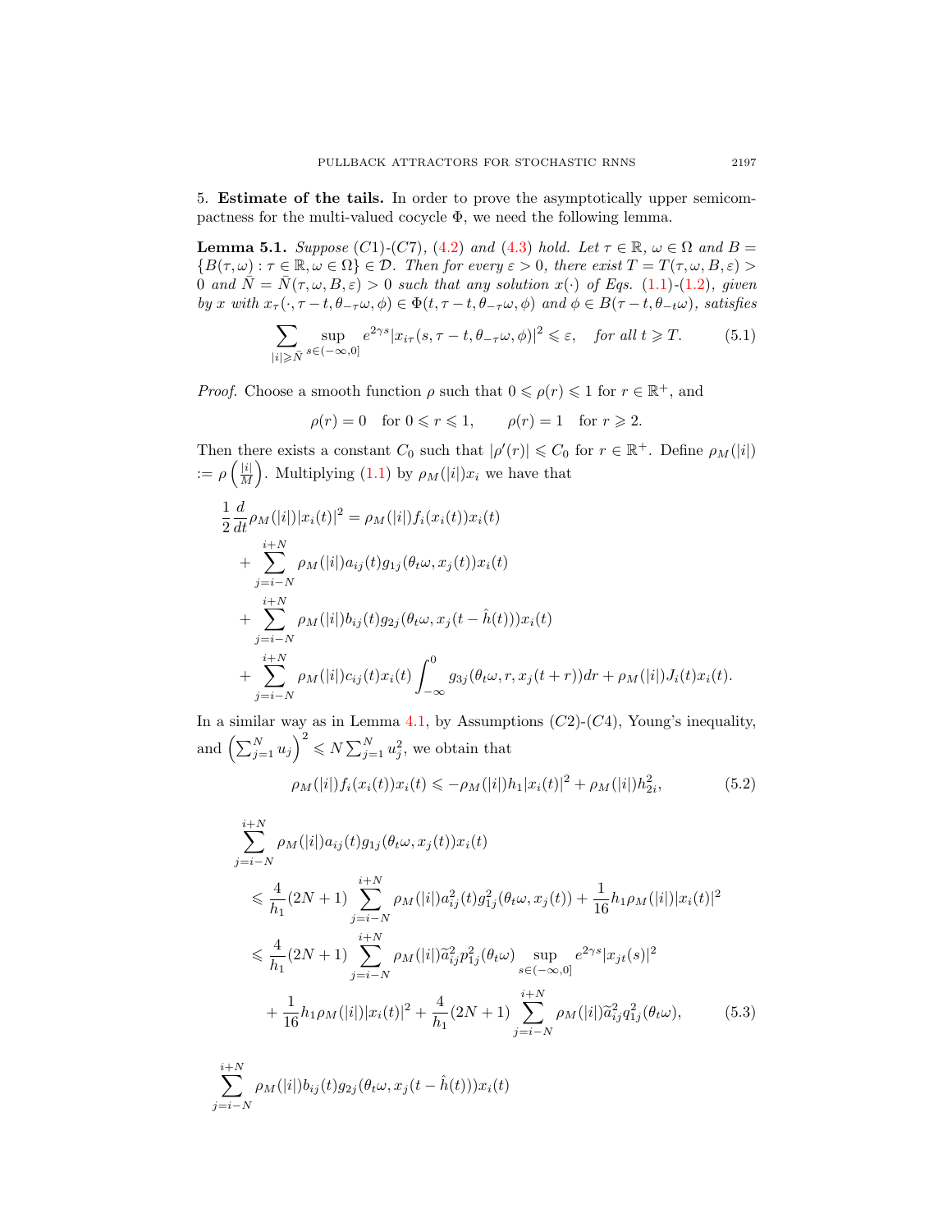5. **Estimate of the tails.** In order to prove the asymptotically upper semicompactness for the multi-valued cocycle $\Phi$, we need the following lemma.

**Lemma 5.1.** *Suppose (C1)-(C7), (4.2) and (4.3) hold. Let $\tau \in \mathbb{R}$, $\omega \in \Omega$ and $B = \{B(\tau, \omega) : \tau \in \mathbb{R}, \omega \in \Omega\} \in \mathcal{D}$. Then for every $\varepsilon > 0$, there exist $T = T(\tau, \omega, B, \varepsilon) > 0$ and $\bar{N} = \bar{N}(\tau, \omega, B, \varepsilon) > 0$ such that any solution $x(\cdot)$ of Eqs. (1.1)-(1.2), given by $x$ with $x_\tau(\cdot, \tau - t, \theta_{-\tau}\omega, \phi) \in \Phi(t, \tau - t, \theta_{-\tau}\omega, \phi)$ and $\phi \in B(\tau - t, \theta_{-t}\omega)$, satisfies*

$$\sum_{|i| \geqslant \bar{N}} \sup_{s \in (-\infty, 0]} e^{2\gamma s} |x_{i\tau}(s, \tau - t, \theta_{-\tau}\omega, \phi)|^2 \leqslant \varepsilon, \quad \text{for all } t \geqslant T. \tag{5.1}$$

*Proof.* Choose a smooth function $\rho$ such that $0 \leqslant \rho(r) \leqslant 1$ for $r \in \mathbb{R}^+$, and

$$\rho(r) = 0 \quad \text{for } 0 \leqslant r \leqslant 1, \qquad \rho(r) = 1 \quad \text{for } r \geqslant 2.$$

Then there exists a constant $C_0$ such that $|\rho'(r)| \leqslant C_0$ for $r \in \mathbb{R}^+$. Define $\rho_M(|i|) := \rho\left(\frac{|i|}{M}\right)$. Multiplying (1.1) by $\rho_M(|i|)x_i$ we have that

$$\begin{aligned}
\frac{1}{2}\frac{d}{dt}\rho_M(|i|)|x_i(t)|^2 &= \rho_M(|i|) f_i(x_i(t))x_i(t) \\
&+ \sum_{j=i-N}^{i+N} \rho_M(|i|) a_{ij}(t) g_{1j}(\theta_t\omega, x_j(t)) x_i(t) \\
&+ \sum_{j=i-N}^{i+N} \rho_M(|i|) b_{ij}(t) g_{2j}(\theta_t\omega, x_j(t - \hat{h}(t))) x_i(t) \\
&+ \sum_{j=i-N}^{i+N} \rho_M(|i|) c_{ij}(t) x_i(t) \int_{-\infty}^{0} g_{3j}(\theta_t\omega, r, x_j(t + r)) dr + \rho_M(|i|) J_i(t) x_i(t).
\end{aligned}$$

In a similar way as in Lemma 4.1, by Assumptions (C2)-(C4), Young's inequality, and $\left(\sum_{j=1}^{N} u_j\right)^2 \leqslant N \sum_{j=1}^{N} u_j^2$, we obtain that

$$\rho_M(|i|) f_i(x_i(t)) x_i(t) \leqslant -\rho_M(|i|) h_1 |x_i(t)|^2 + \rho_M(|i|) h_{2i}^2, \tag{5.2}$$

$$\begin{aligned}
&\sum_{j=i-N}^{i+N} \rho_M(|i|) a_{ij}(t) g_{1j}(\theta_t\omega, x_j(t)) x_i(t) \\
&\quad \leqslant \frac{4}{h_1}(2N+1) \sum_{j=i-N}^{i+N} \rho_M(|i|) a_{ij}^2(t) g_{1j}^2(\theta_t\omega, x_j(t)) + \frac{1}{16} h_1 \rho_M(|i|) |x_i(t)|^2 \\
&\quad \leqslant \frac{4}{h_1}(2N+1) \sum_{j=i-N}^{i+N} \rho_M(|i|) \widetilde{a}_{ij}^2 p_{1j}^2(\theta_t\omega) \sup_{s \in (-\infty, 0]} e^{2\gamma s} |x_{jt}(s)|^2 \\
&\qquad + \frac{1}{16} h_1 \rho_M(|i|) |x_i(t)|^2 + \frac{4}{h_1}(2N+1) \sum_{j=i-N}^{i+N} \rho_M(|i|) \widetilde{a}_{ij}^2 q_{1j}^2(\theta_t\omega),
\end{aligned} \tag{5.3}$$

$$\sum_{j=i-N}^{i+N} \rho_M(|i|) b_{ij}(t) g_{2j}(\theta_t\omega, x_j(t - \hat{h}(t))) x_i(t)$$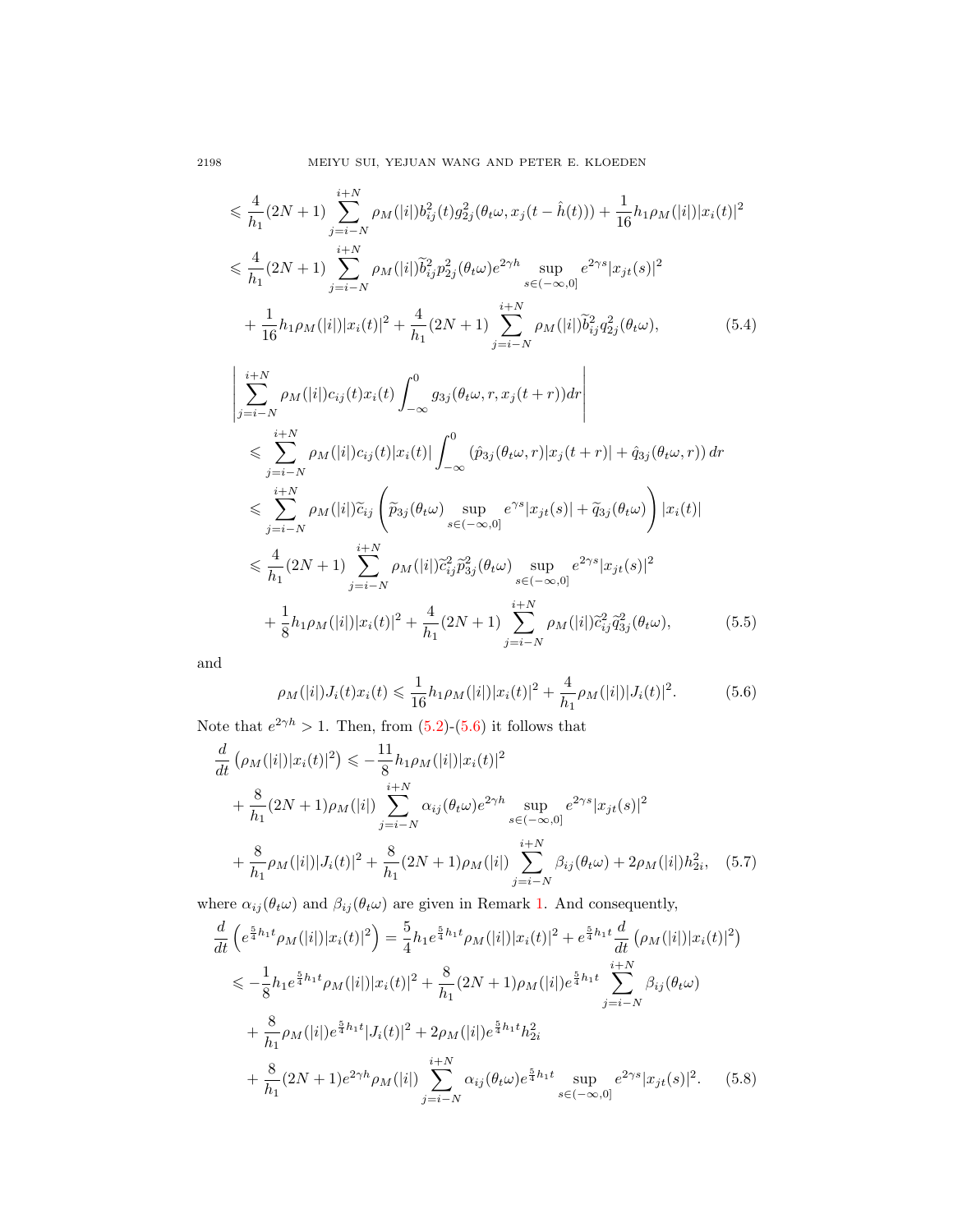$$
\begin{aligned}
&\leqslant \frac{4}{h_1}(2N+1)\sum_{j=i-N}^{i+N}\rho_M(|i|)b_{ij}^2(t)g_{2j}^2(\theta_t\omega, x_j(t-\hat{h}(t))) + \frac{1}{16}h_1\rho_M(|i|)|x_i(t)|^2\\
&\leqslant \frac{4}{h_1}(2N+1)\sum_{j=i-N}^{i+N}\rho_M(|i|)\widetilde{b}_{ij}^2 p_{2j}^2(\theta_t\omega)e^{2\gamma h}\sup_{s\in(-\infty,0]}e^{2\gamma s}|x_{jt}(s)|^2\\
&\quad + \frac{1}{16}h_1\rho_M(|i|)|x_i(t)|^2 + \frac{4}{h_1}(2N+1)\sum_{j=i-N}^{i+N}\rho_M(|i|)\widetilde{b}_{ij}^2 q_{2j}^2(\theta_t\omega),
\end{aligned}
\tag{5.4}
$$

$$
\begin{aligned}
&\left|\sum_{j=i-N}^{i+N}\rho_M(|i|)c_{ij}(t)x_i(t)\int_{-\infty}^{0}g_{3j}(\theta_t\omega, r, x_j(t+r))dr\right|\\
&\quad\leqslant \sum_{j=i-N}^{i+N}\rho_M(|i|)c_{ij}(t)|x_i(t)|\int_{-\infty}^{0}\left(\hat{p}_{3j}(\theta_t\omega, r)|x_j(t+r)| + \hat{q}_{3j}(\theta_t\omega, r)\right)dr\\
&\quad\leqslant \sum_{j=i-N}^{i+N}\rho_M(|i|)\widetilde{c}_{ij}\left(\widetilde{p}_{3j}(\theta_t\omega)\sup_{s\in(-\infty,0]}e^{\gamma s}|x_{jt}(s)| + \widetilde{q}_{3j}(\theta_t\omega)\right)|x_i(t)|\\
&\quad\leqslant \frac{4}{h_1}(2N+1)\sum_{j=i-N}^{i+N}\rho_M(|i|)\widetilde{c}_{ij}^2\widetilde{p}_{3j}^2(\theta_t\omega)\sup_{s\in(-\infty,0]}e^{2\gamma s}|x_{jt}(s)|^2\\
&\qquad + \frac{1}{8}h_1\rho_M(|i|)|x_i(t)|^2 + \frac{4}{h_1}(2N+1)\sum_{j=i-N}^{i+N}\rho_M(|i|)\widetilde{c}_{ij}^2\widetilde{q}_{3j}^2(\theta_t\omega),
\end{aligned}
\tag{5.5}
$$

and

$$
\rho_M(|i|)J_i(t)x_i(t) \leqslant \frac{1}{16}h_1\rho_M(|i|)|x_i(t)|^2 + \frac{4}{h_1}\rho_M(|i|)|J_i(t)|^2. \tag{5.6}
$$

Note that $e^{2\gamma h} > 1$. Then, from (5.2)-(5.6) it follows that

$$
\begin{aligned}
&\frac{d}{dt}\left(\rho_M(|i|)|x_i(t)|^2\right) \leqslant -\frac{11}{8}h_1\rho_M(|i|)|x_i(t)|^2\\
&\quad + \frac{8}{h_1}(2N+1)\rho_M(|i|)\sum_{j=i-N}^{i+N}\alpha_{ij}(\theta_t\omega)e^{2\gamma h}\sup_{s\in(-\infty,0]}e^{2\gamma s}|x_{jt}(s)|^2\\
&\quad + \frac{8}{h_1}\rho_M(|i|)|J_i(t)|^2 + \frac{8}{h_1}(2N+1)\rho_M(|i|)\sum_{j=i-N}^{i+N}\beta_{ij}(\theta_t\omega) + 2\rho_M(|i|)h_{2i}^2,
\end{aligned}
\tag{5.7}
$$

where $\alpha_{ij}(\theta_t\omega)$ and $\beta_{ij}(\theta_t\omega)$ are given in Remark 1. And consequently,

$$
\begin{aligned}
&\frac{d}{dt}\left(e^{\frac{5}{4}h_1 t}\rho_M(|i|)|x_i(t)|^2\right) = \frac{5}{4}h_1 e^{\frac{5}{4}h_1 t}\rho_M(|i|)|x_i(t)|^2 + e^{\frac{5}{4}h_1 t}\frac{d}{dt}\left(\rho_M(|i|)|x_i(t)|^2\right)\\
&\quad\leqslant -\frac{1}{8}h_1 e^{\frac{5}{4}h_1 t}\rho_M(|i|)|x_i(t)|^2 + \frac{8}{h_1}(2N+1)\rho_M(|i|)e^{\frac{5}{4}h_1 t}\sum_{j=i-N}^{i+N}\beta_{ij}(\theta_t\omega)\\
&\qquad + \frac{8}{h_1}\rho_M(|i|)e^{\frac{5}{4}h_1 t}|J_i(t)|^2 + 2\rho_M(|i|)e^{\frac{5}{4}h_1 t}h_{2i}^2\\
&\qquad + \frac{8}{h_1}(2N+1)e^{2\gamma h}\rho_M(|i|)\sum_{j=i-N}^{i+N}\alpha_{ij}(\theta_t\omega)e^{\frac{5}{4}h_1 t}\sup_{s\in(-\infty,0]}e^{2\gamma s}|x_{jt}(s)|^2.
\end{aligned}
\tag{5.8}
$$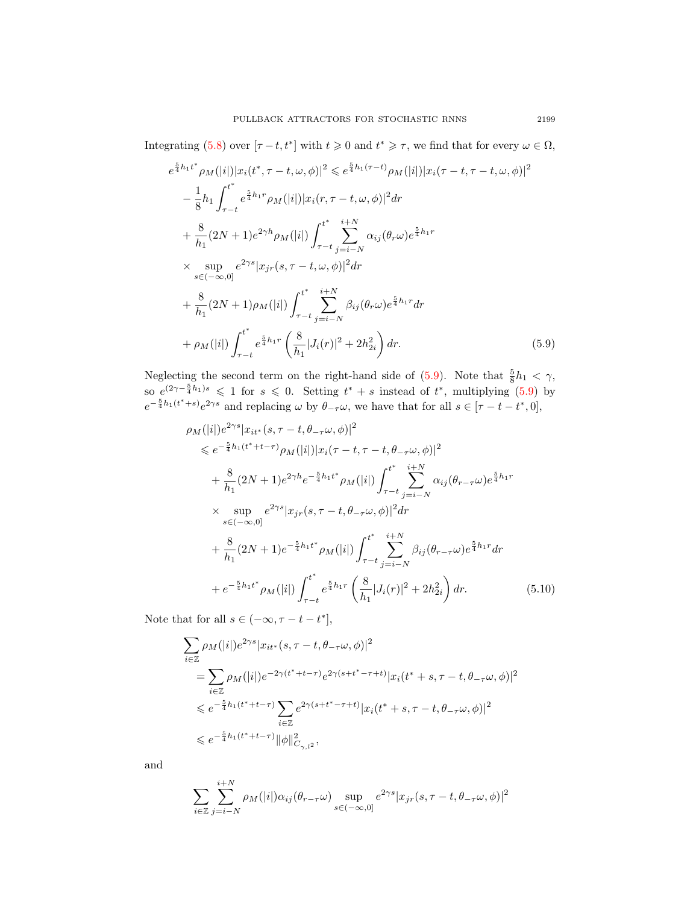Integrating (5.8) over $[\tau - t, t^*]$ with $t \geqslant 0$ and $t^* \geqslant \tau$, we find that for every $\omega \in \Omega$,

$$
\begin{aligned}
e^{\frac{5}{4}h_1 t^*}\rho_M(|i|)|x_i(t^*, \tau - t, \omega, \phi)|^2 &\leqslant e^{\frac{5}{4}h_1(\tau - t)}\rho_M(|i|)|x_i(\tau - t, \tau - t, \omega, \phi)|^2 \\
&- \frac{1}{8}h_1 \int_{\tau - t}^{t^*} e^{\frac{5}{4}h_1 r}\rho_M(|i|)|x_i(r, \tau - t, \omega, \phi)|^2 dr \\
&+ \frac{8}{h_1}(2N+1)e^{2\gamma h}\rho_M(|i|)\int_{\tau - t}^{t^*}\sum_{j=i-N}^{i+N}\alpha_{ij}(\theta_r\omega)e^{\frac{5}{4}h_1 r} \\
&\times \sup_{s\in(-\infty,0]} e^{2\gamma s}|x_{jr}(s, \tau - t, \omega, \phi)|^2 dr \\
&+ \frac{8}{h_1}(2N+1)\rho_M(|i|)\int_{\tau - t}^{t^*}\sum_{j=i-N}^{i+N}\beta_{ij}(\theta_r\omega)e^{\frac{5}{4}h_1 r} dr \\
&+ \rho_M(|i|)\int_{\tau - t}^{t^*} e^{\frac{5}{4}h_1 r}\left(\frac{8}{h_1}|J_i(r)|^2 + 2h_{2i}^2\right) dr. \qquad (5.9)
\end{aligned}
$$

Neglecting the second term on the right-hand side of (5.9). Note that $\frac{5}{8}h_1 < \gamma$, so $e^{(2\gamma - \frac{5}{4}h_1)s} \leqslant 1$ for $s \leqslant 0$. Setting $t^* + s$ instead of $t^*$, multiplying (5.9) by $e^{-\frac{5}{4}h_1(t^*+s)}e^{2\gamma s}$ and replacing $\omega$ by $\theta_{-\tau}\omega$, we have that for all $s \in [\tau - t - t^*, 0]$,

$$
\begin{aligned}
&\rho_M(|i|)e^{2\gamma s}|x_{it^*}(s, \tau - t, \theta_{-\tau}\omega, \phi)|^2 \\
&\quad\leqslant e^{-\frac{5}{4}h_1(t^*+t-\tau)}\rho_M(|i|)|x_i(\tau - t, \tau - t, \theta_{-\tau}\omega, \phi)|^2 \\
&\quad+ \frac{8}{h_1}(2N+1)e^{2\gamma h}e^{-\frac{5}{4}h_1 t^*}\rho_M(|i|)\int_{\tau - t}^{t^*}\sum_{j=i-N}^{i+N}\alpha_{ij}(\theta_{r-\tau}\omega)e^{\frac{5}{4}h_1 r} \\
&\quad\times \sup_{s\in(-\infty,0]} e^{2\gamma s}|x_{jr}(s, \tau - t, \theta_{-\tau}\omega, \phi)|^2 dr \\
&\quad+ \frac{8}{h_1}(2N+1)e^{-\frac{5}{4}h_1 t^*}\rho_M(|i|)\int_{\tau - t}^{t^*}\sum_{j=i-N}^{i+N}\beta_{ij}(\theta_{r-\tau}\omega)e^{\frac{5}{4}h_1 r} dr \\
&\quad+ e^{-\frac{5}{4}h_1 t^*}\rho_M(|i|)\int_{\tau - t}^{t^*} e^{\frac{5}{4}h_1 r}\left(\frac{8}{h_1}|J_i(r)|^2 + 2h_{2i}^2\right) dr. \qquad (5.10)
\end{aligned}
$$

Note that for all $s \in (-\infty, \tau - t - t^*]$,

$$
\begin{aligned}
&\sum_{i\in\mathbb{Z}}\rho_M(|i|)e^{2\gamma s}|x_{it^*}(s, \tau - t, \theta_{-\tau}\omega, \phi)|^2 \\
&\quad= \sum_{i\in\mathbb{Z}}\rho_M(|i|)e^{-2\gamma(t^*+t-\tau)}e^{2\gamma(s+t^*-\tau+t)}|x_i(t^*+s, \tau - t, \theta_{-\tau}\omega, \phi)|^2 \\
&\quad\leqslant e^{-\frac{5}{4}h_1(t^*+t-\tau)}\sum_{i\in\mathbb{Z}}e^{2\gamma(s+t^*-\tau+t)}|x_i(t^*+s, \tau - t, \theta_{-\tau}\omega, \phi)|^2 \\
&\quad\leqslant e^{-\frac{5}{4}h_1(t^*+t-\tau)}\|\phi\|^2_{C_{\gamma,l^2}},
\end{aligned}
$$

and

$$
\sum_{i\in\mathbb{Z}}\sum_{j=i-N}^{i+N}\rho_M(|i|)\alpha_{ij}(\theta_{r-\tau}\omega)\sup_{s\in(-\infty,0]} e^{2\gamma s}|x_{jr}(s, \tau - t, \theta_{-\tau}\omega, \phi)|^2
$$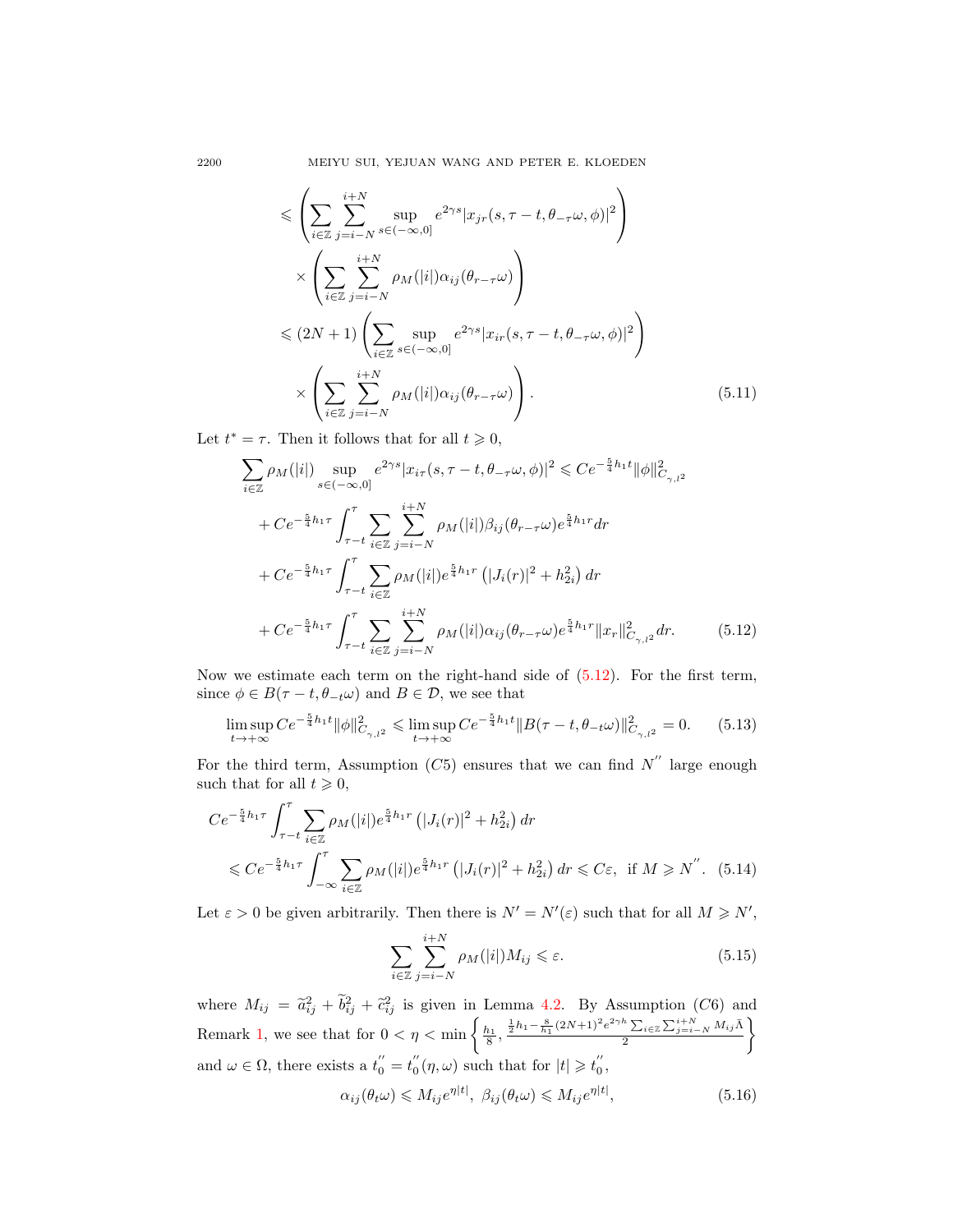$$\leqslant \left( \sum_{i\in\mathbb{Z}} \sum_{j=i-N}^{i+N} \sup_{s\in(-\infty,0]} e^{2\gamma s} |x_{jr}(s,\tau-t,\theta_{-\tau}\omega,\phi)|^2 \right)$$

$$\times \left( \sum_{i\in\mathbb{Z}} \sum_{j=i-N}^{i+N} \rho_M(|i|)\alpha_{ij}(\theta_{r-\tau}\omega) \right)$$

$$\leqslant (2N+1) \left( \sum_{i\in\mathbb{Z}} \sup_{s\in(-\infty,0]} e^{2\gamma s} |x_{ir}(s,\tau-t,\theta_{-\tau}\omega,\phi)|^2 \right)$$

$$\times \left( \sum_{i\in\mathbb{Z}} \sum_{j=i-N}^{i+N} \rho_M(|i|)\alpha_{ij}(\theta_{r-\tau}\omega) \right). \tag{5.11}$$

Let $t^* = \tau$. Then it follows that for all $t \geqslant 0$,

$$\begin{aligned}
\sum_{i\in\mathbb{Z}} \rho_M(|i|) \sup_{s\in(-\infty,0]} e^{2\gamma s}|x_{i\tau}(s,\tau-t,\theta_{-\tau}\omega,\phi)|^2 &\leqslant Ce^{-\frac{5}{4}h_1 t}\|\phi\|^2_{C_{\gamma,l^2}} \\
&+ Ce^{-\frac{5}{4}h_1\tau}\int_{\tau-t}^{\tau} \sum_{i\in\mathbb{Z}} \sum_{j=i-N}^{i+N} \rho_M(|i|)\beta_{ij}(\theta_{r-\tau}\omega)e^{\frac{5}{4}h_1 r}dr \\
&+ Ce^{-\frac{5}{4}h_1\tau}\int_{\tau-t}^{\tau} \sum_{i\in\mathbb{Z}} \rho_M(|i|)e^{\frac{5}{4}h_1 r}\left(|J_i(r)|^2 + h_{2i}^2\right)dr \\
&+ Ce^{-\frac{5}{4}h_1\tau}\int_{\tau-t}^{\tau} \sum_{i\in\mathbb{Z}} \sum_{j=i-N}^{i+N} \rho_M(|i|)\alpha_{ij}(\theta_{r-\tau}\omega)e^{\frac{5}{4}h_1 r}\|x_r\|^2_{C_{\gamma,l^2}}dr. 
\end{aligned} \tag{5.12}$$

Now we estimate each term on the right-hand side of (5.12). For the first term, since $\phi \in B(\tau-t,\theta_{-t}\omega)$ and $B \in \mathcal{D}$, we see that

$$\limsup_{t\to+\infty} Ce^{-\frac{5}{4}h_1 t}\|\phi\|^2_{C_{\gamma,l^2}} \leqslant \limsup_{t\to+\infty} Ce^{-\frac{5}{4}h_1 t}\|B(\tau-t,\theta_{-t}\omega)\|^2_{C_{\gamma,l^2}} = 0. \tag{5.13}$$

For the third term, Assumption $(C5)$ ensures that we can find $N''$ large enough such that for all $t \geqslant 0$,

$$\begin{aligned}
&Ce^{-\frac{5}{4}h_1\tau}\int_{\tau-t}^{\tau} \sum_{i\in\mathbb{Z}} \rho_M(|i|)e^{\frac{5}{4}h_1 r}\left(|J_i(r)|^2 + h_{2i}^2\right)dr \\
&\quad\leqslant Ce^{-\frac{5}{4}h_1\tau}\int_{-\infty}^{\tau} \sum_{i\in\mathbb{Z}} \rho_M(|i|)e^{\frac{5}{4}h_1 r}\left(|J_i(r)|^2 + h_{2i}^2\right)dr \leqslant C\varepsilon, \text{ if } M \geqslant N''.
\end{aligned} \tag{5.14}$$

Let $\varepsilon > 0$ be given arbitrarily. Then there is $N' = N'(\varepsilon)$ such that for all $M \geqslant N'$,

$$\sum_{i\in\mathbb{Z}} \sum_{j=i-N}^{i+N} \rho_M(|i|)M_{ij} \leqslant \varepsilon. \tag{5.15}$$

where $M_{ij} = \widetilde{a}_{ij}^2 + \widetilde{b}_{ij}^2 + \widetilde{c}_{ij}^2$ is given in Lemma 4.2. By Assumption $(C6)$ and Remark 1, we see that for $0 < \eta < \min\left\{\frac{h_1}{8}, \frac{\frac{1}{2}h_1 - \frac{8}{h_1}(2N+1)^2 e^{2\gamma h}\sum_{i\in\mathbb{Z}}\sum_{j=i-N}^{i+N} M_{ij}\bar{\Lambda}}{2}\right\}$ and $\omega \in \Omega$, there exists a $t_0'' = t_0''(\eta,\omega)$ such that for $|t| \geqslant t_0''$,

$$\alpha_{ij}(\theta_t\omega) \leqslant M_{ij}e^{\eta|t|}, \ \beta_{ij}(\theta_t\omega) \leqslant M_{ij}e^{\eta|t|}, \tag{5.16}$$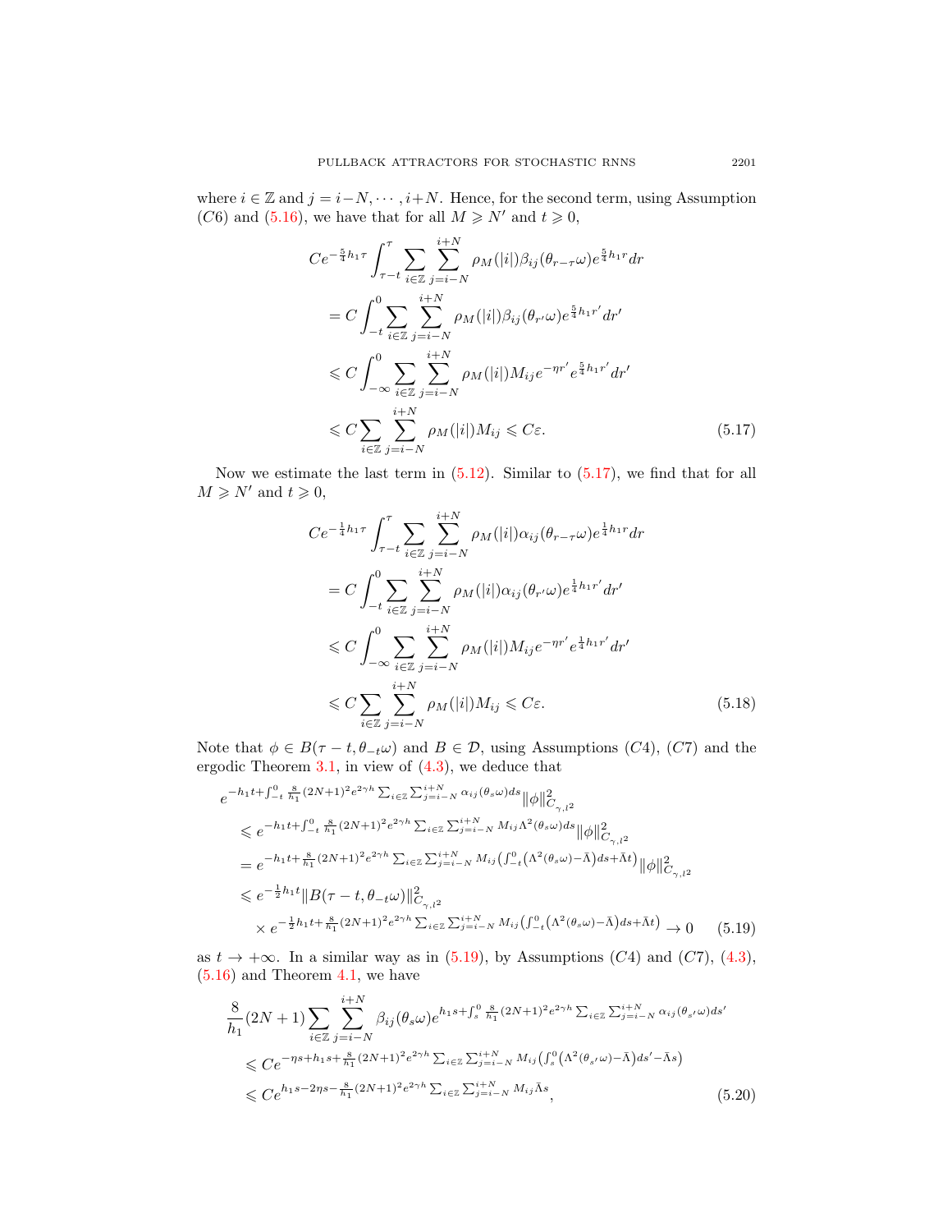where $i \in \mathbb{Z}$ and $j = i-N, \cdots, i+N$. Hence, for the second term, using Assumption $(C6)$ and (5.16), we have that for all $M \geqslant N'$ and $t \geqslant 0$,

$$
\begin{aligned}
&Ce^{-\frac{5}{4}h_1\tau}\int_{\tau-t}^{\tau}\sum_{i\in\mathbb{Z}}\sum_{j=i-N}^{i+N}\rho_M(|i|)\beta_{ij}(\theta_{r-\tau}\omega)e^{\frac{5}{4}h_1 r}dr\\
&= C\int_{-t}^{0}\sum_{i\in\mathbb{Z}}\sum_{j=i-N}^{i+N}\rho_M(|i|)\beta_{ij}(\theta_{r'}\omega)e^{\frac{5}{4}h_1 r'}dr'\\
&\leqslant C\int_{-\infty}^{0}\sum_{i\in\mathbb{Z}}\sum_{j=i-N}^{i+N}\rho_M(|i|)M_{ij}e^{-\eta r'}e^{\frac{5}{4}h_1 r'}dr'\\
&\leqslant C\sum_{i\in\mathbb{Z}}\sum_{j=i-N}^{i+N}\rho_M(|i|)M_{ij}\leqslant C\varepsilon.
\end{aligned}
\tag{5.17}
$$

Now we estimate the last term in (5.12). Similar to (5.17), we find that for all $M \geqslant N'$ and $t \geqslant 0$,

$$
\begin{aligned}
&Ce^{-\frac{1}{4}h_1\tau}\int_{\tau-t}^{\tau}\sum_{i\in\mathbb{Z}}\sum_{j=i-N}^{i+N}\rho_M(|i|)\alpha_{ij}(\theta_{r-\tau}\omega)e^{\frac{1}{4}h_1 r}dr\\
&= C\int_{-t}^{0}\sum_{i\in\mathbb{Z}}\sum_{j=i-N}^{i+N}\rho_M(|i|)\alpha_{ij}(\theta_{r'}\omega)e^{\frac{1}{4}h_1 r'}dr'\\
&\leqslant C\int_{-\infty}^{0}\sum_{i\in\mathbb{Z}}\sum_{j=i-N}^{i+N}\rho_M(|i|)M_{ij}e^{-\eta r'}e^{\frac{1}{4}h_1 r'}dr'\\
&\leqslant C\sum_{i\in\mathbb{Z}}\sum_{j=i-N}^{i+N}\rho_M(|i|)M_{ij}\leqslant C\varepsilon.
\end{aligned}
\tag{5.18}
$$

Note that $\phi \in B(\tau-t, \theta_{-t}\omega)$ and $B \in \mathcal{D}$, using Assumptions $(C4)$, $(C7)$ and the ergodic Theorem 3.1, in view of (4.3), we deduce that

$$
\begin{aligned}
&e^{-h_1 t+\int_{-t}^{0}\frac{8}{h_1}(2N+1)^2e^{2\gamma h}\sum_{i\in\mathbb{Z}}\sum_{j=i-N}^{i+N}\alpha_{ij}(\theta_s\omega)ds}\|\phi\|^2_{C_{\gamma,l^2}}\\
&\leqslant e^{-h_1 t+\int_{-t}^{0}\frac{8}{h_1}(2N+1)^2e^{2\gamma h}\sum_{i\in\mathbb{Z}}\sum_{j=i-N}^{i+N}M_{ij}\Lambda^2(\theta_s\omega)ds}\|\phi\|^2_{C_{\gamma,l^2}}\\
&= e^{-h_1 t+\frac{8}{h_1}(2N+1)^2e^{2\gamma h}\sum_{i\in\mathbb{Z}}\sum_{j=i-N}^{i+N}M_{ij}\left(\int_{-t}^{0}\left(\Lambda^2(\theta_s\omega)-\bar{\Lambda}\right)ds+\bar{\Lambda}t\right)}\|\phi\|^2_{C_{\gamma,l^2}}\\
&\leqslant e^{-\frac{1}{2}h_1 t}\|B(\tau-t,\theta_{-t}\omega)\|^2_{C_{\gamma,l^2}}\\
&\quad\times e^{-\frac{1}{2}h_1 t+\frac{8}{h_1}(2N+1)^2e^{2\gamma h}\sum_{i\in\mathbb{Z}}\sum_{j=i-N}^{i+N}M_{ij}\left(\int_{-t}^{0}\left(\Lambda^2(\theta_s\omega)-\bar{\Lambda}\right)ds+\bar{\Lambda}t\right)}\to 0
\end{aligned}
\tag{5.19}
$$

as $t \to +\infty$. In a similar way as in (5.19), by Assumptions $(C4)$ and $(C7)$, (4.3), (5.16) and Theorem 4.1, we have

$$
\begin{aligned}
&\frac{8}{h_1}(2N+1)\sum_{i\in\mathbb{Z}}\sum_{j=i-N}^{i+N}\beta_{ij}(\theta_s\omega)e^{h_1 s+\int_s^0\frac{8}{h_1}(2N+1)^2e^{2\gamma h}\sum_{i\in\mathbb{Z}}\sum_{j=i-N}^{i+N}\alpha_{ij}(\theta_{s'}\omega)ds'}\\
&\leqslant Ce^{-\eta s+h_1 s+\frac{8}{h_1}(2N+1)^2e^{2\gamma h}\sum_{i\in\mathbb{Z}}\sum_{j=i-N}^{i+N}M_{ij}\left(\int_s^0\left(\Lambda^2(\theta_{s'}\omega)-\bar{\Lambda}\right)ds'-\bar{\Lambda}s\right)}\\
&\leqslant Ce^{h_1 s-2\eta s-\frac{8}{h_1}(2N+1)^2e^{2\gamma h}\sum_{i\in\mathbb{Z}}\sum_{j=i-N}^{i+N}M_{ij}\bar{\Lambda}s},
\end{aligned}
\tag{5.20}
$$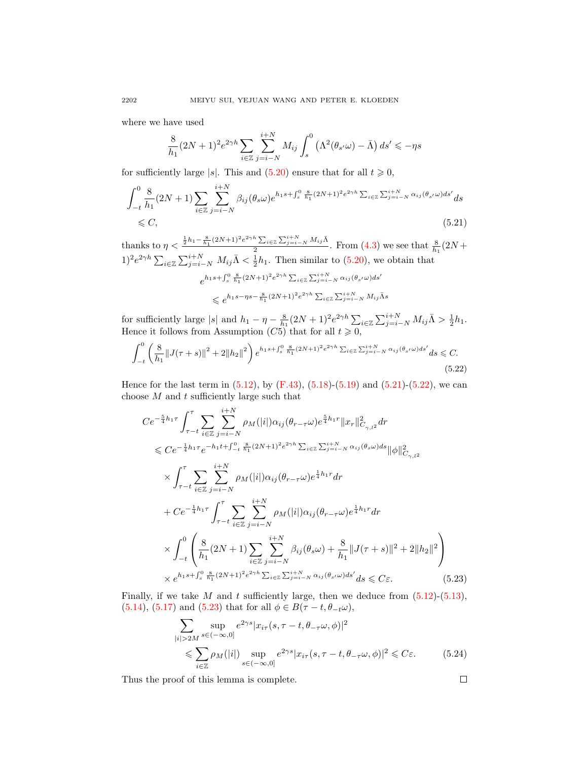where we have used

$$\frac{8}{h_1}(2N+1)^2 e^{2\gamma h} \sum_{i\in\mathbb{Z}} \sum_{j=i-N}^{i+N} M_{ij} \int_s^0 \left(\Lambda^2(\theta_{s'}\omega) - \bar{\Lambda}\right) ds' \leqslant -\eta s$$

for sufficiently large $|s|$. This and (5.20) ensure that for all $t \geqslant 0$,

$$\int_{-t}^0 \frac{8}{h_1}(2N+1) \sum_{i\in\mathbb{Z}} \sum_{j=i-N}^{i+N} \beta_{ij}(\theta_s\omega) e^{h_1 s + \int_s^0 \frac{8}{h_1}(2N+1)^2 e^{2\gamma h} \sum_{i\in\mathbb{Z}} \sum_{j=i-N}^{i+N} \alpha_{ij}(\theta_{s'}\omega) ds'} ds$$
$$\leqslant C, \tag{5.21}$$

thanks to $\eta < \frac{\frac{1}{2}h_1 - \frac{8}{h_1}(2N+1)^2 e^{2\gamma h} \sum_{i\in\mathbb{Z}} \sum_{j=i-N}^{i+N} M_{ij}\bar{\Lambda}}{2}$. From (4.3) we see that $\frac{8}{h_1}(2N+1)^2 e^{2\gamma h} \sum_{i\in\mathbb{Z}} \sum_{j=i-N}^{i+N} M_{ij}\bar{\Lambda} < \frac{1}{2}h_1$. Then similar to (5.20), we obtain that

$$e^{h_1 s + \int_s^0 \frac{8}{h_1}(2N+1)^2 e^{2\gamma h} \sum_{i\in\mathbb{Z}} \sum_{j=i-N}^{i+N} \alpha_{ij}(\theta_{s'}\omega) ds'}$$
$$\leqslant e^{h_1 s - \eta s - \frac{8}{h_1}(2N+1)^2 e^{2\gamma h} \sum_{i\in\mathbb{Z}} \sum_{j=i-N}^{i+N} M_{ij}\bar{\Lambda} s}$$

for sufficiently large $|s|$ and $h_1 - \eta - \frac{8}{h_1}(2N+1)^2 e^{2\gamma h} \sum_{i\in\mathbb{Z}} \sum_{j=i-N}^{i+N} M_{ij}\bar{\Lambda} > \frac{1}{2}h_1$. Hence it follows from Assumption $(C5)$ that for all $t \geqslant 0$,

$$\int_{-t}^0 \left(\frac{8}{h_1}\|J(\tau+s)\|^2 + 2\|h_2\|^2\right) e^{h_1 s + \int_s^0 \frac{8}{h_1}(2N+1)^2 e^{2\gamma h} \sum_{i\in\mathbb{Z}} \sum_{j=i-N}^{i+N} \alpha_{ij}(\theta_{s'}\omega) ds'} ds \leqslant C. \tag{5.22}$$

Hence for the last term in (5.12), by (F.43), (5.18)-(5.19) and (5.21)-(5.22), we can choose $M$ and $t$ sufficiently large such that

$$\begin{aligned}
&C e^{-\frac{5}{4}h_1\tau} \int_{\tau-t}^{\tau} \sum_{i\in\mathbb{Z}} \sum_{j=i-N}^{i+N} \rho_M(|i|)\alpha_{ij}(\theta_{r-\tau}\omega) e^{\frac{5}{4}h_1 r} \|x_r\|^2_{C_{\gamma,l^2}} dr \\
&\leqslant C e^{-\frac{1}{4}h_1\tau} e^{-h_1 t + \int_{-t}^0 \frac{8}{h_1}(2N+1)^2 e^{2\gamma h} \sum_{i\in\mathbb{Z}} \sum_{j=i-N}^{i+N} \alpha_{ij}(\theta_s\omega) ds} \|\phi\|^2_{C_{\gamma,l^2}} \\
&\quad \times \int_{\tau-t}^{\tau} \sum_{i\in\mathbb{Z}} \sum_{j=i-N}^{i+N} \rho_M(|i|)\alpha_{ij}(\theta_{r-\tau}\omega) e^{\frac{1}{4}h_1 r} dr \\
&\quad + C e^{-\frac{1}{4}h_1\tau} \int_{\tau-t}^{\tau} \sum_{i\in\mathbb{Z}} \sum_{j=i-N}^{i+N} \rho_M(|i|)\alpha_{ij}(\theta_{r-\tau}\omega) e^{\frac{1}{4}h_1 r} dr \\
&\quad \times \int_{-t}^0 \left(\frac{8}{h_1}(2N+1) \sum_{i\in\mathbb{Z}} \sum_{j=i-N}^{i+N} \beta_{ij}(\theta_s\omega) + \frac{8}{h_1}\|J(\tau+s)\|^2 + 2\|h_2\|^2\right) \\
&\quad \times e^{h_1 s + \int_s^0 \frac{8}{h_1}(2N+1)^2 e^{2\gamma h} \sum_{i\in\mathbb{Z}} \sum_{j=i-N}^{i+N} \alpha_{ij}(\theta_{s'}\omega) ds'} ds \leqslant C\varepsilon.
\end{aligned} \tag{5.23}$$

Finally, if we take $M$ and $t$ sufficiently large, then we deduce from (5.12)-(5.13), (5.14), (5.17) and (5.23) that for all $\phi \in B(\tau - t, \theta_{-t}\omega)$,

$$\begin{aligned}
&\sum_{|i|>2M} \sup_{s\in(-\infty,0]} e^{2\gamma s} |x_{i\tau}(s, \tau - t, \theta_{-\tau}\omega, \phi)|^2 \\
&\leqslant \sum_{i\in\mathbb{Z}} \rho_M(|i|) \sup_{s\in(-\infty,0]} e^{2\gamma s} |x_{i\tau}(s, \tau - t, \theta_{-\tau}\omega, \phi)|^2 \leqslant C\varepsilon.
\end{aligned} \tag{5.24}$$

Thus the proof of this lemma is complete. $\square$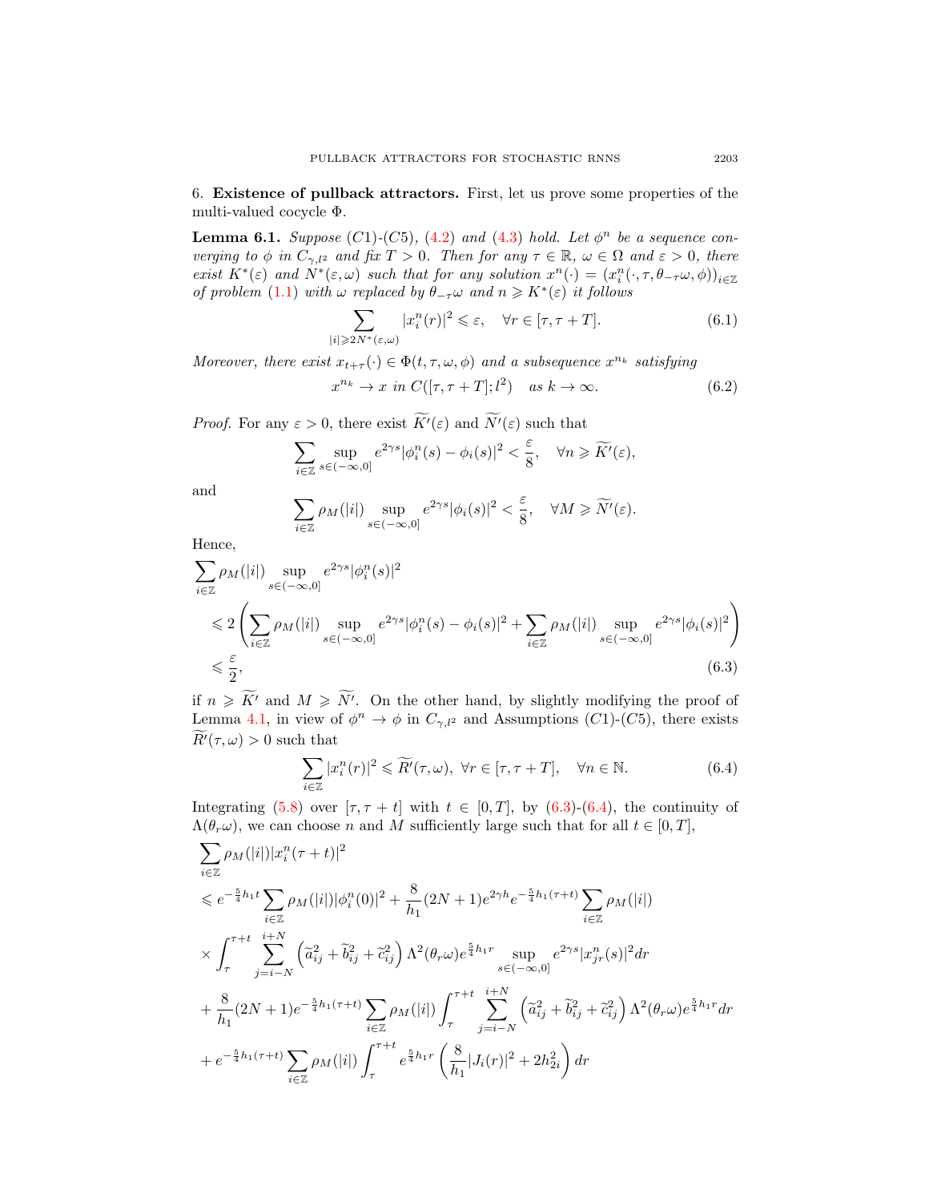6. **Existence of pullback attractors.** First, let us prove some properties of the multi-valued cocycle $\Phi$.

**Lemma 6.1.** *Suppose (C1)-(C5), (4.2) and (4.3) hold. Let $\phi^n$ be a sequence converging to $\phi$ in $C_{\gamma,l^2}$ and fix $T>0$. Then for any $\tau\in\mathbb{R}$, $\omega\in\Omega$ and $\varepsilon>0$, there exist $K^*(\varepsilon)$ and $N^*(\varepsilon,\omega)$ such that for any solution $x^n(\cdot)=(x_i^n(\cdot,\tau,\theta_{-\tau}\omega,\phi))_{i\in\mathbb{Z}}$ of problem (1.1) with $\omega$ replaced by $\theta_{-\tau}\omega$ and $n\geqslant K^*(\varepsilon)$ it follows*

$$\sum_{|i|\geqslant 2N^*(\varepsilon,\omega)}|x_i^n(r)|^2\leqslant\varepsilon,\quad\forall r\in[\tau,\tau+T]. \tag{6.1}$$

*Moreover, there exist $x_{t+\tau}(\cdot)\in\Phi(t,\tau,\omega,\phi)$ and a subsequence $x^{n_k}$ satisfying*

$$x^{n_k}\to x\ \text{in}\ C([\tau,\tau+T];l^2)\quad\text{as}\ k\to\infty. \tag{6.2}$$

*Proof.* For any $\varepsilon>0$, there exist $\widetilde{K'}(\varepsilon)$ and $\widetilde{N'}(\varepsilon)$ such that

$$\sum_{i\in\mathbb{Z}}\sup_{s\in(-\infty,0]}e^{2\gamma s}|\phi_i^n(s)-\phi_i(s)|^2<\frac{\varepsilon}{8},\quad\forall n\geqslant\widetilde{K'}(\varepsilon),$$

and

$$\sum_{i\in\mathbb{Z}}\rho_M(|i|)\sup_{s\in(-\infty,0]}e^{2\gamma s}|\phi_i(s)|^2<\frac{\varepsilon}{8},\quad\forall M\geqslant\widetilde{N'}(\varepsilon).$$

Hence,

$$\begin{aligned}
&\sum_{i\in\mathbb{Z}}\rho_M(|i|)\sup_{s\in(-\infty,0]}e^{2\gamma s}|\phi_i^n(s)|^2\\
&\leqslant 2\left(\sum_{i\in\mathbb{Z}}\rho_M(|i|)\sup_{s\in(-\infty,0]}e^{2\gamma s}|\phi_i^n(s)-\phi_i(s)|^2+\sum_{i\in\mathbb{Z}}\rho_M(|i|)\sup_{s\in(-\infty,0]}e^{2\gamma s}|\phi_i(s)|^2\right)\\
&\leqslant\frac{\varepsilon}{2},
\end{aligned}\tag{6.3}$$

if $n\geqslant\widetilde{K'}$ and $M\geqslant\widetilde{N'}$. On the other hand, by slightly modifying the proof of Lemma 4.1, in view of $\phi^n\to\phi$ in $C_{\gamma,l^2}$ and Assumptions (C1)-(C5), there exists $\widetilde{R'}(\tau,\omega)>0$ such that

$$\sum_{i\in\mathbb{Z}}|x_i^n(r)|^2\leqslant\widetilde{R'}(\tau,\omega),\ \forall r\in[\tau,\tau+T],\quad\forall n\in\mathbb{N}. \tag{6.4}$$

Integrating (5.8) over $[\tau,\tau+t]$ with $t\in[0,T]$, by (6.3)-(6.4), the continuity of $\Lambda(\theta_r\omega)$, we can choose $n$ and $M$ sufficiently large such that for all $t\in[0,T]$,

$$\begin{aligned}
&\sum_{i\in\mathbb{Z}}\rho_M(|i|)|x_i^n(\tau+t)|^2\\
&\leqslant e^{-\frac{5}{4}h_1t}\sum_{i\in\mathbb{Z}}\rho_M(|i|)|\phi_i^n(0)|^2+\frac{8}{h_1}(2N+1)e^{2\gamma h}e^{-\frac{5}{4}h_1(\tau+t)}\sum_{i\in\mathbb{Z}}\rho_M(|i|)\\
&\times\int_\tau^{\tau+t}\sum_{j=i-N}^{i+N}\left(\widetilde{a}_{ij}^2+\widetilde{b}_{ij}^2+\widetilde{c}_{ij}^2\right)\Lambda^2(\theta_r\omega)e^{\frac{5}{4}h_1r}\sup_{s\in(-\infty,0]}e^{2\gamma s}|x_{jr}^n(s)|^2dr\\
&+\frac{8}{h_1}(2N+1)e^{-\frac{5}{4}h_1(\tau+t)}\sum_{i\in\mathbb{Z}}\rho_M(|i|)\int_\tau^{\tau+t}\sum_{j=i-N}^{i+N}\left(\widetilde{a}_{ij}^2+\widetilde{b}_{ij}^2+\widetilde{c}_{ij}^2\right)\Lambda^2(\theta_r\omega)e^{\frac{5}{4}h_1r}dr\\
&+e^{-\frac{5}{4}h_1(\tau+t)}\sum_{i\in\mathbb{Z}}\rho_M(|i|)\int_\tau^{\tau+t}e^{\frac{5}{4}h_1r}\left(\frac{8}{h_1}|J_i(r)|^2+2h_{2i}^2\right)dr
\end{aligned}$$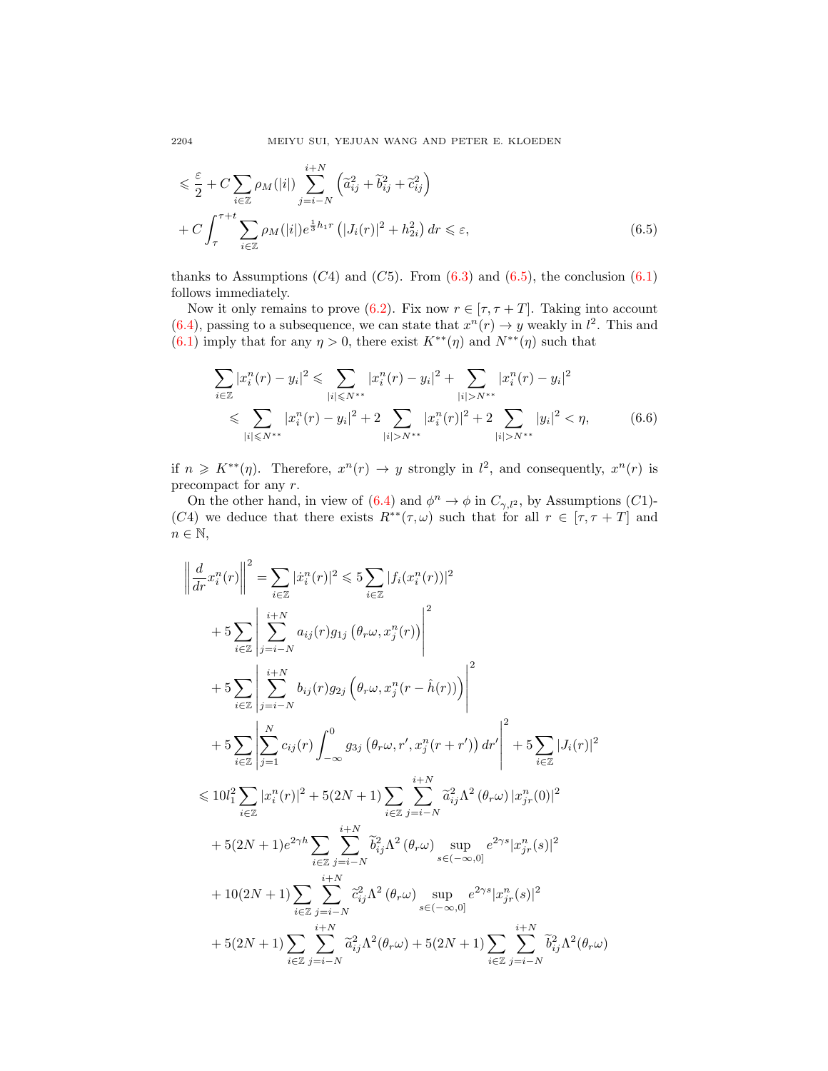$$\leqslant \frac{\varepsilon}{2} + C \sum_{i\in\mathbb{Z}} \rho_M(|i|) \sum_{j=i-N}^{i+N} \left(\widetilde{a}_{ij}^2 + \widetilde{b}_{ij}^2 + \widetilde{c}_{ij}^2\right)$$

$$+ C \int_\tau^{\tau+t} \sum_{i\in\mathbb{Z}} \rho_M(|i|) e^{\frac{1}{3}h_1 r} \left(|J_i(r)|^2 + h_{2i}^2\right) dr \leqslant \varepsilon, \tag{6.5}$$

thanks to Assumptions ($C4$) and ($C5$). From (6.3) and (6.5), the conclusion (6.1) follows immediately.

Now it only remains to prove (6.2). Fix now $r \in [\tau, \tau+T]$. Taking into account (6.4), passing to a subsequence, we can state that $x^n(r) \to y$ weakly in $l^2$. This and (6.1) imply that for any $\eta > 0$, there exist $K^{**}(\eta)$ and $N^{**}(\eta)$ such that

$$\sum_{i\in\mathbb{Z}} |x_i^n(r) - y_i|^2 \leqslant \sum_{|i|\leqslant N^{**}} |x_i^n(r) - y_i|^2 + \sum_{|i|>N^{**}} |x_i^n(r) - y_i|^2$$
$$\leqslant \sum_{|i|\leqslant N^{**}} |x_i^n(r) - y_i|^2 + 2\sum_{|i|>N^{**}} |x_i^n(r)|^2 + 2\sum_{|i|>N^{**}} |y_i|^2 < \eta, \tag{6.6}$$

if $n \geqslant K^{**}(\eta)$. Therefore, $x^n(r) \to y$ strongly in $l^2$, and consequently, $x^n(r)$ is precompact for any $r$.

On the other hand, in view of (6.4) and $\phi^n \to \phi$ in $C_{\gamma,l^2}$, by Assumptions ($C1$)-($C4$) we deduce that there exists $R^{**}(\tau,\omega)$ such that for all $r \in [\tau, \tau+T]$ and $n \in \mathbb{N}$,

$$\left\|\frac{d}{dr}x_i^n(r)\right\|^2 = \sum_{i\in\mathbb{Z}} |\dot{x}_i^n(r)|^2 \leqslant 5\sum_{i\in\mathbb{Z}} |f_i(x_i^n(r))|^2$$
$$+ 5\sum_{i\in\mathbb{Z}} \left|\sum_{j=i-N}^{i+N} a_{ij}(r) g_{1j}\left(\theta_r\omega, x_j^n(r)\right)\right|^2$$
$$+ 5\sum_{i\in\mathbb{Z}} \left|\sum_{j=i-N}^{i+N} b_{ij}(r) g_{2j}\left(\theta_r\omega, x_j^n(r - \hat{h}(r))\right)\right|^2$$
$$+ 5\sum_{i\in\mathbb{Z}} \left|\sum_{j=1}^{N} c_{ij}(r) \int_{-\infty}^0 g_{3j}\left(\theta_r\omega, r', x_j^n(r+r')\right) dr'\right|^2 + 5\sum_{i\in\mathbb{Z}} |J_i(r)|^2$$
$$\leqslant 10 l_1^2 \sum_{i\in\mathbb{Z}} |x_i^n(r)|^2 + 5(2N+1)\sum_{i\in\mathbb{Z}} \sum_{j=i-N}^{i+N} \widetilde{a}_{ij}^2 \Lambda^2(\theta_r\omega) |x_{jr}^n(0)|^2$$
$$+ 5(2N+1)e^{2\gamma h} \sum_{i\in\mathbb{Z}} \sum_{j=i-N}^{i+N} \widetilde{b}_{ij}^2 \Lambda^2(\theta_r\omega) \sup_{s\in(-\infty,0]} e^{2\gamma s} |x_{jr}^n(s)|^2$$
$$+ 10(2N+1)\sum_{i\in\mathbb{Z}} \sum_{j=i-N}^{i+N} \widetilde{c}_{ij}^2 \Lambda^2(\theta_r\omega) \sup_{s\in(-\infty,0]} e^{2\gamma s} |x_{jr}^n(s)|^2$$
$$+ 5(2N+1)\sum_{i\in\mathbb{Z}} \sum_{j=i-N}^{i+N} \widetilde{a}_{ij}^2 \Lambda^2(\theta_r\omega) + 5(2N+1)\sum_{i\in\mathbb{Z}} \sum_{j=i-N}^{i+N} \widetilde{b}_{ij}^2 \Lambda^2(\theta_r\omega)$$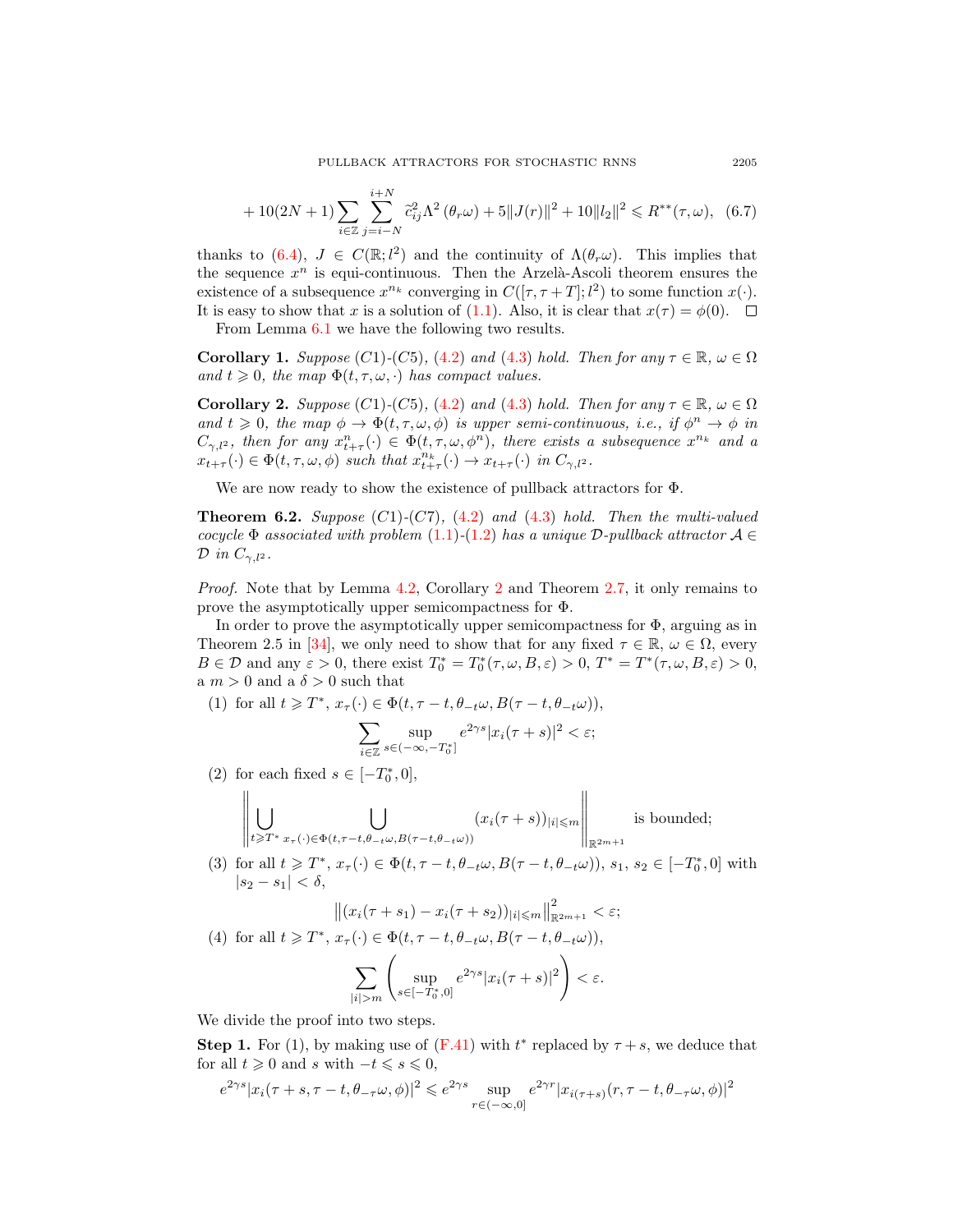$$+ 10(2N+1)\sum_{i\in\mathbb{Z}}\sum_{j=i-N}^{i+N}\tilde{c}_{ij}^2\Lambda^2(\theta_r\omega) + 5\|J(r)\|^2 + 10\|l_2\|^2 \leqslant R^{**}(\tau,\omega), \quad (6.7)$$

thanks to (6.4), $J \in C(\mathbb{R}; l^2)$ and the continuity of $\Lambda(\theta_r\omega)$. This implies that the sequence $x^n$ is equi-continuous. Then the Arzelà-Ascoli theorem ensures the existence of a subsequence $x^{n_k}$ converging in $C([\tau, \tau+T]; l^2)$ to some function $x(\cdot)$. It is easy to show that $x$ is a solution of (1.1). Also, it is clear that $x(\tau) = \phi(0)$. $\square$

From Lemma 6.1 we have the following two results.

**Corollary 1.** *Suppose (C1)-(C5), (4.2) and (4.3) hold. Then for any $\tau \in \mathbb{R}$, $\omega \in \Omega$ and $t \geqslant 0$, the map $\Phi(t, \tau, \omega, \cdot)$ has compact values.*

**Corollary 2.** *Suppose (C1)-(C5), (4.2) and (4.3) hold. Then for any $\tau \in \mathbb{R}$, $\omega \in \Omega$ and $t \geqslant 0$, the map $\phi \to \Phi(t, \tau, \omega, \phi)$ is upper semi-continuous, i.e., if $\phi^n \to \phi$ in $C_{\gamma,l^2}$, then for any $x_{t+\tau}^n(\cdot) \in \Phi(t, \tau, \omega, \phi^n)$, there exists a subsequence $x^{n_k}$ and a $x_{t+\tau}(\cdot) \in \Phi(t, \tau, \omega, \phi)$ such that $x_{t+\tau}^{n_k}(\cdot) \to x_{t+\tau}(\cdot)$ in $C_{\gamma,l^2}$.*

We are now ready to show the existence of pullback attractors for $\Phi$.

**Theorem 6.2.** *Suppose (C1)-(C7), (4.2) and (4.3) hold. Then the multi-valued cocycle $\Phi$ associated with problem (1.1)-(1.2) has a unique $\mathcal{D}$-pullback attractor $\mathcal{A} \in \mathcal{D}$ in $C_{\gamma,l^2}$.*

*Proof.* Note that by Lemma 4.2, Corollary 2 and Theorem 2.7, it only remains to prove the asymptotically upper semicompactness for $\Phi$.

In order to prove the asymptotically upper semicompactness for $\Phi$, arguing as in Theorem 2.5 in [34], we only need to show that for any fixed $\tau \in \mathbb{R}$, $\omega \in \Omega$, every $B \in \mathcal{D}$ and any $\varepsilon > 0$, there exist $T_0^* = T_0^*(\tau, \omega, B, \varepsilon) > 0$, $T^* = T^*(\tau, \omega, B, \varepsilon) > 0$, a $m > 0$ and a $\delta > 0$ such that

(1) for all $t \geqslant T^*$, $x_\tau(\cdot) \in \Phi(t, \tau - t, \theta_{-t}\omega, B(\tau - t, \theta_{-t}\omega))$,
$$\sum_{i\in\mathbb{Z}} \sup_{s\in(-\infty,-T_0^*]} e^{2\gamma s}|x_i(\tau+s)|^2 < \varepsilon;$$

(2) for each fixed $s \in [-T_0^*, 0]$,
$$\left\| \bigcup_{t\geqslant T^*} \bigcup_{x_\tau(\cdot)\in\Phi(t,\tau-t,\theta_{-t}\omega,B(\tau-t,\theta_{-t}\omega))} (x_i(\tau+s))_{|i|\leqslant m} \right\|_{\mathbb{R}^{2m+1}} \text{ is bounded;}$$

(3) for all $t \geqslant T^*$, $x_\tau(\cdot) \in \Phi(t, \tau - t, \theta_{-t}\omega, B(\tau - t, \theta_{-t}\omega))$, $s_1$, $s_2 \in [-T_0^*, 0]$ with $|s_2 - s_1| < \delta$,
$$\left\| (x_i(\tau+s_1) - x_i(\tau+s_2))_{|i|\leqslant m} \right\|_{\mathbb{R}^{2m+1}}^2 < \varepsilon;$$

(4) for all $t \geqslant T^*$, $x_\tau(\cdot) \in \Phi(t, \tau - t, \theta_{-t}\omega, B(\tau - t, \theta_{-t}\omega))$,
$$\sum_{|i|>m} \left( \sup_{s\in[-T_0^*,0]} e^{2\gamma s}|x_i(\tau+s)|^2 \right) < \varepsilon.$$

We divide the proof into two steps.

**Step 1.** For (1), by making use of (F.41) with $t^*$ replaced by $\tau + s$, we deduce that for all $t \geqslant 0$ and $s$ with $-t \leqslant s \leqslant 0$,

$$e^{2\gamma s}|x_i(\tau+s, \tau-t, \theta_{-\tau}\omega, \phi)|^2 \leqslant e^{2\gamma s} \sup_{r\in(-\infty,0]} e^{2\gamma r}|x_{i(\tau+s)}(r, \tau-t, \theta_{-\tau}\omega, \phi)|^2$$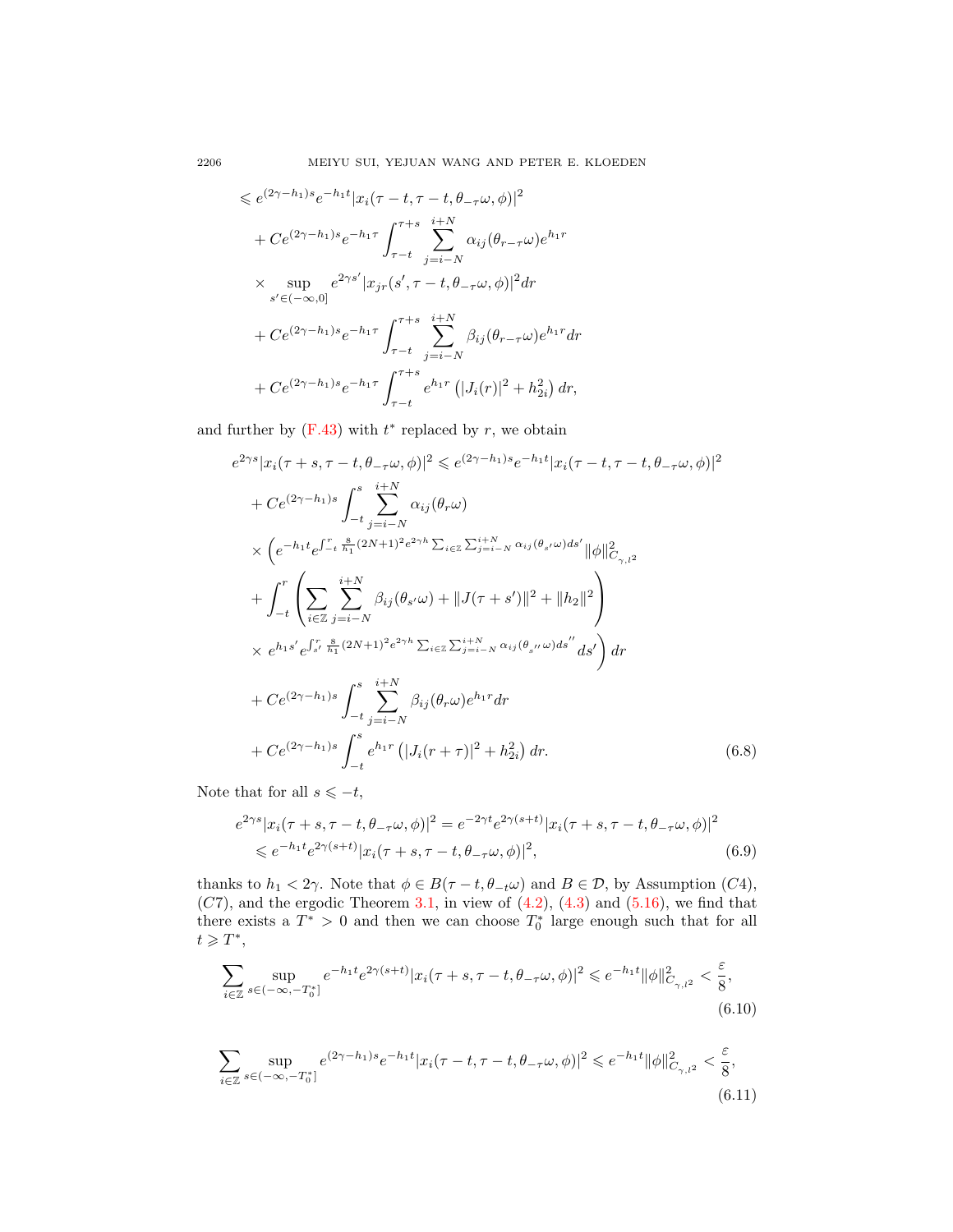$$
\begin{aligned}
&\leqslant e^{(2\gamma-h_1)s}e^{-h_1 t}|x_i(\tau-t,\tau-t,\theta_{-\tau}\omega,\phi)|^2 \\
&\quad + Ce^{(2\gamma-h_1)s}e^{-h_1\tau}\int_{\tau-t}^{\tau+s}\sum_{j=i-N}^{i+N}\alpha_{ij}(\theta_{r-\tau}\omega)e^{h_1 r} \\
&\quad \times \sup_{s'\in(-\infty,0]} e^{2\gamma s'}|x_{jr}(s',\tau-t,\theta_{-\tau}\omega,\phi)|^2 dr \\
&\quad + Ce^{(2\gamma-h_1)s}e^{-h_1\tau}\int_{\tau-t}^{\tau+s}\sum_{j=i-N}^{i+N}\beta_{ij}(\theta_{r-\tau}\omega)e^{h_1 r}dr \\
&\quad + Ce^{(2\gamma-h_1)s}e^{-h_1\tau}\int_{\tau-t}^{\tau+s}e^{h_1 r}\left(|J_i(r)|^2+h_{2i}^2\right)dr,
\end{aligned}
$$

and further by (F.43) with $t^*$ replaced by $r$, we obtain

$$
\begin{aligned}
e^{2\gamma s}|x_i(\tau+s,\tau-t,\theta_{-\tau}\omega,\phi)|^2 &\leqslant e^{(2\gamma-h_1)s}e^{-h_1 t}|x_i(\tau-t,\tau-t,\theta_{-\tau}\omega,\phi)|^2 \\
&\quad + Ce^{(2\gamma-h_1)s}\int_{-t}^{s}\sum_{j=i-N}^{i+N}\alpha_{ij}(\theta_r\omega) \\
&\quad \times \Bigg(e^{-h_1 t}e^{\int_{-t}^{r}\frac{8}{h_1}(2N+1)^2e^{2\gamma h}\sum_{i\in\mathbb{Z}}\sum_{j=i-N}^{i+N}\alpha_{ij}(\theta_{s'}\omega)ds'}\|\phi\|^2_{C_{\gamma,l^2}} \\
&\quad + \int_{-t}^{r}\left(\sum_{i\in\mathbb{Z}}\sum_{j=i-N}^{i+N}\beta_{ij}(\theta_{s'}\omega)+\|J(\tau+s')\|^2+\|h_2\|^2\right) \\
&\quad \times\, e^{h_1 s'}e^{\int_{s'}^{r}\frac{8}{h_1}(2N+1)^2e^{2\gamma h}\sum_{i\in\mathbb{Z}}\sum_{j=i-N}^{i+N}\alpha_{ij}(\theta_{s''}\omega)ds''}ds'\Bigg)dr \\
&\quad + Ce^{(2\gamma-h_1)s}\int_{-t}^{s}\sum_{j=i-N}^{i+N}\beta_{ij}(\theta_r\omega)e^{h_1 r}dr \\
&\quad + Ce^{(2\gamma-h_1)s}\int_{-t}^{s}e^{h_1 r}\left(|J_i(r+\tau)|^2+h_{2i}^2\right)dr.
\end{aligned}
\tag{6.8}
$$

Note that for all $s\leqslant -t$,

$$
\begin{aligned}
e^{2\gamma s}|x_i(\tau+s,\tau-t,\theta_{-\tau}\omega,\phi)|^2 &= e^{-2\gamma t}e^{2\gamma(s+t)}|x_i(\tau+s,\tau-t,\theta_{-\tau}\omega,\phi)|^2 \\
&\leqslant e^{-h_1 t}e^{2\gamma(s+t)}|x_i(\tau+s,\tau-t,\theta_{-\tau}\omega,\phi)|^2,
\end{aligned}
\tag{6.9}
$$

thanks to $h_1<2\gamma$. Note that $\phi\in B(\tau-t,\theta_{-t}\omega)$ and $B\in\mathcal{D}$, by Assumption $(C4)$, $(C7)$, and the ergodic Theorem 3.1, in view of (4.2), (4.3) and (5.16), we find that there exists a $T^*>0$ and then we can choose $T_0^*$ large enough such that for all $t\geqslant T^*$,

$$
\sum_{i\in\mathbb{Z}}\sup_{s\in(-\infty,-T_0^*]}e^{-h_1 t}e^{2\gamma(s+t)}|x_i(\tau+s,\tau-t,\theta_{-\tau}\omega,\phi)|^2\leqslant e^{-h_1 t}\|\phi\|^2_{C_{\gamma,l^2}}<\frac{\varepsilon}{8},
\tag{6.10}
$$

$$
\sum_{i\in\mathbb{Z}}\sup_{s\in(-\infty,-T_0^*]}e^{(2\gamma-h_1)s}e^{-h_1 t}|x_i(\tau-t,\tau-t,\theta_{-\tau}\omega,\phi)|^2\leqslant e^{-h_1 t}\|\phi\|^2_{C_{\gamma,l^2}}<\frac{\varepsilon}{8},
\tag{6.11}
$$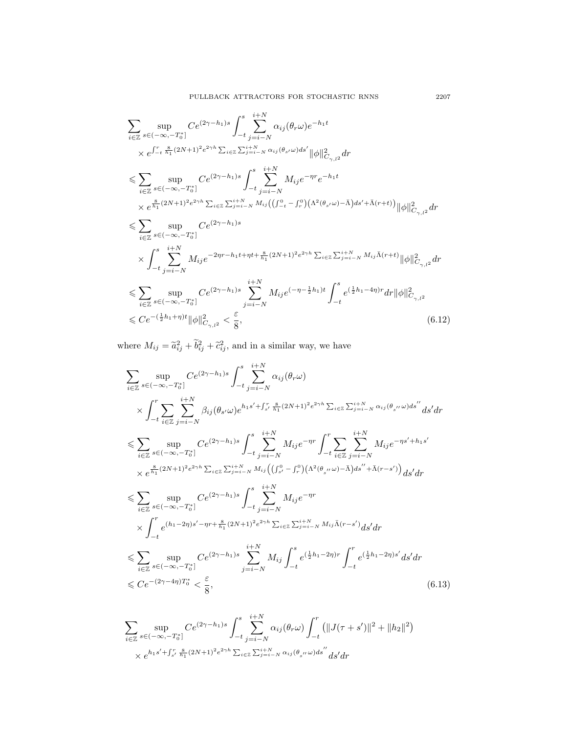$$
\begin{aligned}
&\sum_{i\in\mathbb{Z}}\sup_{s\in(-\infty,-T_0^*]}Ce^{(2\gamma-h_1)s}\int_{-t}^{s}\sum_{j=i-N}^{i+N}\alpha_{ij}(\theta_r\omega)e^{-h_1t}\\
&\quad\times e^{\int_{-t}^{r}\frac{8}{h_1}(2N+1)^2e^{2\gamma h}\sum_{i\in\mathbb{Z}}\sum_{j=i-N}^{i+N}\alpha_{ij}(\theta_{s'}\omega)ds'}\|\phi\|_{C_{\gamma,l^2}}^2dr\\
&\leqslant\sum_{i\in\mathbb{Z}}\sup_{s\in(-\infty,-T_0^*]}Ce^{(2\gamma-h_1)s}\int_{-t}^{s}\sum_{j=i-N}^{i+N}M_{ij}e^{-\eta r}e^{-h_1t}\\
&\quad\times e^{\frac{8}{h_1}(2N+1)^2e^{2\gamma h}\sum_{i\in\mathbb{Z}}\sum_{j=i-N}^{i+N}M_{ij}\left(\left(\int_{-t}^{0}-\int_{r}^{0}\right)\left(\Lambda^2(\theta_{s'}\omega)-\bar{\Lambda}\right)ds'+\bar{\Lambda}(r+t)\right)}\|\phi\|_{C_{\gamma,l^2}}^2dr\\
&\leqslant\sum_{i\in\mathbb{Z}}\sup_{s\in(-\infty,-T_0^*]}Ce^{(2\gamma-h_1)s}\\
&\quad\times\int_{-t}^{s}\sum_{j=i-N}^{i+N}M_{ij}e^{-2\eta r-h_1t+\eta t+\frac{8}{h_1}(2N+1)^2e^{2\gamma h}\sum_{i\in\mathbb{Z}}\sum_{j=i-N}^{i+N}M_{ij}\bar{\Lambda}(r+t)}\|\phi\|_{C_{\gamma,l^2}}^2dr\\
&\leqslant\sum_{i\in\mathbb{Z}}\sup_{s\in(-\infty,-T_0^*]}Ce^{(2\gamma-h_1)s}\sum_{j=i-N}^{i+N}M_{ij}e^{(-\eta-\frac{1}{2}h_1)t}\int_{-t}^{s}e^{(\frac{1}{2}h_1-4\eta)r}dr\|\phi\|_{C_{\gamma,l^2}}^2\\
&\leqslant Ce^{-(\frac{1}{2}h_1+\eta)t}\|\phi\|_{C_{\gamma,l^2}}^2<\frac{\varepsilon}{8},
\end{aligned}\tag{6.12}
$$

where $M_{ij}=\widetilde{a}_{ij}^2+\widetilde{b}_{ij}^2+\widetilde{c}_{ij}^2$, and in a similar way, we have

$$
\begin{aligned}
&\sum_{i\in\mathbb{Z}}\sup_{s\in(-\infty,-T_0^*]}Ce^{(2\gamma-h_1)s}\int_{-t}^{s}\sum_{j=i-N}^{i+N}\alpha_{ij}(\theta_r\omega)\\
&\quad\times\int_{-t}^{r}\sum_{i\in\mathbb{Z}}\sum_{j=i-N}^{i+N}\beta_{ij}(\theta_{s'}\omega)e^{h_1s'+\int_{s'}^{r}\frac{8}{h_1}(2N+1)^2e^{2\gamma h}\sum_{i\in\mathbb{Z}}\sum_{j=i-N}^{i+N}\alpha_{ij}(\theta_{s''}\omega)ds''}ds'dr\\
&\leqslant\sum_{i\in\mathbb{Z}}\sup_{s\in(-\infty,-T_0^*]}Ce^{(2\gamma-h_1)s}\int_{-t}^{s}\sum_{j=i-N}^{i+N}M_{ij}e^{-\eta r}\int_{-t}^{r}\sum_{i\in\mathbb{Z}}\sum_{j=i-N}^{i+N}M_{ij}e^{-\eta s'+h_1s'}\\
&\quad\times e^{\frac{8}{h_1}(2N+1)^2e^{2\gamma h}\sum_{i\in\mathbb{Z}}\sum_{j=i-N}^{i+N}M_{ij}\left(\left(\int_{s'}^{0}-\int_{r}^{0}\right)\left(\Lambda^2(\theta_{s''}\omega)-\bar{\Lambda}\right)ds''+\bar{\Lambda}(r-s')\right)}ds'dr\\
&\leqslant\sum_{i\in\mathbb{Z}}\sup_{s\in(-\infty,-T_0^*]}Ce^{(2\gamma-h_1)s}\int_{-t}^{s}\sum_{j=i-N}^{i+N}M_{ij}e^{-\eta r}\\
&\quad\times\int_{-t}^{r}e^{(h_1-2\eta)s'-\eta r+\frac{8}{h_1}(2N+1)^2e^{2\gamma h}\sum_{i\in\mathbb{Z}}\sum_{j=i-N}^{i+N}M_{ij}\bar{\Lambda}(r-s')}ds'dr\\
&\leqslant\sum_{i\in\mathbb{Z}}\sup_{s\in(-\infty,-T_0^*]}Ce^{(2\gamma-h_1)s}\sum_{j=i-N}^{i+N}M_{ij}\int_{-t}^{s}e^{(\frac{1}{2}h_1-2\eta)r}\int_{-t}^{r}e^{(\frac{1}{2}h_1-2\eta)s'}ds'dr\\
&\leqslant Ce^{-(2\gamma-4\eta)T_0^*}<\frac{\varepsilon}{8},
\end{aligned}\tag{6.13}
$$

$$
\begin{aligned}
&\sum_{i\in\mathbb{Z}}\sup_{s\in(-\infty,-T_0^*]}Ce^{(2\gamma-h_1)s}\int_{-t}^{s}\sum_{j=i-N}^{i+N}\alpha_{ij}(\theta_r\omega)\int_{-t}^{r}\left(\|J(\tau+s')\|^2+\|h_2\|^2\right)\\
&\quad\times e^{h_1s'+\int_{s'}^{r}\frac{8}{h_1}(2N+1)^2e^{2\gamma h}\sum_{i\in\mathbb{Z}}\sum_{j=i-N}^{i+N}\alpha_{ij}(\theta_{s''}\omega)ds''}ds'dr
\end{aligned}
$$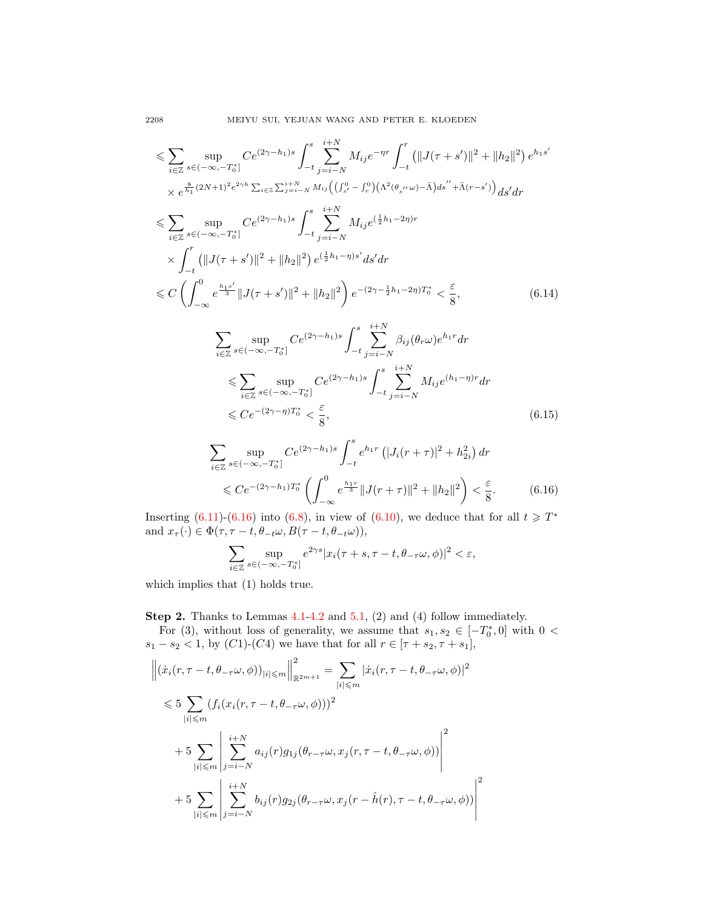$$
\begin{aligned}
&\leqslant \sum_{i\in\mathbb{Z}} \sup_{s\in(-\infty,-T_0^*]} Ce^{(2\gamma-h_1)s}\int_{-t}^{s}\sum_{j=i-N}^{i+N} M_{ij}e^{-\eta r}\int_{-t}^{r}\left(\|J(\tau+s')\|^2+\|h_2\|^2\right)e^{h_1 s'} \\
&\quad\times e^{\frac{8}{h_1}(2N+1)^2 e^{2\gamma h}\sum_{i\in\mathbb{Z}}\sum_{j=i-N}^{i+N} M_{ij}\left(\left(\int_{s'}^{0}-\int_{r}^{0}\right)\left(\Lambda^2(\theta_{s''}\omega)-\bar{\Lambda}\right)ds''+\bar{\Lambda}(r-s')\right)}ds'dr \\
&\leqslant \sum_{i\in\mathbb{Z}} \sup_{s\in(-\infty,-T_0^*]} Ce^{(2\gamma-h_1)s}\int_{-t}^{s}\sum_{j=i-N}^{i+N} M_{ij}e^{(\frac{1}{2}h_1-2\eta)r} \\
&\quad\times\int_{-t}^{r}\left(\|J(\tau+s')\|^2+\|h_2\|^2\right)e^{(\frac{1}{2}h_1-\eta)s'}ds'dr \\
&\leqslant C\left(\int_{-\infty}^{0} e^{\frac{h_1 s'}{3}}\|J(\tau+s')\|^2+\|h_2\|^2\right)e^{-(2\gamma-\frac{1}{2}h_1-2\eta)T_0^*}<\frac{\varepsilon}{8},
\end{aligned}
\tag{6.14}
$$

$$
\begin{aligned}
&\sum_{i\in\mathbb{Z}} \sup_{s\in(-\infty,-T_0^*]} Ce^{(2\gamma-h_1)s}\int_{-t}^{s}\sum_{j=i-N}^{i+N}\beta_{ij}(\theta_r\omega)e^{h_1 r}dr \\
&\quad\leqslant \sum_{i\in\mathbb{Z}} \sup_{s\in(-\infty,-T_0^*]} Ce^{(2\gamma-h_1)s}\int_{-t}^{s}\sum_{j=i-N}^{i+N} M_{ij}e^{(h_1-\eta)r}dr \\
&\quad\leqslant Ce^{-(2\gamma-\eta)T_0^*}<\frac{\varepsilon}{8},
\end{aligned}
\tag{6.15}
$$

$$
\begin{aligned}
&\sum_{i\in\mathbb{Z}} \sup_{s\in(-\infty,-T_0^*]} Ce^{(2\gamma-h_1)s}\int_{-t}^{s} e^{h_1 r}\left(|J_i(r+\tau)|^2+h_{2i}^2\right)dr \\
&\quad\leqslant Ce^{-(2\gamma-h_1)T_0^*}\left(\int_{-\infty}^{0} e^{\frac{h_1 r}{3}}\|J(r+\tau)\|^2+\|h_2\|^2\right)<\frac{\varepsilon}{8}.
\end{aligned}
\tag{6.16}
$$

Inserting (6.11)-(6.16) into (6.8), in view of (6.10), we deduce that for all $t\geqslant T^*$ and $x_\tau(\cdot)\in\Phi(\tau,\tau-t,\theta_{-t}\omega,B(\tau-t,\theta_{-t}\omega))$,

$$
\sum_{i\in\mathbb{Z}} \sup_{s\in(-\infty,-T_0^*]} e^{2\gamma s}|x_i(\tau+s,\tau-t,\theta_{-\tau}\omega,\phi)|^2<\varepsilon,
$$

which implies that (1) holds true.

**Step 2.** Thanks to Lemmas 4.1-4.2 and 5.1, (2) and (4) follow immediately.

For (3), without loss of generality, we assume that $s_1,s_2\in[-T_0^*,0]$ with $0<s_1-s_2<1$, by (C1)-(C4) we have that for all $r\in[\tau+s_2,\tau+s_1]$,

$$
\begin{aligned}
&\left\|(\dot{x}_i(r,\tau-t,\theta_{-\tau}\omega,\phi))_{|i|\leqslant m}\right\|_{\mathbb{R}^{2m+1}}^2=\sum_{|i|\leqslant m}|\dot{x}_i(r,\tau-t,\theta_{-\tau}\omega,\phi)|^2 \\
&\quad\leqslant 5\sum_{|i|\leqslant m}\left(f_i(x_i(r,\tau-t,\theta_{-\tau}\omega,\phi))\right)^2 \\
&\qquad+5\sum_{|i|\leqslant m}\left|\sum_{j=i-N}^{i+N} a_{ij}(r)g_{1j}(\theta_{r-\tau}\omega,x_j(r,\tau-t,\theta_{-\tau}\omega,\phi))\right|^2 \\
&\qquad+5\sum_{|i|\leqslant m}\left|\sum_{j=i-N}^{i+N} b_{ij}(r)g_{2j}(\theta_{r-\tau}\omega,x_j(r-\hat{h}(r),\tau-t,\theta_{-\tau}\omega,\phi))\right|^2
\end{aligned}
$$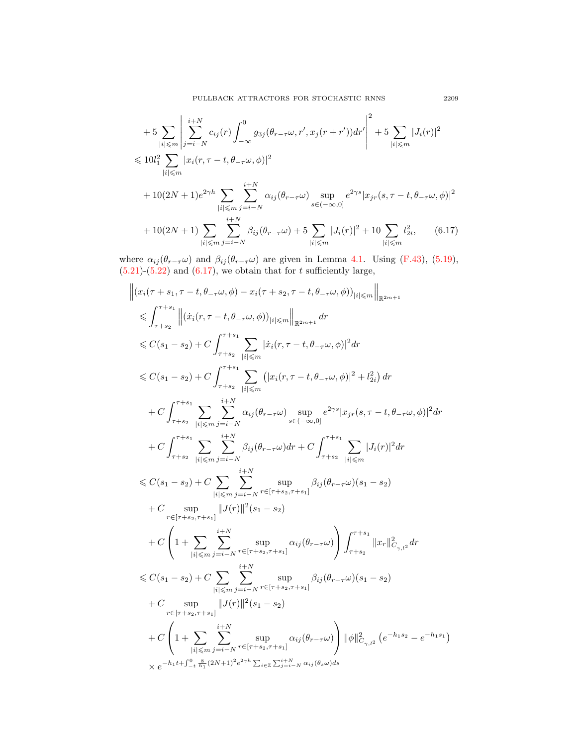$$
\begin{aligned}
&+5\sum_{|i|\leqslant m}\left|\sum_{j=i-N}^{i+N}c_{ij}(r)\int_{-\infty}^{0}g_{3j}(\theta_{r-\tau}\omega,r',x_j(r+r'))dr'\right|^2+5\sum_{|i|\leqslant m}|J_i(r)|^2\\
&\leqslant 10l_1^2\sum_{|i|\leqslant m}|x_i(r,\tau-t,\theta_{-\tau}\omega,\phi)|^2\\
&\quad+10(2N+1)e^{2\gamma h}\sum_{|i|\leqslant m}\sum_{j=i-N}^{i+N}\alpha_{ij}(\theta_{r-\tau}\omega)\sup_{s\in(-\infty,0]}e^{2\gamma s}|x_{jr}(s,\tau-t,\theta_{-\tau}\omega,\phi)|^2\\
&\quad+10(2N+1)\sum_{|i|\leqslant m}\sum_{j=i-N}^{i+N}\beta_{ij}(\theta_{r-\tau}\omega)+5\sum_{|i|\leqslant m}|J_i(r)|^2+10\sum_{|i|\leqslant m}l_{2i}^2, \qquad (6.17)
\end{aligned}
$$

where $\alpha_{ij}(\theta_{r-\tau}\omega)$ and $\beta_{ij}(\theta_{r-\tau}\omega)$ are given in Lemma 4.1. Using (F.43), (5.19), (5.21)-(5.22) and (6.17), we obtain that for $t$ sufficiently large,

$$
\begin{aligned}
&\left\|(x_i(\tau+s_1,\tau-t,\theta_{-\tau}\omega,\phi)-x_i(\tau+s_2,\tau-t,\theta_{-\tau}\omega,\phi))_{|i|\leqslant m}\right\|_{\mathbb{R}^{2m+1}}\\
&\leqslant\int_{\tau+s_2}^{\tau+s_1}\left\|(\dot{x}_i(r,\tau-t,\theta_{-\tau}\omega,\phi))_{|i|\leqslant m}\right\|_{\mathbb{R}^{2m+1}}dr\\
&\leqslant C(s_1-s_2)+C\int_{\tau+s_2}^{\tau+s_1}\sum_{|i|\leqslant m}|\dot{x}_i(r,\tau-t,\theta_{-\tau}\omega,\phi)|^2dr\\
&\leqslant C(s_1-s_2)+C\int_{\tau+s_2}^{\tau+s_1}\sum_{|i|\leqslant m}\left(|x_i(r,\tau-t,\theta_{-\tau}\omega,\phi)|^2+l_{2i}^2\right)dr\\
&\quad+C\int_{\tau+s_2}^{\tau+s_1}\sum_{|i|\leqslant m}\sum_{j=i-N}^{i+N}\alpha_{ij}(\theta_{r-\tau}\omega)\sup_{s\in(-\infty,0]}e^{2\gamma s}|x_{jr}(s,\tau-t,\theta_{-\tau}\omega,\phi)|^2dr\\
&\quad+C\int_{\tau+s_2}^{\tau+s_1}\sum_{|i|\leqslant m}\sum_{j=i-N}^{i+N}\beta_{ij}(\theta_{r-\tau}\omega)dr+C\int_{\tau+s_2}^{\tau+s_1}\sum_{|i|\leqslant m}|J_i(r)|^2dr\\
&\leqslant C(s_1-s_2)+C\sum_{|i|\leqslant m}\sum_{j=i-N}^{i+N}\sup_{r\in[\tau+s_2,\tau+s_1]}\beta_{ij}(\theta_{r-\tau}\omega)(s_1-s_2)\\
&\quad+C\sup_{r\in[\tau+s_2,\tau+s_1]}\|J(r)\|^2(s_1-s_2)\\
&\quad+C\left(1+\sum_{|i|\leqslant m}\sum_{j=i-N}^{i+N}\sup_{r\in[\tau+s_2,\tau+s_1]}\alpha_{ij}(\theta_{r-\tau}\omega)\right)\int_{\tau+s_2}^{\tau+s_1}\|x_r\|_{C_{\gamma,l^2}}^2dr\\
&\leqslant C(s_1-s_2)+C\sum_{|i|\leqslant m}\sum_{j=i-N}^{i+N}\sup_{r\in[\tau+s_2,\tau+s_1]}\beta_{ij}(\theta_{r-\tau}\omega)(s_1-s_2)\\
&\quad+C\sup_{r\in[\tau+s_2,\tau+s_1]}\|J(r)\|^2(s_1-s_2)\\
&\quad+C\left(1+\sum_{|i|\leqslant m}\sum_{j=i-N}^{i+N}\sup_{r\in[\tau+s_2,\tau+s_1]}\alpha_{ij}(\theta_{r-\tau}\omega)\right)\|\phi\|_{C_{\gamma,l^2}}^2\left(e^{-h_1s_2}-e^{-h_1s_1}\right)\\
&\quad\times e^{-h_1t+\int_{-t}^{0}\frac{8}{h_1}(2N+1)^2e^{2\gamma h}\sum_{i\in\mathbb{Z}}\sum_{j=i-N}^{i+N}\alpha_{ij}(\theta_s\omega)ds}
\end{aligned}
$$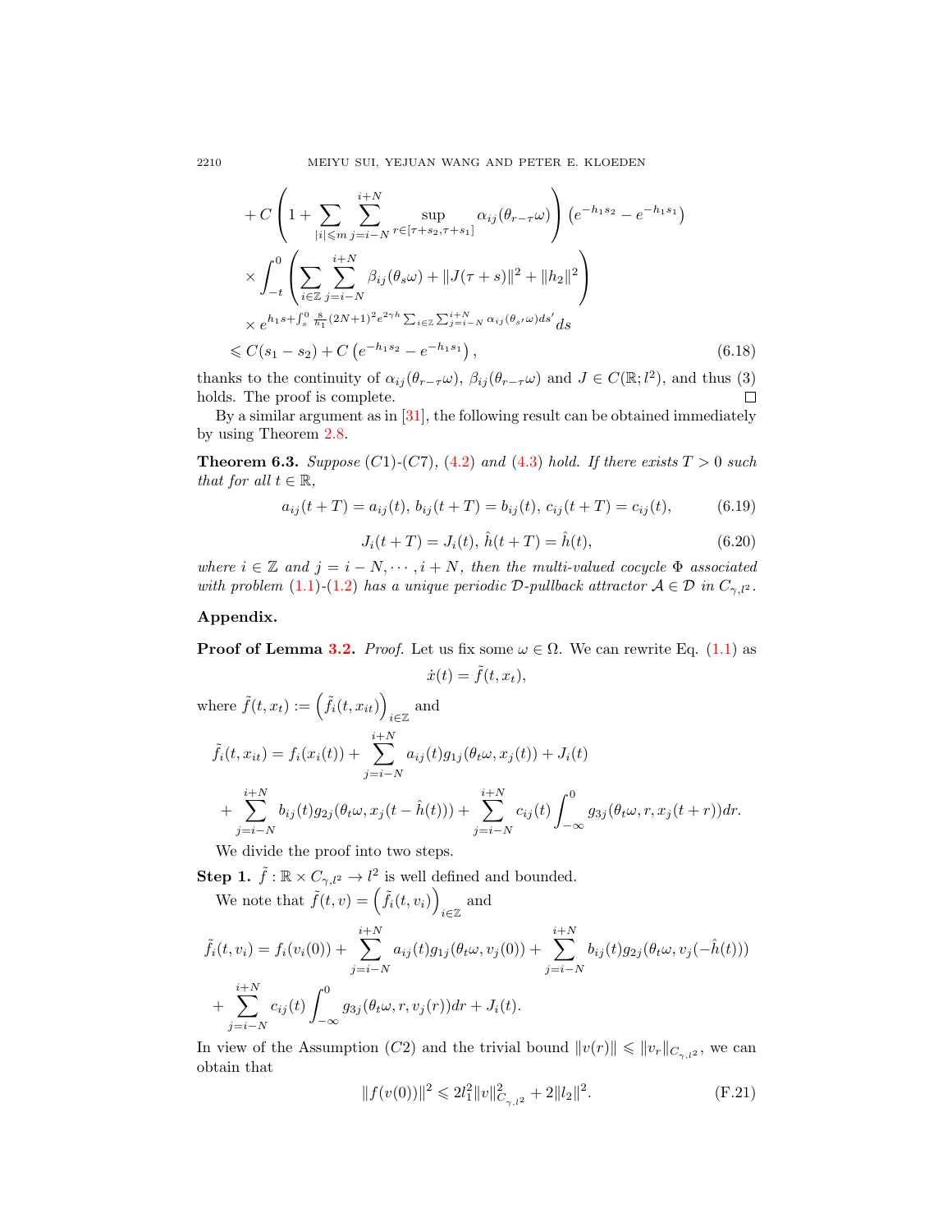$$
\begin{aligned}
&+C\left(1+\sum_{|i|\leqslant m}\sum_{j=i-N}^{i+N}\sup_{r\in[\tau+s_2,\tau+s_1]}\alpha_{ij}(\theta_{r-\tau}\omega)\right)\left(e^{-h_1s_2}-e^{-h_1s_1}\right)\\
&\times\int_{-t}^{0}\left(\sum_{i\in\mathbb{Z}}\sum_{j=i-N}^{i+N}\beta_{ij}(\theta_s\omega)+\|J(\tau+s)\|^2+\|h_2\|^2\right)\\
&\times e^{h_1s+\int_s^0\frac{8}{h_1}(2N+1)^2e^{2\gamma h}\sum_{i\in\mathbb{Z}}\sum_{j=i-N}^{i+N}\alpha_{ij}(\theta_{s'}\omega)ds'}ds\\
\leqslant\ & C(s_1-s_2)+C\left(e^{-h_1s_2}-e^{-h_1s_1}\right),
\end{aligned}
\tag{6.18}
$$

thanks to the continuity of $\alpha_{ij}(\theta_{r-\tau}\omega)$, $\beta_{ij}(\theta_{r-\tau}\omega)$ and $J\in C(\mathbb{R};l^2)$, and thus (3) holds. The proof is complete. ◻

By a similar argument as in [31], the following result can be obtained immediately by using Theorem 2.8.

**Theorem 6.3.** *Suppose (C1)-(C7), (4.2) and (4.3) hold. If there exists $T>0$ such that for all $t\in\mathbb{R}$,*

$$
a_{ij}(t+T)=a_{ij}(t),\ b_{ij}(t+T)=b_{ij}(t),\ c_{ij}(t+T)=c_{ij}(t), \tag{6.19}
$$

$$
J_i(t+T)=J_i(t),\ \hat{h}(t+T)=\hat{h}(t), \tag{6.20}
$$

*where $i\in\mathbb{Z}$ and $j=i-N,\cdots,i+N$, then the multi-valued cocycle $\Phi$ associated with problem (1.1)-(1.2) has a unique periodic $\mathcal{D}$-pullback attractor $\mathcal{A}\in\mathcal{D}$ in $C_{\gamma,l^2}$.*

## Appendix.

**Proof of Lemma 3.2.** *Proof.* Let us fix some $\omega\in\Omega$. We can rewrite Eq. (1.1) as

$$
\dot{x}(t)=\tilde{f}(t,x_t),
$$

where $\tilde{f}(t,x_t):=\left(\tilde{f}_i(t,x_{it})\right)_{i\in\mathbb{Z}}$ and

$$
\begin{aligned}
\tilde{f}_i(t,x_{it})&=f_i(x_i(t))+\sum_{j=i-N}^{i+N}a_{ij}(t)g_{1j}(\theta_t\omega,x_j(t))+J_i(t)\\
&+\sum_{j=i-N}^{i+N}b_{ij}(t)g_{2j}(\theta_t\omega,x_j(t-\hat{h}(t)))+\sum_{j=i-N}^{i+N}c_{ij}(t)\int_{-\infty}^{0}g_{3j}(\theta_t\omega,r,x_j(t+r))dr.
\end{aligned}
$$

We divide the proof into two steps.

**Step 1.** $\tilde{f}:\mathbb{R}\times C_{\gamma,l^2}\to l^2$ is well defined and bounded.

We note that $\tilde{f}(t,v)=\left(\tilde{f}_i(t,v_i)\right)_{i\in\mathbb{Z}}$ and

$$
\begin{aligned}
\tilde{f}_i(t,v_i)&=f_i(v_i(0))+\sum_{j=i-N}^{i+N}a_{ij}(t)g_{1j}(\theta_t\omega,v_j(0))+\sum_{j=i-N}^{i+N}b_{ij}(t)g_{2j}(\theta_t\omega,v_j(-\hat{h}(t)))\\
&+\sum_{j=i-N}^{i+N}c_{ij}(t)\int_{-\infty}^{0}g_{3j}(\theta_t\omega,r,v_j(r))dr+J_i(t).
\end{aligned}
$$

In view of the Assumption (C2) and the trivial bound $\|v(r)\|\leqslant\|v_r\|_{C_{\gamma,l^2}}$, we can obtain that

$$
\|f(v(0))\|^2\leqslant 2l_1^2\|v\|^2_{C_{\gamma,l^2}}+2\|l_2\|^2. \tag{F.21}
$$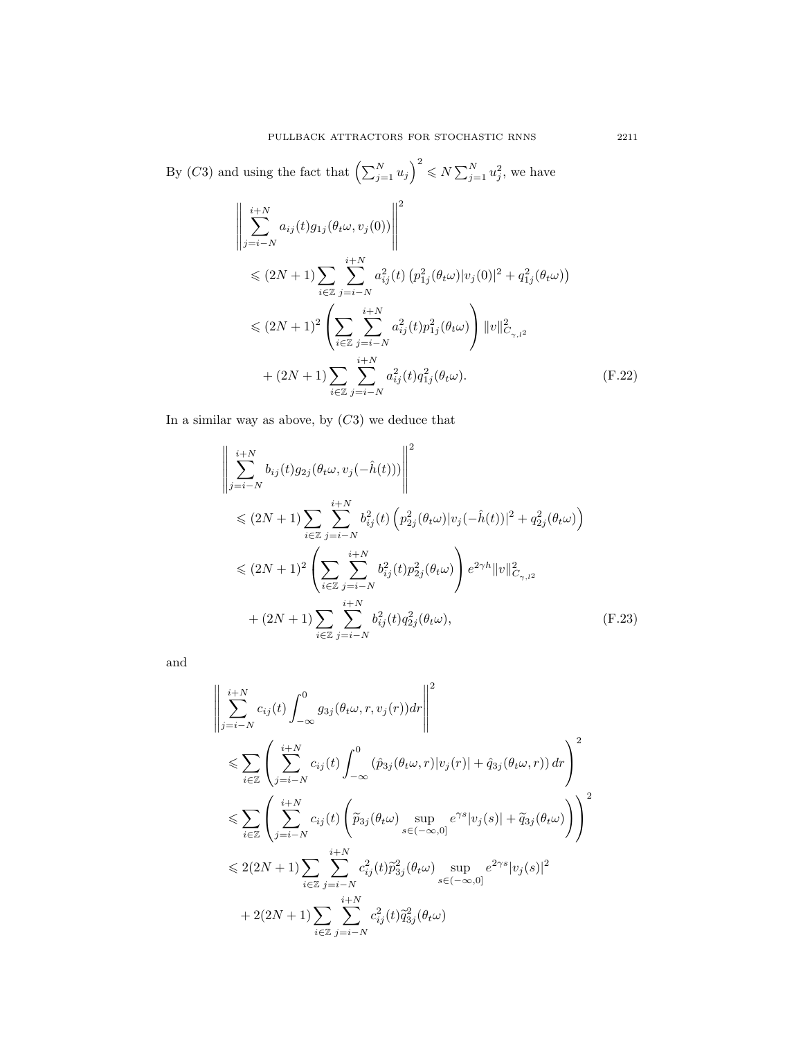By $(C3)$ and using the fact that $\left(\sum_{j=1}^{N} u_j\right)^2 \leqslant N\sum_{j=1}^{N} u_j^2$, we have

$$
\begin{aligned}
&\left\| \sum_{j=i-N}^{i+N} a_{ij}(t) g_{1j}(\theta_t\omega, v_j(0)) \right\|^2 \\
&\quad \leqslant (2N+1)\sum_{i\in\mathbb{Z}}\sum_{j=i-N}^{i+N} a_{ij}^2(t)\left(p_{1j}^2(\theta_t\omega)|v_j(0)|^2 + q_{1j}^2(\theta_t\omega)\right) \\
&\quad \leqslant (2N+1)^2\left(\sum_{i\in\mathbb{Z}}\sum_{j=i-N}^{i+N} a_{ij}^2(t) p_{1j}^2(\theta_t\omega)\right)\|v\|^2_{C_{\gamma,l^2}} \\
&\qquad + (2N+1)\sum_{i\in\mathbb{Z}}\sum_{j=i-N}^{i+N} a_{ij}^2(t) q_{1j}^2(\theta_t\omega).
\end{aligned} \tag{F.22}
$$

In a similar way as above, by $(C3)$ we deduce that

$$
\begin{aligned}
&\left\| \sum_{j=i-N}^{i+N} b_{ij}(t) g_{2j}(\theta_t\omega, v_j(-\hat{h}(t))) \right\|^2 \\
&\quad \leqslant (2N+1)\sum_{i\in\mathbb{Z}}\sum_{j=i-N}^{i+N} b_{ij}^2(t)\left(p_{2j}^2(\theta_t\omega)|v_j(-\hat{h}(t))|^2 + q_{2j}^2(\theta_t\omega)\right) \\
&\quad \leqslant (2N+1)^2\left(\sum_{i\in\mathbb{Z}}\sum_{j=i-N}^{i+N} b_{ij}^2(t) p_{2j}^2(\theta_t\omega)\right) e^{2\gamma h}\|v\|^2_{C_{\gamma,l^2}} \\
&\qquad + (2N+1)\sum_{i\in\mathbb{Z}}\sum_{j=i-N}^{i+N} b_{ij}^2(t) q_{2j}^2(\theta_t\omega),
\end{aligned} \tag{F.23}
$$

and

$$
\begin{aligned}
&\left\| \sum_{j=i-N}^{i+N} c_{ij}(t) \int_{-\infty}^{0} g_{3j}(\theta_t\omega, r, v_j(r))dr \right\|^2 \\
&\quad \leqslant \sum_{i\in\mathbb{Z}}\left(\sum_{j=i-N}^{i+N} c_{ij}(t)\int_{-\infty}^{0}\left(\hat{p}_{3j}(\theta_t\omega, r)|v_j(r)| + \hat{q}_{3j}(\theta_t\omega, r)\right)dr\right)^2 \\
&\quad \leqslant \sum_{i\in\mathbb{Z}}\left(\sum_{j=i-N}^{i+N} c_{ij}(t)\left(\widetilde{p}_{3j}(\theta_t\omega)\sup_{s\in(-\infty,0]} e^{\gamma s}|v_j(s)| + \widetilde{q}_{3j}(\theta_t\omega)\right)\right)^2 \\
&\quad \leqslant 2(2N+1)\sum_{i\in\mathbb{Z}}\sum_{j=i-N}^{i+N} c_{ij}^2(t)\widetilde{p}_{3j}^2(\theta_t\omega)\sup_{s\in(-\infty,0]} e^{2\gamma s}|v_j(s)|^2 \\
&\qquad + 2(2N+1)\sum_{i\in\mathbb{Z}}\sum_{j=i-N}^{i+N} c_{ij}^2(t)\widetilde{q}_{3j}^2(\theta_t\omega)
\end{aligned}
$$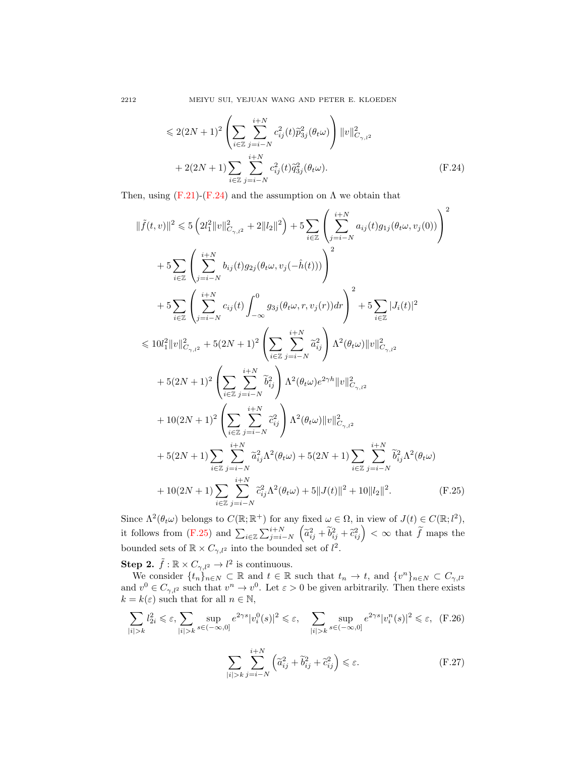$$
\begin{aligned}
&\leqslant 2(2N+1)^2\left(\sum_{i\in\mathbb{Z}}\sum_{j=i-N}^{i+N}c_{ij}^2(t)\widetilde{p}_{3j}^2(\theta_t\omega)\right)\|v\|_{C_{\gamma,l^2}}^2\\
&\quad+2(2N+1)\sum_{i\in\mathbb{Z}}\sum_{j=i-N}^{i+N}c_{ij}^2(t)\widetilde{q}_{3j}^2(\theta_t\omega).
\end{aligned}
\tag{F.24}
$$

Then, using (F.21)-(F.24) and the assumption on $\Lambda$ we obtain that

$$
\begin{aligned}
\|\tilde{f}(t,v)\|^2 &\leqslant 5\left(2l_1^2\|v\|_{C_{\gamma,l^2}}^2+2\|l_2\|^2\right)+5\sum_{i\in\mathbb{Z}}\left(\sum_{j=i-N}^{i+N}a_{ij}(t)g_{1j}(\theta_t\omega,v_j(0))\right)^2\\
&\quad+5\sum_{i\in\mathbb{Z}}\left(\sum_{j=i-N}^{i+N}b_{ij}(t)g_{2j}(\theta_t\omega,v_j(-\hat{h}(t)))\right)^2\\
&\quad+5\sum_{i\in\mathbb{Z}}\left(\sum_{j=i-N}^{i+N}c_{ij}(t)\int_{-\infty}^0 g_{3j}(\theta_t\omega,r,v_j(r))dr\right)^2+5\sum_{i\in\mathbb{Z}}|J_i(t)|^2\\
&\leqslant 10l_1^2\|v\|_{C_{\gamma,l^2}}^2+5(2N+1)^2\left(\sum_{i\in\mathbb{Z}}\sum_{j=i-N}^{i+N}\widetilde{a}_{ij}^2\right)\Lambda^2(\theta_t\omega)\|v\|_{C_{\gamma,l^2}}^2\\
&\quad+5(2N+1)^2\left(\sum_{i\in\mathbb{Z}}\sum_{j=i-N}^{i+N}\widetilde{b}_{ij}^2\right)\Lambda^2(\theta_t\omega)e^{2\gamma h}\|v\|_{C_{\gamma,l^2}}^2\\
&\quad+10(2N+1)^2\left(\sum_{i\in\mathbb{Z}}\sum_{j=i-N}^{i+N}\widetilde{c}_{ij}^2\right)\Lambda^2(\theta_t\omega)\|v\|_{C_{\gamma,l^2}}^2\\
&\quad+5(2N+1)\sum_{i\in\mathbb{Z}}\sum_{j=i-N}^{i+N}\widetilde{a}_{ij}^2\Lambda^2(\theta_t\omega)+5(2N+1)\sum_{i\in\mathbb{Z}}\sum_{j=i-N}^{i+N}\widetilde{b}_{ij}^2\Lambda^2(\theta_t\omega)\\
&\quad+10(2N+1)\sum_{i\in\mathbb{Z}}\sum_{j=i-N}^{i+N}\widetilde{c}_{ij}^2\Lambda^2(\theta_t\omega)+5\|J(t)\|^2+10\|l_2\|^2.
\end{aligned}
\tag{F.25}
$$

Since $\Lambda^2(\theta_t\omega)$ belongs to $C(\mathbb{R};\mathbb{R}^+)$ for any fixed $\omega\in\Omega$, in view of $J(t)\in C(\mathbb{R};l^2)$, it follows from (F.25) and $\sum_{i\in\mathbb{Z}}\sum_{j=i-N}^{i+N}\left(\widetilde{a}_{ij}^2+\widetilde{b}_{ij}^2+\widetilde{c}_{ij}^2\right)<\infty$ that $\widetilde{f}$ maps the bounded sets of $\mathbb{R}\times C_{\gamma,l^2}$ into the bounded set of $l^2$.

**Step 2.** $\tilde{f}:\mathbb{R}\times C_{\gamma,l^2}\to l^2$ is continuous.

We consider $\{t_n\}_{n\in N}\subset\mathbb{R}$ and $t\in\mathbb{R}$ such that $t_n\to t$, and $\{v^n\}_{n\in N}\subset C_{\gamma,l^2}$ and $v^0\in C_{\gamma,l^2}$ such that $v^n\to v^0$. Let $\varepsilon>0$ be given arbitrarily. Then there exists $k=k(\varepsilon)$ such that for all $n\in\mathbb{N}$,

$$
\sum_{|i|>k}l_{2i}^2\leqslant\varepsilon,\ \sum_{|i|>k}\sup_{s\in(-\infty,0]}e^{2\gamma s}|v_i^0(s)|^2\leqslant\varepsilon,\quad \sum_{|i|>k}\sup_{s\in(-\infty,0]}e^{2\gamma s}|v_i^n(s)|^2\leqslant\varepsilon,
\tag{F.26}
$$

$$
\sum_{|i|>k}\sum_{j=i-N}^{i+N}\left(\widetilde{a}_{ij}^2+\widetilde{b}_{ij}^2+\widetilde{c}_{ij}^2\right)\leqslant\varepsilon.
\tag{F.27}
$$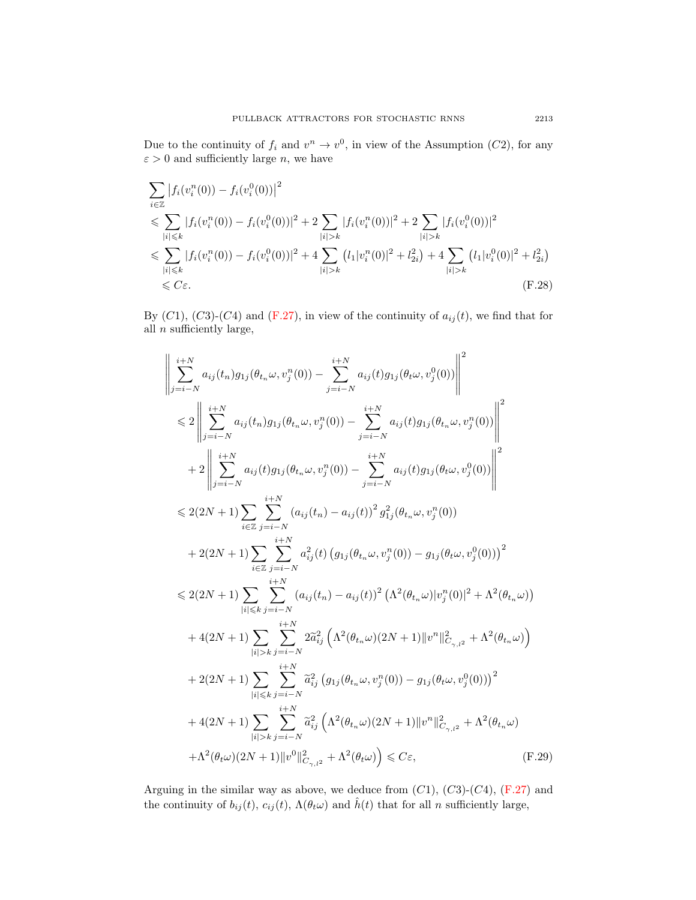Due to the continuity of $f_i$ and $v^n \to v^0$, in view of the Assumption $(C2)$, for any $\varepsilon > 0$ and sufficiently large $n$, we have

$$
\begin{aligned}
&\sum_{i\in\mathbb{Z}} \left|f_i(v_i^n(0)) - f_i(v_i^0(0))\right|^2 \\
&\leqslant \sum_{|i|\leqslant k} |f_i(v_i^n(0)) - f_i(v_i^0(0))|^2 + 2\sum_{|i|>k} |f_i(v_i^n(0))|^2 + 2\sum_{|i|>k} |f_i(v_i^0(0))|^2 \\
&\leqslant \sum_{|i|\leqslant k} |f_i(v_i^n(0)) - f_i(v_i^0(0))|^2 + 4\sum_{|i|>k} \left(l_1|v_i^n(0)|^2 + l_{2i}^2\right) + 4\sum_{|i|>k} \left(l_1|v_i^0(0)|^2 + l_{2i}^2\right) \\
&\leqslant C\varepsilon.
\end{aligned}
\tag{F.28}
$$

By $(C1)$, $(C3)$-$(C4)$ and (F.27), in view of the continuity of $a_{ij}(t)$, we find that for all $n$ sufficiently large,

$$
\begin{aligned}
&\left\|\sum_{j=i-N}^{i+N} a_{ij}(t_n) g_{1j}(\theta_{t_n}\omega, v_j^n(0)) - \sum_{j=i-N}^{i+N} a_{ij}(t) g_{1j}(\theta_t\omega, v_j^0(0))\right\|^2 \\
&\leqslant 2\left\|\sum_{j=i-N}^{i+N} a_{ij}(t_n) g_{1j}(\theta_{t_n}\omega, v_j^n(0)) - \sum_{j=i-N}^{i+N} a_{ij}(t) g_{1j}(\theta_{t_n}\omega, v_j^n(0))\right\|^2 \\
&\quad + 2\left\|\sum_{j=i-N}^{i+N} a_{ij}(t) g_{1j}(\theta_{t_n}\omega, v_j^n(0)) - \sum_{j=i-N}^{i+N} a_{ij}(t) g_{1j}(\theta_t\omega, v_j^0(0))\right\|^2 \\
&\leqslant 2(2N+1)\sum_{i\in\mathbb{Z}}\sum_{j=i-N}^{i+N} \left(a_{ij}(t_n) - a_{ij}(t)\right)^2 g_{1j}^2(\theta_{t_n}\omega, v_j^n(0)) \\
&\quad + 2(2N+1)\sum_{i\in\mathbb{Z}}\sum_{j=i-N}^{i+N} a_{ij}^2(t)\left(g_{1j}(\theta_{t_n}\omega, v_j^n(0)) - g_{1j}(\theta_t\omega, v_j^0(0))\right)^2 \\
&\leqslant 2(2N+1)\sum_{|i|\leqslant k}\sum_{j=i-N}^{i+N} \left(a_{ij}(t_n) - a_{ij}(t)\right)^2 \left(\Lambda^2(\theta_{t_n}\omega)|v_j^n(0)|^2 + \Lambda^2(\theta_{t_n}\omega)\right) \\
&\quad + 4(2N+1)\sum_{|i|>k}\sum_{j=i-N}^{i+N} 2\widetilde{a}_{ij}^2\left(\Lambda^2(\theta_{t_n}\omega)(2N+1)\|v^n\|_{C_{\gamma,l^2}}^2 + \Lambda^2(\theta_{t_n}\omega)\right) \\
&\quad + 2(2N+1)\sum_{|i|\leqslant k}\sum_{j=i-N}^{i+N} \widetilde{a}_{ij}^2\left(g_{1j}(\theta_{t_n}\omega, v_j^n(0)) - g_{1j}(\theta_t\omega, v_j^0(0))\right)^2 \\
&\quad + 4(2N+1)\sum_{|i|>k}\sum_{j=i-N}^{i+N} \widetilde{a}_{ij}^2\Big(\Lambda^2(\theta_{t_n}\omega)(2N+1)\|v^n\|_{C_{\gamma,l^2}}^2 + \Lambda^2(\theta_{t_n}\omega) \\
&\quad + \Lambda^2(\theta_t\omega)(2N+1)\|v^0\|_{C_{\gamma,l^2}}^2 + \Lambda^2(\theta_t\omega)\Big) \leqslant C\varepsilon,
\end{aligned}
\tag{F.29}
$$

Arguing in the similar way as above, we deduce from $(C1)$, $(C3)$-$(C4)$, (F.27) and the continuity of $b_{ij}(t)$, $c_{ij}(t)$, $\Lambda(\theta_t\omega)$ and $\hat{h}(t)$ that for all $n$ sufficiently large,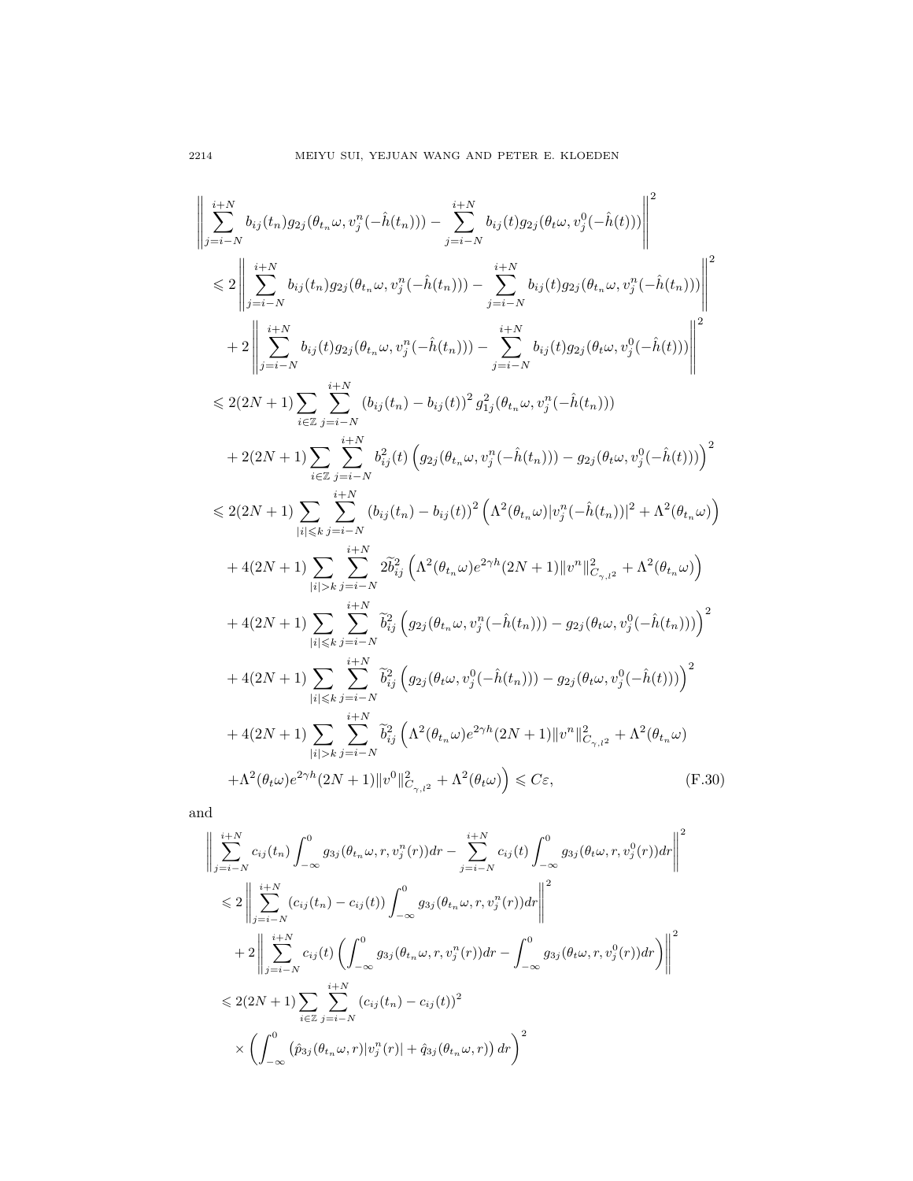$$
\begin{aligned}
&\left\|\sum_{j=i-N}^{i+N} b_{ij}(t_n) g_{2j}(\theta_{t_n}\omega, v_j^n(-\hat{h}(t_n))) - \sum_{j=i-N}^{i+N} b_{ij}(t) g_{2j}(\theta_t\omega, v_j^0(-\hat{h}(t)))\right\|^2 \\
&\leqslant 2\left\|\sum_{j=i-N}^{i+N} b_{ij}(t_n) g_{2j}(\theta_{t_n}\omega, v_j^n(-\hat{h}(t_n))) - \sum_{j=i-N}^{i+N} b_{ij}(t) g_{2j}(\theta_{t_n}\omega, v_j^n(-\hat{h}(t_n)))\right\|^2 \\
&\quad + 2\left\|\sum_{j=i-N}^{i+N} b_{ij}(t) g_{2j}(\theta_{t_n}\omega, v_j^n(-\hat{h}(t_n))) - \sum_{j=i-N}^{i+N} b_{ij}(t) g_{2j}(\theta_t\omega, v_j^0(-\hat{h}(t)))\right\|^2 \\
&\leqslant 2(2N+1)\sum_{i\in\mathbb{Z}}\sum_{j=i-N}^{i+N}\left(b_{ij}(t_n)-b_{ij}(t)\right)^2 g_{1j}^2(\theta_{t_n}\omega, v_j^n(-\hat{h}(t_n))) \\
&\quad + 2(2N+1)\sum_{i\in\mathbb{Z}}\sum_{j=i-N}^{i+N} b_{ij}^2(t)\left(g_{2j}(\theta_{t_n}\omega, v_j^n(-\hat{h}(t_n))) - g_{2j}(\theta_t\omega, v_j^0(-\hat{h}(t)))\right)^2 \\
&\leqslant 2(2N+1)\sum_{|i|\leqslant k}\sum_{j=i-N}^{i+N}\left(b_{ij}(t_n)-b_{ij}(t)\right)^2\left(\Lambda^2(\theta_{t_n}\omega)|v_j^n(-\hat{h}(t_n))|^2 + \Lambda^2(\theta_{t_n}\omega)\right) \\
&\quad + 4(2N+1)\sum_{|i|>k}\sum_{j=i-N}^{i+N} 2\widetilde{b}_{ij}^2\left(\Lambda^2(\theta_{t_n}\omega)e^{2\gamma h}(2N+1)\|v^n\|^2_{C_{\gamma,l^2}} + \Lambda^2(\theta_{t_n}\omega)\right) \\
&\quad + 4(2N+1)\sum_{|i|\leqslant k}\sum_{j=i-N}^{i+N}\widetilde{b}_{ij}^2\left(g_{2j}(\theta_{t_n}\omega, v_j^n(-\hat{h}(t_n))) - g_{2j}(\theta_t\omega, v_j^0(-\hat{h}(t_n)))\right)^2 \\
&\quad + 4(2N+1)\sum_{|i|\leqslant k}\sum_{j=i-N}^{i+N}\widetilde{b}_{ij}^2\left(g_{2j}(\theta_t\omega, v_j^0(-\hat{h}(t_n))) - g_{2j}(\theta_t\omega, v_j^0(-\hat{h}(t)))\right)^2 \\
&\quad + 4(2N+1)\sum_{|i|>k}\sum_{j=i-N}^{i+N}\widetilde{b}_{ij}^2\left(\Lambda^2(\theta_{t_n}\omega)e^{2\gamma h}(2N+1)\|v^n\|^2_{C_{\gamma,l^2}} + \Lambda^2(\theta_{t_n}\omega)\right. \\
&\quad \left. +\Lambda^2(\theta_t\omega)e^{2\gamma h}(2N+1)\|v^0\|^2_{C_{\gamma,l^2}} + \Lambda^2(\theta_t\omega)\right) \leqslant C\varepsilon, \qquad\qquad (\text{F.30})
\end{aligned}
$$

and

$$
\begin{aligned}
&\left\|\sum_{j=i-N}^{i+N} c_{ij}(t_n)\int_{-\infty}^0 g_{3j}(\theta_{t_n}\omega, r, v_j^n(r))dr - \sum_{j=i-N}^{i+N} c_{ij}(t)\int_{-\infty}^0 g_{3j}(\theta_t\omega, r, v_j^0(r))dr\right\|^2 \\
&\leqslant 2\left\|\sum_{j=i-N}^{i+N}\left(c_{ij}(t_n)-c_{ij}(t)\right)\int_{-\infty}^0 g_{3j}(\theta_{t_n}\omega, r, v_j^n(r))dr\right\|^2 \\
&\quad + 2\left\|\sum_{j=i-N}^{i+N} c_{ij}(t)\left(\int_{-\infty}^0 g_{3j}(\theta_{t_n}\omega, r, v_j^n(r))dr - \int_{-\infty}^0 g_{3j}(\theta_t\omega, r, v_j^0(r))dr\right)\right\|^2 \\
&\leqslant 2(2N+1)\sum_{i\in\mathbb{Z}}\sum_{j=i-N}^{i+N}\left(c_{ij}(t_n)-c_{ij}(t)\right)^2 \\
&\quad \times\left(\int_{-\infty}^0\left(\hat{p}_{3j}(\theta_{t_n}\omega, r)|v_j^n(r)| + \hat{q}_{3j}(\theta_{t_n}\omega, r)\right)dr\right)^2
\end{aligned}
$$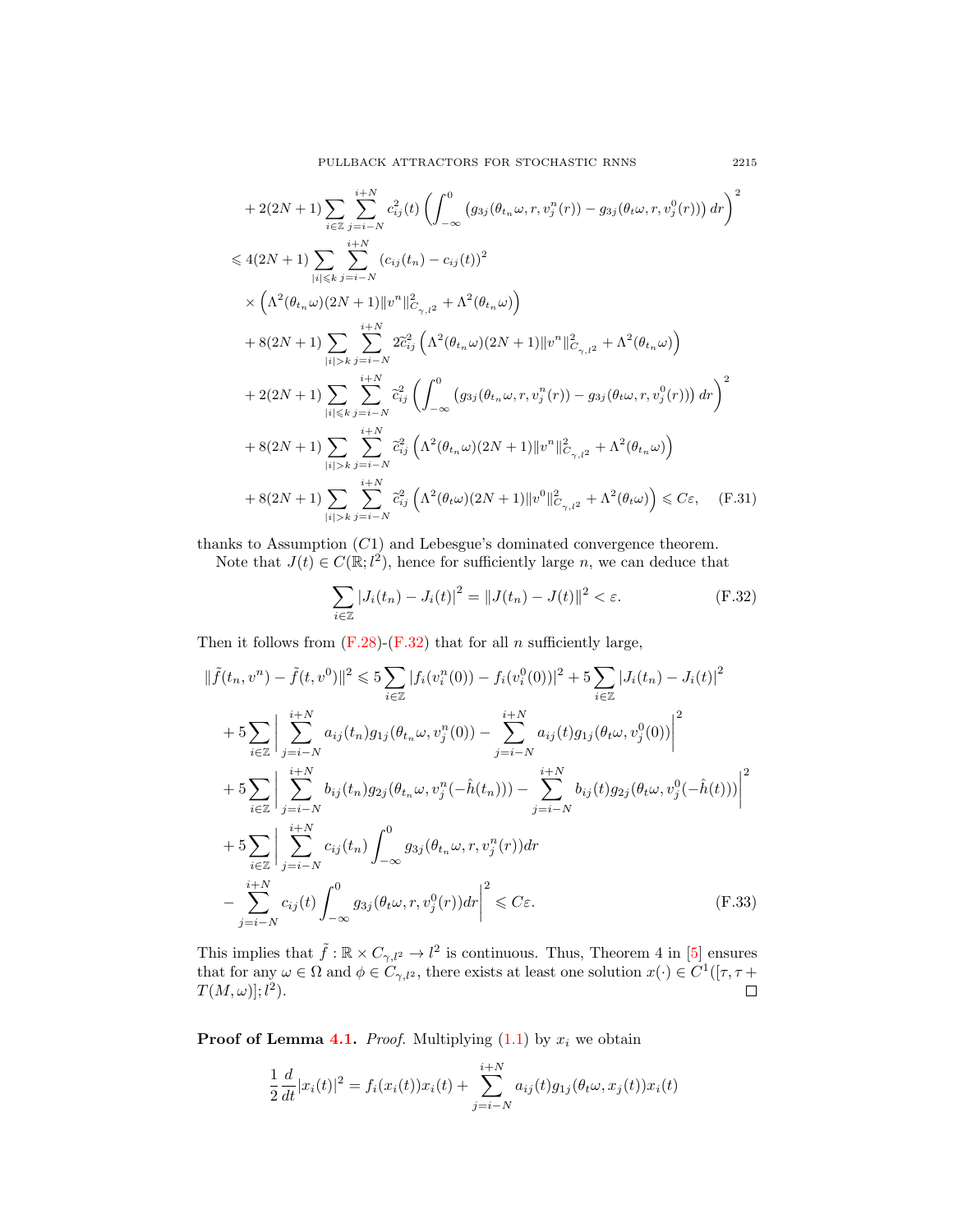$$
\begin{aligned}
&+2(2N+1)\sum_{i\in\mathbb{Z}}\sum_{j=i-N}^{i+N} c_{ij}^2(t)\left(\int_{-\infty}^{0}\left(g_{3j}(\theta_{t_n}\omega,r,v_j^n(r))-g_{3j}(\theta_t\omega,r,v_j^0(r))\right)dr\right)^2\\
&\leqslant 4(2N+1)\sum_{|i|\leqslant k}\sum_{j=i-N}^{i+N}(c_{ij}(t_n)-c_{ij}(t))^2\\
&\quad\times\left(\Lambda^2(\theta_{t_n}\omega)(2N+1)\|v^n\|^2_{C_{\gamma,l^2}}+\Lambda^2(\theta_{t_n}\omega)\right)\\
&+8(2N+1)\sum_{|i|>k}\sum_{j=i-N}^{i+N}2\widetilde{c}_{ij}^2\left(\Lambda^2(\theta_{t_n}\omega)(2N+1)\|v^n\|^2_{C_{\gamma,l^2}}+\Lambda^2(\theta_{t_n}\omega)\right)\\
&+2(2N+1)\sum_{|i|\leqslant k}\sum_{j=i-N}^{i+N}\widetilde{c}_{ij}^2\left(\int_{-\infty}^{0}\left(g_{3j}(\theta_{t_n}\omega,r,v_j^n(r))-g_{3j}(\theta_t\omega,r,v_j^0(r))\right)dr\right)^2\\
&+8(2N+1)\sum_{|i|>k}\sum_{j=i-N}^{i+N}\widetilde{c}_{ij}^2\left(\Lambda^2(\theta_{t_n}\omega)(2N+1)\|v^n\|^2_{C_{\gamma,l^2}}+\Lambda^2(\theta_{t_n}\omega)\right)\\
&+8(2N+1)\sum_{|i|>k}\sum_{j=i-N}^{i+N}\widetilde{c}_{ij}^2\left(\Lambda^2(\theta_t\omega)(2N+1)\|v^0\|^2_{C_{\gamma,l^2}}+\Lambda^2(\theta_t\omega)\right)\leqslant C\varepsilon, \qquad \text{(F.31)}
\end{aligned}
$$

thanks to Assumption $(C1)$ and Lebesgue's dominated convergence theorem.

Note that $J(t)\in C(\mathbb{R};l^2)$, hence for sufficiently large $n$, we can deduce that

$$
\sum_{i\in\mathbb{Z}}|J_i(t_n)-J_i(t)|^2=\|J(t_n)-J(t)\|^2<\varepsilon. \qquad \text{(F.32)}
$$

Then it follows from (F.28)-(F.32) that for all $n$ sufficiently large,

$$
\begin{aligned}
&\|\tilde f(t_n,v^n)-\tilde f(t,v^0)\|^2\leqslant 5\sum_{i\in\mathbb{Z}}|f_i(v_i^n(0))-f_i(v_i^0(0))|^2+5\sum_{i\in\mathbb{Z}}|J_i(t_n)-J_i(t)|^2\\
&+5\sum_{i\in\mathbb{Z}}\left|\sum_{j=i-N}^{i+N}a_{ij}(t_n)g_{1j}(\theta_{t_n}\omega,v_j^n(0))-\sum_{j=i-N}^{i+N}a_{ij}(t)g_{1j}(\theta_t\omega,v_j^0(0))\right|^2\\
&+5\sum_{i\in\mathbb{Z}}\left|\sum_{j=i-N}^{i+N}b_{ij}(t_n)g_{2j}(\theta_{t_n}\omega,v_j^n(-\hat h(t_n)))-\sum_{j=i-N}^{i+N}b_{ij}(t)g_{2j}(\theta_t\omega,v_j^0(-\hat h(t)))\right|^2\\
&+5\sum_{i\in\mathbb{Z}}\left|\sum_{j=i-N}^{i+N}c_{ij}(t_n)\int_{-\infty}^{0}g_{3j}(\theta_{t_n}\omega,r,v_j^n(r))dr\right.\\
&\left.-\sum_{j=i-N}^{i+N}c_{ij}(t)\int_{-\infty}^{0}g_{3j}(\theta_t\omega,r,v_j^0(r))dr\right|^2\leqslant C\varepsilon. \qquad \text{(F.33)}
\end{aligned}
$$

This implies that $\tilde f:\mathbb{R}\times C_{\gamma,l^2}\to l^2$ is continuous. Thus, Theorem 4 in [5] ensures that for any $\omega\in\Omega$ and $\phi\in C_{\gamma,l^2}$, there exists at least one solution $x(\cdot)\in C^1([\tau,\tau+T(M,\omega)];l^2)$. $\square$

**Proof of Lemma 4.1.** *Proof.* Multiplying (1.1) by $x_i$ we obtain

$$
\frac{1}{2}\frac{d}{dt}|x_i(t)|^2=f_i(x_i(t))x_i(t)+\sum_{j=i-N}^{i+N}a_{ij}(t)g_{1j}(\theta_t\omega,x_j(t))x_i(t)
$$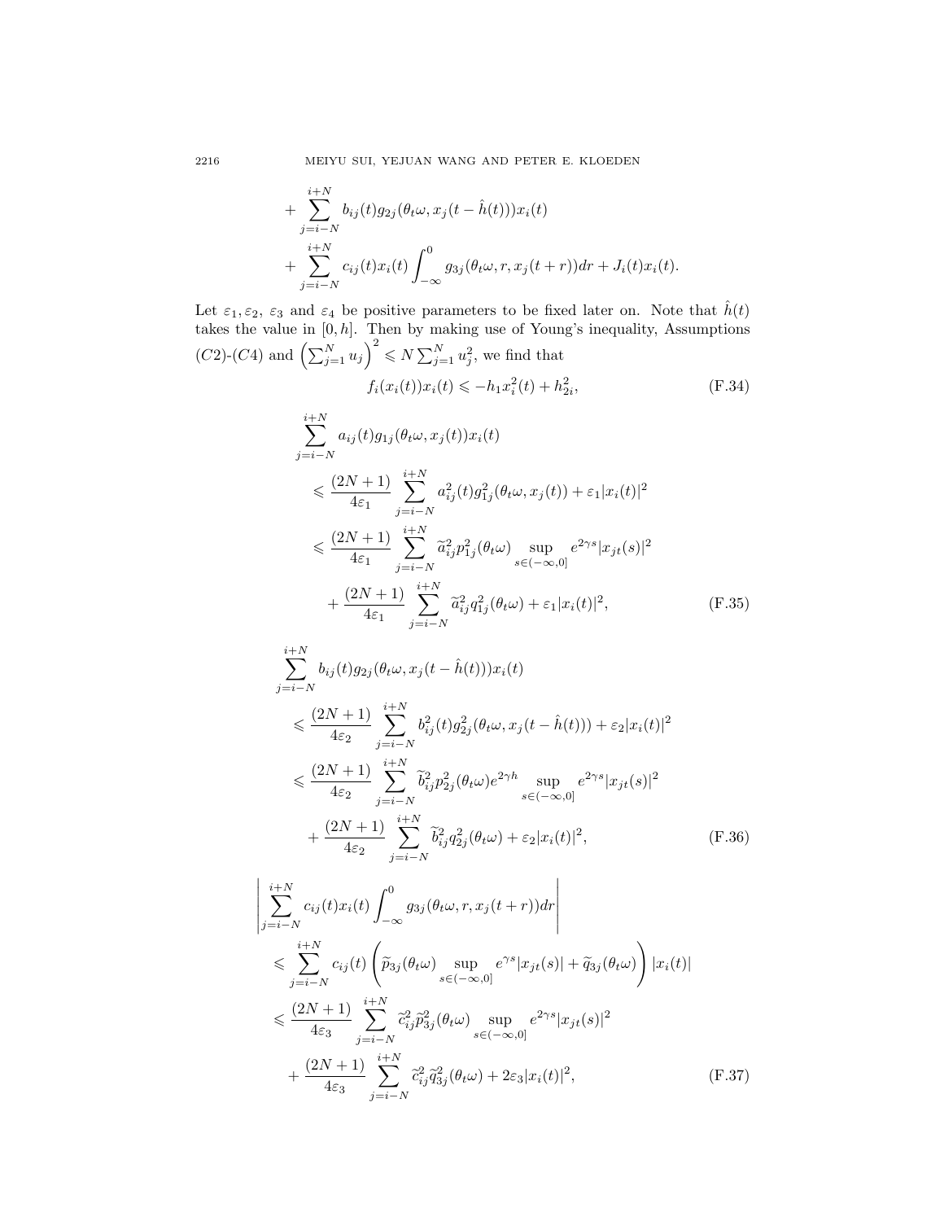$$+ \sum_{j=i-N}^{i+N} b_{ij}(t) g_{2j}(\theta_t \omega, x_j(t-\hat{h}(t))) x_i(t)$$

$$+ \sum_{j=i-N}^{i+N} c_{ij}(t) x_i(t) \int_{-\infty}^{0} g_{3j}(\theta_t \omega, r, x_j(t+r)) dr + J_i(t) x_i(t).$$

Let $\varepsilon_1, \varepsilon_2$, $\varepsilon_3$ and $\varepsilon_4$ be positive parameters to be fixed later on. Note that $\hat{h}(t)$ takes the value in $[0, h]$. Then by making use of Young's inequality, Assumptions $(C2)$-$(C4)$ and $\left(\sum_{j=1}^N u_j\right)^2 \leqslant N \sum_{j=1}^N u_j^2$, we find that

$$f_i(x_i(t)) x_i(t) \leqslant -h_1 x_i^2(t) + h_{2i}^2, \tag{F.34}$$

$$\begin{aligned}
&\sum_{j=i-N}^{i+N} a_{ij}(t) g_{1j}(\theta_t \omega, x_j(t)) x_i(t) \\
&\quad \leqslant \frac{(2N+1)}{4\varepsilon_1} \sum_{j=i-N}^{i+N} a_{ij}^2(t) g_{1j}^2(\theta_t \omega, x_j(t)) + \varepsilon_1 |x_i(t)|^2 \\
&\quad \leqslant \frac{(2N+1)}{4\varepsilon_1} \sum_{j=i-N}^{i+N} \widetilde{a}_{ij}^2 p_{1j}^2(\theta_t \omega) \sup_{s \in (-\infty, 0]} e^{2\gamma s} |x_{jt}(s)|^2 \\
&\qquad + \frac{(2N+1)}{4\varepsilon_1} \sum_{j=i-N}^{i+N} \widetilde{a}_{ij}^2 q_{1j}^2(\theta_t \omega) + \varepsilon_1 |x_i(t)|^2,
\end{aligned} \tag{F.35}$$

$$\begin{aligned}
&\sum_{j=i-N}^{i+N} b_{ij}(t) g_{2j}(\theta_t \omega, x_j(t-\hat{h}(t))) x_i(t) \\
&\quad \leqslant \frac{(2N+1)}{4\varepsilon_2} \sum_{j=i-N}^{i+N} b_{ij}^2(t) g_{2j}^2(\theta_t \omega, x_j(t-\hat{h}(t))) + \varepsilon_2 |x_i(t)|^2 \\
&\quad \leqslant \frac{(2N+1)}{4\varepsilon_2} \sum_{j=i-N}^{i+N} \widetilde{b}_{ij}^2 p_{2j}^2(\theta_t \omega) e^{2\gamma h} \sup_{s \in (-\infty, 0]} e^{2\gamma s} |x_{jt}(s)|^2 \\
&\qquad + \frac{(2N+1)}{4\varepsilon_2} \sum_{j=i-N}^{i+N} \widetilde{b}_{ij}^2 q_{2j}^2(\theta_t \omega) + \varepsilon_2 |x_i(t)|^2,
\end{aligned} \tag{F.36}$$

$$\begin{aligned}
&\left| \sum_{j=i-N}^{i+N} c_{ij}(t) x_i(t) \int_{-\infty}^{0} g_{3j}(\theta_t \omega, r, x_j(t+r)) dr \right| \\
&\quad \leqslant \sum_{j=i-N}^{i+N} c_{ij}(t) \left( \widetilde{p}_{3j}(\theta_t \omega) \sup_{s \in (-\infty, 0]} e^{\gamma s} |x_{jt}(s)| + \widetilde{q}_{3j}(\theta_t \omega) \right) |x_i(t)| \\
&\quad \leqslant \frac{(2N+1)}{4\varepsilon_3} \sum_{j=i-N}^{i+N} \widetilde{c}_{ij}^2 \widetilde{p}_{3j}^2(\theta_t \omega) \sup_{s \in (-\infty, 0]} e^{2\gamma s} |x_{jt}(s)|^2 \\
&\qquad + \frac{(2N+1)}{4\varepsilon_3} \sum_{j=i-N}^{i+N} \widetilde{c}_{ij}^2 \widetilde{q}_{3j}^2(\theta_t \omega) + 2\varepsilon_3 |x_i(t)|^2,
\end{aligned} \tag{F.37}$$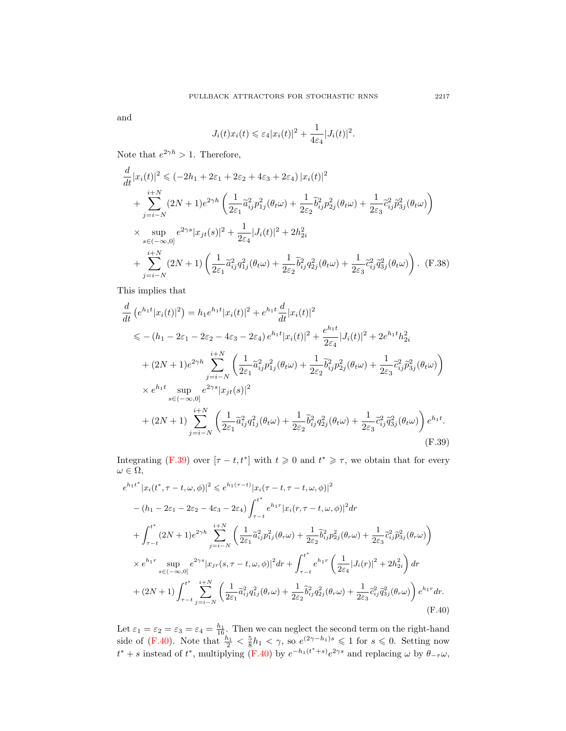and

$$J_i(t)x_i(t) \leqslant \varepsilon_4 |x_i(t)|^2 + \frac{1}{4\varepsilon_4}|J_i(t)|^2.$$

Note that $e^{2\gamma h} > 1$. Therefore,

$$\begin{aligned}
\frac{d}{dt}|x_i(t)|^2 &\leqslant (-2h_1 + 2\varepsilon_1 + 2\varepsilon_2 + 4\varepsilon_3 + 2\varepsilon_4)\,|x_i(t)|^2 \\
&+ \sum_{j=i-N}^{i+N} (2N+1)e^{2\gamma h}\left(\frac{1}{2\varepsilon_1}\widetilde{a}_{ij}^2 p_{1j}^2(\theta_t\omega) + \frac{1}{2\varepsilon_2}\widetilde{b}_{ij}^2 p_{2j}^2(\theta_t\omega) + \frac{1}{2\varepsilon_3}\widetilde{c}_{ij}^2 \widetilde{p}_{3j}^2(\theta_t\omega)\right) \\
&\times \sup_{s\in(-\infty,0]} e^{2\gamma s}|x_{jt}(s)|^2 + \frac{1}{2\varepsilon_4}|J_i(t)|^2 + 2h_{2i}^2 \\
&+ \sum_{j=i-N}^{i+N} (2N+1)\left(\frac{1}{2\varepsilon_1}\widetilde{a}_{ij}^2 q_{1j}^2(\theta_t\omega) + \frac{1}{2\varepsilon_2}\widetilde{b}_{ij}^2 q_{2j}^2(\theta_t\omega) + \frac{1}{2\varepsilon_3}\widetilde{c}_{ij}^2 \widetilde{q}_{3j}^2(\theta_t\omega)\right). \quad \text{(F.38)}
\end{aligned}$$

This implies that

$$\begin{aligned}
\frac{d}{dt}\left(e^{h_1 t}|x_i(t)|^2\right) &= h_1 e^{h_1 t}|x_i(t)|^2 + e^{h_1 t}\frac{d}{dt}|x_i(t)|^2 \\
&\leqslant -(h_1 - 2\varepsilon_1 - 2\varepsilon_2 - 4\varepsilon_3 - 2\varepsilon_4)\,e^{h_1 t}|x_i(t)|^2 + \frac{e^{h_1 t}}{2\varepsilon_4}|J_i(t)|^2 + 2e^{h_1 t}h_{2i}^2 \\
&+ (2N+1)e^{2\gamma h}\sum_{j=i-N}^{i+N}\left(\frac{1}{2\varepsilon_1}\widetilde{a}_{ij}^2 p_{1j}^2(\theta_t\omega) + \frac{1}{2\varepsilon_2}\widetilde{b}_{ij}^2 p_{2j}^2(\theta_t\omega) + \frac{1}{2\varepsilon_3}\widetilde{c}_{ij}^2 \widetilde{p}_{3j}^2(\theta_t\omega)\right) \\
&\times e^{h_1 t}\sup_{s\in(-\infty,0]} e^{2\gamma s}|x_{jt}(s)|^2 \\
&+ (2N+1)\sum_{j=i-N}^{i+N}\left(\frac{1}{2\varepsilon_1}\widetilde{a}_{ij}^2 q_{1j}^2(\theta_t\omega) + \frac{1}{2\varepsilon_2}\widetilde{b}_{ij}^2 q_{2j}^2(\theta_t\omega) + \frac{1}{2\varepsilon_3}\widetilde{c}_{ij}^2 \widetilde{q}_{3j}^2(\theta_t\omega)\right)e^{h_1 t}.
\end{aligned} \quad \text{(F.39)}$$

Integrating (F.39) over $[\tau - t, t^*]$ with $t \geqslant 0$ and $t^* \geqslant \tau$, we obtain that for every $\omega \in \Omega$,

$$\begin{aligned}
&e^{h_1 t^*}|x_i(t^*, \tau - t, \omega, \phi)|^2 \leqslant e^{h_1(\tau - t)}|x_i(\tau - t, \tau - t, \omega, \phi)|^2 \\
&- (h_1 - 2\varepsilon_1 - 2\varepsilon_2 - 4\varepsilon_3 - 2\varepsilon_4)\int_{\tau-t}^{t^*} e^{h_1 r}|x_i(r, \tau - t, \omega, \phi)|^2 dr \\
&+ \int_{\tau-t}^{t^*}(2N+1)e^{2\gamma h}\sum_{j=i-N}^{i+N}\left(\frac{1}{2\varepsilon_1}\widetilde{a}_{ij}^2 p_{1j}^2(\theta_r\omega) + \frac{1}{2\varepsilon_2}\widetilde{b}_{ij}^2 p_{2j}^2(\theta_r\omega) + \frac{1}{2\varepsilon_3}\widetilde{c}_{ij}^2 \widetilde{p}_{3j}^2(\theta_r\omega)\right) \\
&\times e^{h_1 r}\sup_{s\in(-\infty,0]} e^{2\gamma s}|x_{jr}(s, \tau - t, \omega, \phi)|^2 dr + \int_{\tau-t}^{t^*} e^{h_1 r}\left(\frac{1}{2\varepsilon_4}|J_i(r)|^2 + 2h_{2i}^2\right)dr \\
&+ (2N+1)\int_{\tau-t}^{t^*}\sum_{j=i-N}^{i+N}\left(\frac{1}{2\varepsilon_1}\widetilde{a}_{ij}^2 q_{1j}^2(\theta_r\omega) + \frac{1}{2\varepsilon_2}\widetilde{b}_{ij}^2 q_{2j}^2(\theta_r\omega) + \frac{1}{2\varepsilon_3}\widetilde{c}_{ij}^2 \widetilde{q}_{3j}^2(\theta_r\omega)\right)e^{h_1 r}dr.
\end{aligned} \quad \text{(F.40)}$$

Let $\varepsilon_1 = \varepsilon_2 = \varepsilon_3 = \varepsilon_4 = \frac{h_1}{16}$. Then we can neglect the second term on the right-hand side of (F.40). Note that $\frac{h_1}{2} < \frac{5}{8}h_1 < \gamma$, so $e^{(2\gamma - h_1)s} \leqslant 1$ for $s \leqslant 0$. Setting now $t^* + s$ instead of $t^*$, multiplying (F.40) by $e^{-h_1(t^*+s)}e^{2\gamma s}$ and replacing $\omega$ by $\theta_{-\tau}\omega$,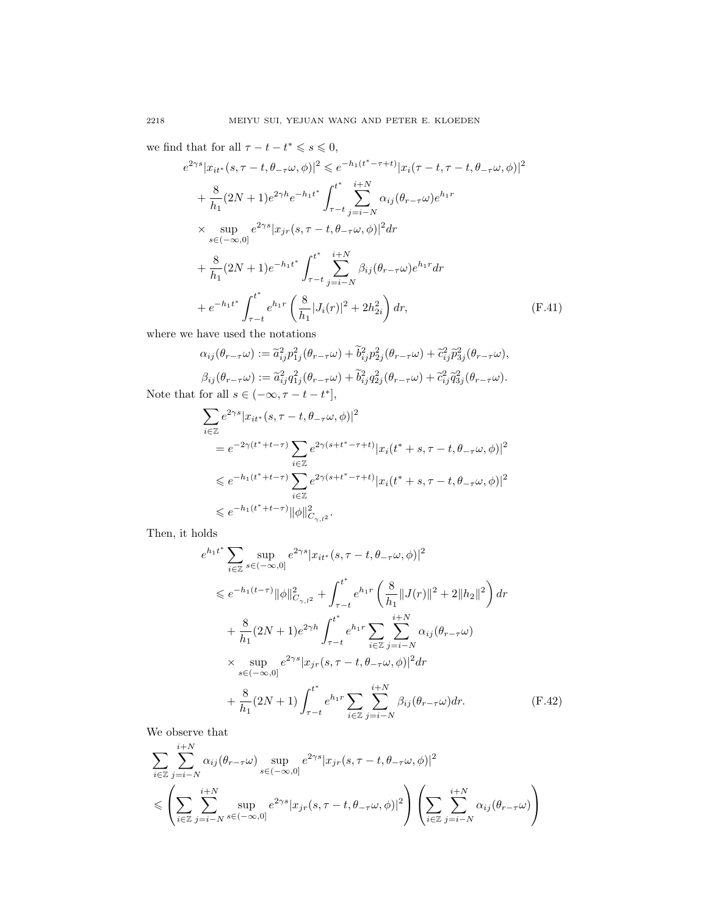we find that for all $\tau - t - t^* \leqslant s \leqslant 0$,

$$
\begin{aligned}
e^{2\gamma s}|x_{it^*}(s,\tau-t,\theta_{-\tau}\omega,\phi)|^2 &\leqslant e^{-h_1(t^*-\tau+t)}|x_i(\tau-t,\tau-t,\theta_{-\tau}\omega,\phi)|^2 \\
&+ \frac{8}{h_1}(2N+1)e^{2\gamma h}e^{-h_1 t^*}\int_{\tau-t}^{t^*}\sum_{j=i-N}^{i+N}\alpha_{ij}(\theta_{r-\tau}\omega)e^{h_1 r} \\
&\times \sup_{s\in(-\infty,0]} e^{2\gamma s}|x_{jr}(s,\tau-t,\theta_{-\tau}\omega,\phi)|^2 dr \\
&+ \frac{8}{h_1}(2N+1)e^{-h_1 t^*}\int_{\tau-t}^{t^*}\sum_{j=i-N}^{i+N}\beta_{ij}(\theta_{r-\tau}\omega)e^{h_1 r}dr \\
&+ e^{-h_1 t^*}\int_{\tau-t}^{t^*} e^{h_1 r}\left(\frac{8}{h_1}|J_i(r)|^2 + 2h_{2i}^2\right)dr, \qquad \text{(F.41)}
\end{aligned}
$$

where we have used the notations

$$
\alpha_{ij}(\theta_{r-\tau}\omega) := \widetilde{a}_{ij}^2 p_{1j}^2(\theta_{r-\tau}\omega) + \widetilde{b}_{ij}^2 p_{2j}^2(\theta_{r-\tau}\omega) + \widetilde{c}_{ij}^2 \widetilde{p}_{3j}^2(\theta_{r-\tau}\omega),
$$

$$
\beta_{ij}(\theta_{r-\tau}\omega) := \widetilde{a}_{ij}^2 q_{1j}^2(\theta_{r-\tau}\omega) + \widetilde{b}_{ij}^2 q_{2j}^2(\theta_{r-\tau}\omega) + \widetilde{c}_{ij}^2 \widetilde{q}_{3j}^2(\theta_{r-\tau}\omega).
$$

Note that for all $s \in (-\infty, \tau - t - t^*]$,

$$
\begin{aligned}
&\sum_{i\in\mathbb{Z}} e^{2\gamma s}|x_{it^*}(s,\tau-t,\theta_{-\tau}\omega,\phi)|^2 \\
&= e^{-2\gamma(t^*+t-\tau)}\sum_{i\in\mathbb{Z}} e^{2\gamma(s+t^*-\tau+t)}|x_i(t^*+s,\tau-t,\theta_{-\tau}\omega,\phi)|^2 \\
&\leqslant e^{-h_1(t^*+t-\tau)}\sum_{i\in\mathbb{Z}} e^{2\gamma(s+t^*-\tau+t)}|x_i(t^*+s,\tau-t,\theta_{-\tau}\omega,\phi)|^2 \\
&\leqslant e^{-h_1(t^*+t-\tau)}\|\phi\|_{C_{\gamma,l^2}}^2.
\end{aligned}
$$

Then, it holds

$$
\begin{aligned}
&e^{h_1 t^*}\sum_{i\in\mathbb{Z}}\sup_{s\in(-\infty,0]} e^{2\gamma s}|x_{it^*}(s,\tau-t,\theta_{-\tau}\omega,\phi)|^2 \\
&\leqslant e^{-h_1(t-\tau)}\|\phi\|_{C_{\gamma,l^2}}^2 + \int_{\tau-t}^{t^*} e^{h_1 r}\left(\frac{8}{h_1}\|J(r)\|^2 + 2\|h_2\|^2\right)dr \\
&+ \frac{8}{h_1}(2N+1)e^{2\gamma h}\int_{\tau-t}^{t^*} e^{h_1 r}\sum_{i\in\mathbb{Z}}\sum_{j=i-N}^{i+N}\alpha_{ij}(\theta_{r-\tau}\omega) \\
&\times \sup_{s\in(-\infty,0]} e^{2\gamma s}|x_{jr}(s,\tau-t,\theta_{-\tau}\omega,\phi)|^2 dr \\
&+ \frac{8}{h_1}(2N+1)\int_{\tau-t}^{t^*} e^{h_1 r}\sum_{i\in\mathbb{Z}}\sum_{j=i-N}^{i+N}\beta_{ij}(\theta_{r-\tau}\omega)dr. \qquad \text{(F.42)}
\end{aligned}
$$

We observe that

$$
\begin{aligned}
&\sum_{i\in\mathbb{Z}}\sum_{j=i-N}^{i+N}\alpha_{ij}(\theta_{r-\tau}\omega)\sup_{s\in(-\infty,0]} e^{2\gamma s}|x_{jr}(s,\tau-t,\theta_{-\tau}\omega,\phi)|^2 \\
&\leqslant \left(\sum_{i\in\mathbb{Z}}\sum_{j=i-N}^{i+N}\sup_{s\in(-\infty,0]} e^{2\gamma s}|x_{jr}(s,\tau-t,\theta_{-\tau}\omega,\phi)|^2\right)\left(\sum_{i\in\mathbb{Z}}\sum_{j=i-N}^{i+N}\alpha_{ij}(\theta_{r-\tau}\omega)\right)
\end{aligned}
$$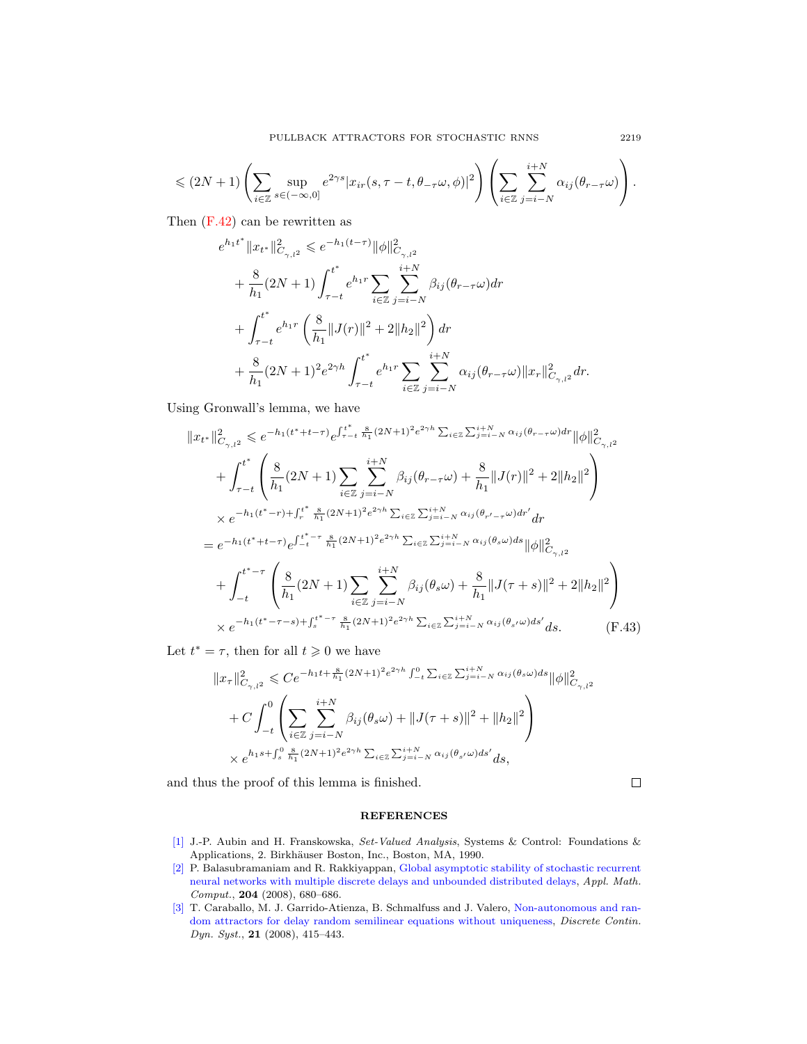$$\leqslant (2N+1)\left(\sum_{i\in\mathbb{Z}}\sup_{s\in(-\infty,0]}e^{2\gamma s}|x_{ir}(s,\tau-t,\theta_{-\tau}\omega,\phi)|^2\right)\left(\sum_{i\in\mathbb{Z}}\sum_{j=i-N}^{i+N}\alpha_{ij}(\theta_{r-\tau}\omega)\right).$$

Then (F.42) can be rewritten as

$$\begin{aligned}
e^{h_1 t^*}\|x_{t^*}\|^2_{C_{\gamma,l^2}} &\leqslant e^{-h_1(t-\tau)}\|\phi\|^2_{C_{\gamma,l^2}} \\
&\quad + \frac{8}{h_1}(2N+1)\int_{\tau-t}^{t^*} e^{h_1 r}\sum_{i\in\mathbb{Z}}\sum_{j=i-N}^{i+N}\beta_{ij}(\theta_{r-\tau}\omega)dr \\
&\quad + \int_{\tau-t}^{t^*} e^{h_1 r}\left(\frac{8}{h_1}\|J(r)\|^2 + 2\|h_2\|^2\right)dr \\
&\quad + \frac{8}{h_1}(2N+1)^2 e^{2\gamma h}\int_{\tau-t}^{t^*} e^{h_1 r}\sum_{i\in\mathbb{Z}}\sum_{j=i-N}^{i+N}\alpha_{ij}(\theta_{r-\tau}\omega)\|x_r\|^2_{C_{\gamma,l^2}}dr.
\end{aligned}$$

Using Gronwall's lemma, we have

$$\begin{aligned}
\|x_{t^*}\|^2_{C_{\gamma,l^2}} &\leqslant e^{-h_1(t^*+t-\tau)}e^{\int_{\tau-t}^{t^*}\frac{8}{h_1}(2N+1)^2 e^{2\gamma h}\sum_{i\in\mathbb{Z}}\sum_{j=i-N}^{i+N}\alpha_{ij}(\theta_{r-\tau}\omega)dr}\|\phi\|^2_{C_{\gamma,l^2}} \\
&\quad + \int_{\tau-t}^{t^*}\left(\frac{8}{h_1}(2N+1)\sum_{i\in\mathbb{Z}}\sum_{j=i-N}^{i+N}\beta_{ij}(\theta_{r-\tau}\omega) + \frac{8}{h_1}\|J(r)\|^2 + 2\|h_2\|^2\right) \\
&\quad \times e^{-h_1(t^*-r)+\int_r^{t^*}\frac{8}{h_1}(2N+1)^2 e^{2\gamma h}\sum_{i\in\mathbb{Z}}\sum_{j=i-N}^{i+N}\alpha_{ij}(\theta_{r'-\tau}\omega)dr'}dr \\
&= e^{-h_1(t^*+t-\tau)}e^{\int_{-t}^{t^*-\tau}\frac{8}{h_1}(2N+1)^2 e^{2\gamma h}\sum_{i\in\mathbb{Z}}\sum_{j=i-N}^{i+N}\alpha_{ij}(\theta_s\omega)ds}\|\phi\|^2_{C_{\gamma,l^2}} \\
&\quad + \int_{-t}^{t^*-\tau}\left(\frac{8}{h_1}(2N+1)\sum_{i\in\mathbb{Z}}\sum_{j=i-N}^{i+N}\beta_{ij}(\theta_s\omega) + \frac{8}{h_1}\|J(\tau+s)\|^2 + 2\|h_2\|^2\right) \\
&\quad \times e^{-h_1(t^*-\tau-s)+\int_s^{t^*-\tau}\frac{8}{h_1}(2N+1)^2 e^{2\gamma h}\sum_{i\in\mathbb{Z}}\sum_{j=i-N}^{i+N}\alpha_{ij}(\theta_{s'}\omega)ds'}ds. \qquad \text{(F.43)}
\end{aligned}$$

Let $t^* = \tau$, then for all $t \geqslant 0$ we have

$$\begin{aligned}
\|x_\tau\|^2_{C_{\gamma,l^2}} &\leqslant Ce^{-h_1 t + \frac{8}{h_1}(2N+1)^2 e^{2\gamma h}\int_{-t}^0\sum_{i\in\mathbb{Z}}\sum_{j=i-N}^{i+N}\alpha_{ij}(\theta_s\omega)ds}\|\phi\|^2_{C_{\gamma,l^2}} \\
&\quad + C\int_{-t}^0\left(\sum_{i\in\mathbb{Z}}\sum_{j=i-N}^{i+N}\beta_{ij}(\theta_s\omega) + \|J(\tau+s)\|^2 + \|h_2\|^2\right) \\
&\quad \times e^{h_1 s + \int_s^0\frac{8}{h_1}(2N+1)^2 e^{2\gamma h}\sum_{i\in\mathbb{Z}}\sum_{j=i-N}^{i+N}\alpha_{ij}(\theta_{s'}\omega)ds'}ds,
\end{aligned}$$

and thus the proof of this lemma is finished. □

## REFERENCES

[1] J.-P. Aubin and H. Franskowska, *Set-Valued Analysis*, Systems & Control: Foundations & Applications, 2. Birkhäuser Boston, Inc., Boston, MA, 1990.

[2] P. Balasubramaniam and R. Rakkiyappan, Global asymptotic stability of stochastic recurrent neural networks with multiple discrete delays and unbounded distributed delays, *Appl. Math. Comput.*, **204** (2008), 680–686.

[3] T. Caraballo, M. J. Garrido-Atienza, B. Schmalfuss and J. Valero, Non-autonomous and random attractors for delay random semilinear equations without uniqueness, *Discrete Contin. Dyn. Syst.*, **21** (2008), 415–443.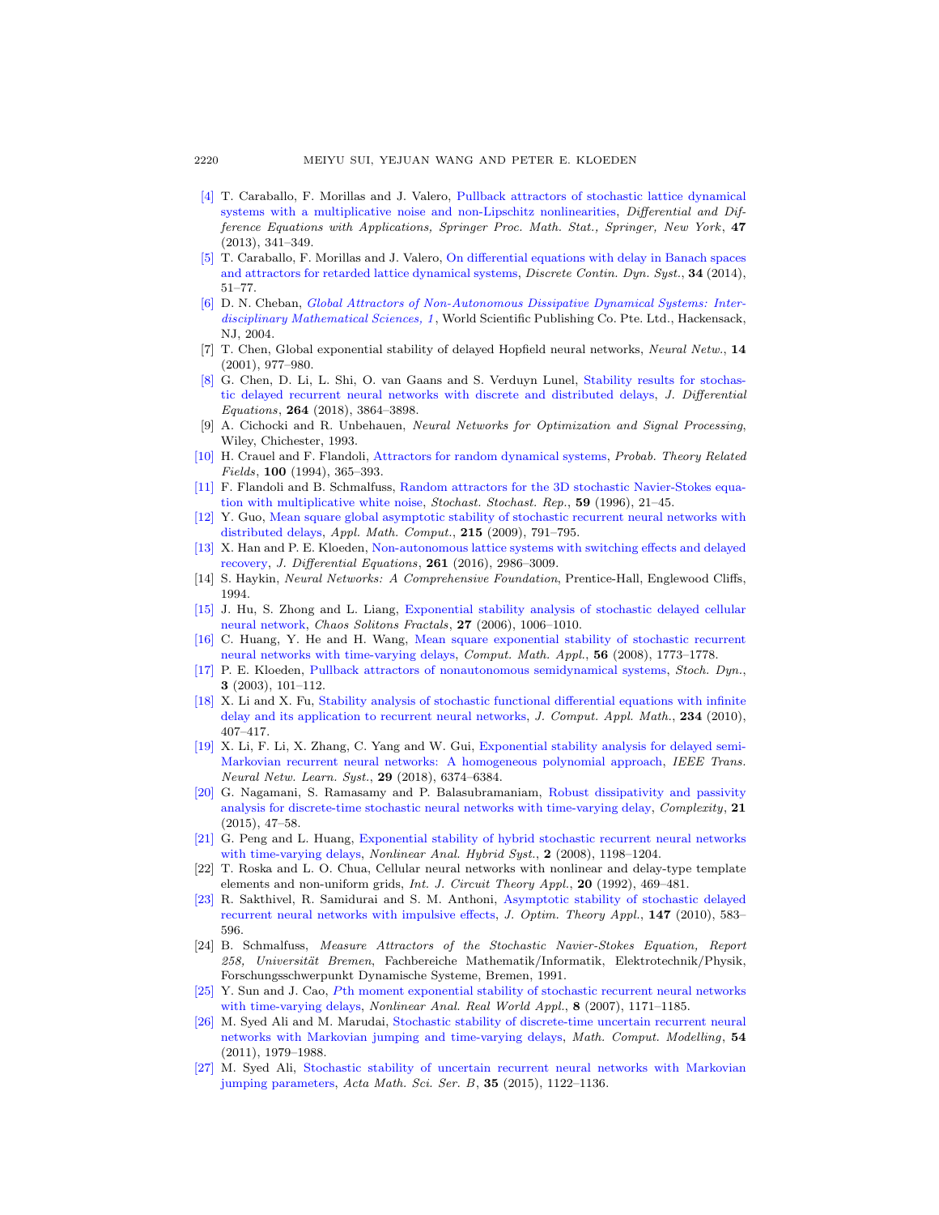[4] T. Caraballo, F. Morillas and J. Valero, Pullback attractors of stochastic lattice dynamical systems with a multiplicative noise and non-Lipschitz nonlinearities, *Differential and Difference Equations with Applications, Springer Proc. Math. Stat., Springer, New York*, **47** (2013), 341–349.

[5] T. Caraballo, F. Morillas and J. Valero, On differential equations with delay in Banach spaces and attractors for retarded lattice dynamical systems, *Discrete Contin. Dyn. Syst.*, **34** (2014), 51–77.

[6] D. N. Cheban, *Global Attractors of Non-Autonomous Dissipative Dynamical Systems: Interdisciplinary Mathematical Sciences, 1*, World Scientific Publishing Co. Pte. Ltd., Hackensack, NJ, 2004.

[7] T. Chen, Global exponential stability of delayed Hopfield neural networks, *Neural Netw.*, **14** (2001), 977–980.

[8] G. Chen, D. Li, L. Shi, O. van Gaans and S. Verduyn Lunel, Stability results for stochastic delayed recurrent neural networks with discrete and distributed delays, *J. Differential Equations*, **264** (2018), 3864–3898.

[9] A. Cichocki and R. Unbehauen, *Neural Networks for Optimization and Signal Processing*, Wiley, Chichester, 1993.

[10] H. Crauel and F. Flandoli, Attractors for random dynamical systems, *Probab. Theory Related Fields*, **100** (1994), 365–393.

[11] F. Flandoli and B. Schmalfuss, Random attractors for the 3D stochastic Navier-Stokes equation with multiplicative white noise, *Stochast. Stochast. Rep.*, **59** (1996), 21–45.

[12] Y. Guo, Mean square global asymptotic stability of stochastic recurrent neural networks with distributed delays, *Appl. Math. Comput.*, **215** (2009), 791–795.

[13] X. Han and P. E. Kloeden, Non-autonomous lattice systems with switching effects and delayed recovery, *J. Differential Equations*, **261** (2016), 2986–3009.

[14] S. Haykin, *Neural Networks: A Comprehensive Foundation*, Prentice-Hall, Englewood Cliffs, 1994.

[15] J. Hu, S. Zhong and L. Liang, Exponential stability analysis of stochastic delayed cellular neural network, *Chaos Solitons Fractals*, **27** (2006), 1006–1010.

[16] C. Huang, Y. He and H. Wang, Mean square exponential stability of stochastic recurrent neural networks with time-varying delays, *Comput. Math. Appl.*, **56** (2008), 1773–1778.

[17] P. E. Kloeden, Pullback attractors of nonautonomous semidynamical systems, *Stoch. Dyn.*, **3** (2003), 101–112.

[18] X. Li and X. Fu, Stability analysis of stochastic functional differential equations with infinite delay and its application to recurrent neural networks, *J. Comput. Appl. Math.*, **234** (2010), 407–417.

[19] X. Li, F. Li, X. Zhang, C. Yang and W. Gui, Exponential stability analysis for delayed semi-Markovian recurrent neural networks: A homogeneous polynomial approach, *IEEE Trans. Neural Netw. Learn. Syst.*, **29** (2018), 6374–6384.

[20] G. Nagamani, S. Ramasamy and P. Balasubramaniam, Robust dissipativity and passivity analysis for discrete-time stochastic neural networks with time-varying delay, *Complexity*, **21** (2015), 47–58.

[21] G. Peng and L. Huang, Exponential stability of hybrid stochastic recurrent neural networks with time-varying delays, *Nonlinear Anal. Hybrid Syst.*, **2** (2008), 1198–1204.

[22] T. Roska and L. O. Chua, Cellular neural networks with nonlinear and delay-type template elements and non-uniform grids, *Int. J. Circuit Theory Appl.*, **20** (1992), 469–481.

[23] R. Sakthivel, R. Samidurai and S. M. Anthoni, Asymptotic stability of stochastic delayed recurrent neural networks with impulsive effects, *J. Optim. Theory Appl.*, **147** (2010), 583–596.

[24] B. Schmalfuss, *Measure Attractors of the Stochastic Navier-Stokes Equation, Report 258, Universität Bremen*, Fachbereiche Mathematik/Informatik, Elektrotechnik/Physik, Forschungsschwerpunkt Dynamische Systeme, Bremen, 1991.

[25] Y. Sun and J. Cao, *P*th moment exponential stability of stochastic recurrent neural networks with time-varying delays, *Nonlinear Anal. Real World Appl.*, **8** (2007), 1171–1185.

[26] M. Syed Ali and M. Marudai, Stochastic stability of discrete-time uncertain recurrent neural networks with Markovian jumping and time-varying delays, *Math. Comput. Modelling*, **54** (2011), 1979–1988.

[27] M. Syed Ali, Stochastic stability of uncertain recurrent neural networks with Markovian jumping parameters, *Acta Math. Sci. Ser. B*, **35** (2015), 1122–1136.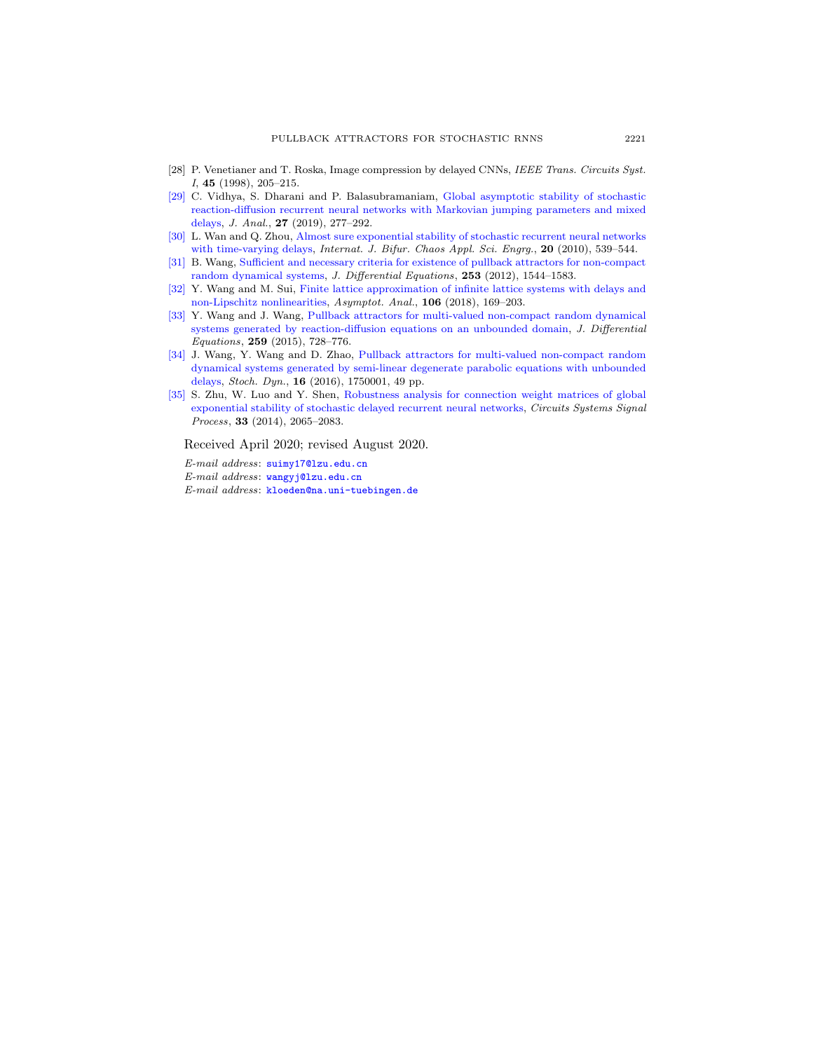[28] P. Venetianer and T. Roska, Image compression by delayed CNNs, *IEEE Trans. Circuits Syst. I*, **45** (1998), 205–215.

[29] C. Vidhya, S. Dharani and P. Balasubramaniam, Global asymptotic stability of stochastic reaction-diffusion recurrent neural networks with Markovian jumping parameters and mixed delays, *J. Anal.*, **27** (2019), 277–292.

[30] L. Wan and Q. Zhou, Almost sure exponential stability of stochastic recurrent neural networks with time-varying delays, *Internat. J. Bifur. Chaos Appl. Sci. Engrg.*, **20** (2010), 539–544.

[31] B. Wang, Sufficient and necessary criteria for existence of pullback attractors for non-compact random dynamical systems, *J. Differential Equations*, **253** (2012), 1544–1583.

[32] Y. Wang and M. Sui, Finite lattice approximation of infinite lattice systems with delays and non-Lipschitz nonlinearities, *Asymptot. Anal.*, **106** (2018), 169–203.

[33] Y. Wang and J. Wang, Pullback attractors for multi-valued non-compact random dynamical systems generated by reaction-diffusion equations on an unbounded domain, *J. Differential Equations*, **259** (2015), 728–776.

[34] J. Wang, Y. Wang and D. Zhao, Pullback attractors for multi-valued non-compact random dynamical systems generated by semi-linear degenerate parabolic equations with unbounded delays, *Stoch. Dyn.*, **16** (2016), 1750001, 49 pp.

[35] S. Zhu, W. Luo and Y. Shen, Robustness analysis for connection weight matrices of global exponential stability of stochastic delayed recurrent neural networks, *Circuits Systems Signal Process*, **33** (2014), 2065–2083.

Received April 2020; revised August 2020.

*E-mail address*: suimy17@lzu.edu.cn
*E-mail address*: wangyj@lzu.edu.cn
*E-mail address*: kloeden@na.uni-tuebingen.de